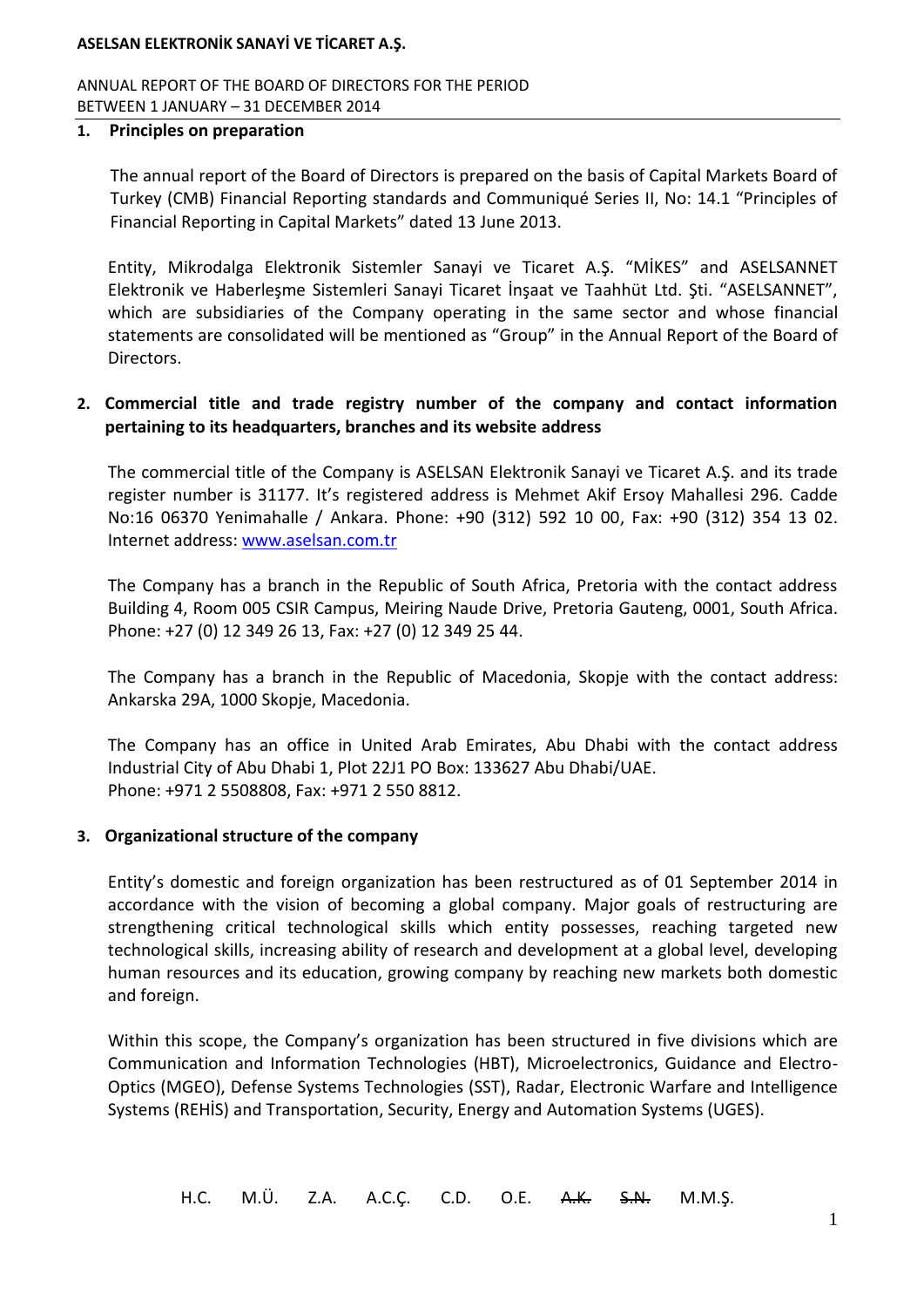## 1. Principles on preparation

The annual report of the Board of Directors is prepared on the basis of Capital Markets Board of Turkey (CMB) Financial Reporting standards and Communiqué Series II, No: 14.1 "Principles of Financial Reporting in Capital Markets" dated 13 June 2013.

Entity, Mikrodalga Elektronik Sistemler Sanayi ve Ticaret A.Ş. "MİKES" and ASELSANNET Elektronik ve Haberleşme Sistemleri Sanayi Ticaret İnşaat ve Taahhüt Ltd. Şti. "ASELSANNET", which are subsidiaries of the Company operating in the same sector and whose financial statements are consolidated will be mentioned as "Group" in the Annual Report of the Board of Directors.

## 2. Commercial title and trade registry number of the company and contact information pertaining to its headquarters, branches and its website address

The commercial title of the Company is ASELSAN Elektronik Sanayi ve Ticaret A.Ş. and its trade register number is 31177. It's registered address is Mehmet Akif Ersoy Mahallesi 296. Cadde No:16 06370 Yenimahalle / Ankara. Phone: +90 (312) 592 10 00, Fax: +90 (312) 354 13 02. Internet address: www.aselsan.com.tr

The Company has a branch in the Republic of South Africa, Pretoria with the contact address Building 4, Room 005 CSIR Campus, Meiring Naude Drive, Pretoria Gauteng, 0001, South Africa. Phone: +27 (0) 12 349 26 13, Fax: +27 (0) 12 349 25 44.

The Company has a branch in the Republic of Macedonia, Skopje with the contact address: Ankarska 29A, 1000 Skopje, Macedonia.

The Company has an office in United Arab Emirates, Abu Dhabi with the contact address Industrial City of Abu Dhabi 1, Plot 22J1 PO Box: 133627 Abu Dhabi/UAE. Phone: +971 2 5508808, Fax: +971 2 550 8812.

## 3. Organizational structure of the company

Entity's domestic and foreign organization has been restructured as of 01 September 2014 in accordance with the vision of becoming a global company. Major goals of restructuring are strengthening critical technological skills which entity possesses, reaching targeted new technological skills, increasing ability of research and development at a global level, developing human resources and its education, growing company by reaching new markets both domestic and foreign.

Within this scope, the Company's organization has been structured in five divisions which are Communication and Information Technologies (HBT), Microelectronics, Guidance and Electro-Optics (MGEO), Defense Systems Technologies (SST), Radar, Electronic Warfare and Intelligence Systems (REHİS) and Transportation, Security, Energy and Automation Systems (UGES).

H.C. M.Ü. Z.A. A.C.Ç. C.D. O.E. ~~A.K.~~ ~~S.N.~~ M.M.Ş.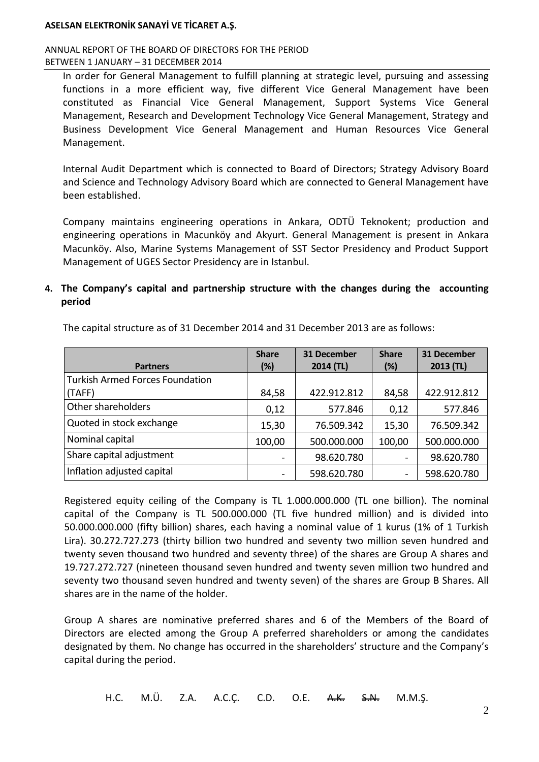In order for General Management to fulfill planning at strategic level, pursuing and assessing functions in a more efficient way, five different Vice General Management have been constituted as Financial Vice General Management, Support Systems Vice General Management, Research and Development Technology Vice General Management, Strategy and Business Development Vice General Management and Human Resources Vice General Management.

Internal Audit Department which is connected to Board of Directors; Strategy Advisory Board and Science and Technology Advisory Board which are connected to General Management have been established.

Company maintains engineering operations in Ankara, ODTÜ Teknokent; production and engineering operations in Macunköy and Akyurt. General Management is present in Ankara Macunköy. Also, Marine Systems Management of SST Sector Presidency and Product Support Management of UGES Sector Presidency are in Istanbul.

**4. The Company's capital and partnership structure with the changes during the accounting period**

The capital structure as of 31 December 2014 and 31 December 2013 are as follows:

| Partners | Share (%) | 31 December 2014 (TL) | Share (%) | 31 December 2013 (TL) |
|---|---|---|---|---|
| Turkish Armed Forces Foundation (TAFF) | 84,58 | 422.912.812 | 84,58 | 422.912.812 |
| Other shareholders | 0,12 | 577.846 | 0,12 | 577.846 |
| Quoted in stock exchange | 15,30 | 76.509.342 | 15,30 | 76.509.342 |
| Nominal capital | 100,00 | 500.000.000 | 100,00 | 500.000.000 |
| Share capital adjustment | - | 98.620.780 | - | 98.620.780 |
| Inflation adjusted capital | - | 598.620.780 | - | 598.620.780 |

Registered equity ceiling of the Company is TL 1.000.000.000 (TL one billion). The nominal capital of the Company is TL 500.000.000 (TL five hundred million) and is divided into 50.000.000.000 (fifty billion) shares, each having a nominal value of 1 kurus (1% of 1 Turkish Lira). 30.272.727.273 (thirty billion two hundred and seventy two million seven hundred and twenty seven thousand two hundred and seventy three) of the shares are Group A shares and 19.727.272.727 (nineteen thousand seven hundred and twenty seven million two hundred and seventy two thousand seven hundred and twenty seven) of the shares are Group B Shares. All shares are in the name of the holder.

Group A shares are nominative preferred shares and 6 of the Members of the Board of Directors are elected among the Group A preferred shareholders or among the candidates designated by them. No change has occurred in the shareholders' structure and the Company's capital during the period.

H.C. M.Ü. Z.A. A.C.Ç. C.D. O.E. ~~A.K.~~ ~~S.N.~~ M.M.Ş.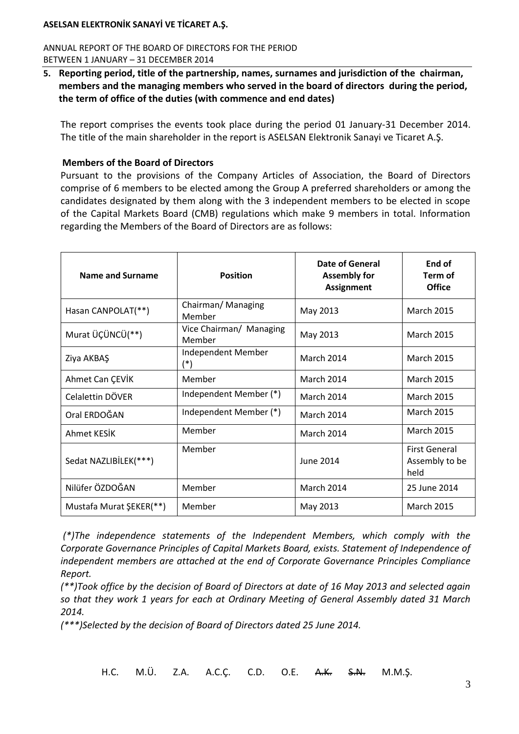**5. Reporting period, title of the partnership, names, surnames and jurisdiction of the chairman, members and the managing members who served in the board of directors during the period, the term of office of the duties (with commence and end dates)**

The report comprises the events took place during the period 01 January-31 December 2014. The title of the main shareholder in the report is ASELSAN Elektronik Sanayi ve Ticaret A.Ş.

**Members of the Board of Directors**

Pursuant to the provisions of the Company Articles of Association, the Board of Directors comprise of 6 members to be elected among the Group A preferred shareholders or among the candidates designated by them along with the 3 independent members to be elected in scope of the Capital Markets Board (CMB) regulations which make 9 members in total. Information regarding the Members of the Board of Directors are as follows:

| Name and Surname | Position | Date of General Assembly for Assignment | End of Term of Office |
|---|---|---|---|
| Hasan CANPOLAT(**) | Chairman/ Managing Member | May 2013 | March 2015 |
| Murat ÜÇÜNCÜ(**) | Vice Chairman/ Managing Member | May 2013 | March 2015 |
| Ziya AKBAŞ | Independent Member (*) | March 2014 | March 2015 |
| Ahmet Can ÇEVİK | Member | March 2014 | March 2015 |
| Celalettin DÖVER | Independent Member (*) | March 2014 | March 2015 |
| Oral ERDOĞAN | Independent Member (*) | March 2014 | March 2015 |
| Ahmet KESİK | Member | March 2014 | March 2015 |
| Sedat NAZLIBİLEK(***) | Member | June 2014 | First General Assembly to be held |
| Nilüfer ÖZDOĞAN | Member | March 2014 | 25 June 2014 |
| Mustafa Murat ŞEKER(**) | Member | May 2013 | March 2015 |

*(*)The independence statements of the Independent Members, which comply with the Corporate Governance Principles of Capital Markets Board, exists. Statement of Independence of independent members are attached at the end of Corporate Governance Principles Compliance Report.*

*(**)Took office by the decision of Board of Directors at date of 16 May 2013 and selected again so that they work 1 years for each at Ordinary Meeting of General Assembly dated 31 March 2014.*

*(***)Selected by the decision of Board of Directors dated 25 June 2014.*

H.C. M.Ü. Z.A. A.C.Ç. C.D. O.E. ~~A.K.~~ ~~S.N.~~ M.M.Ş.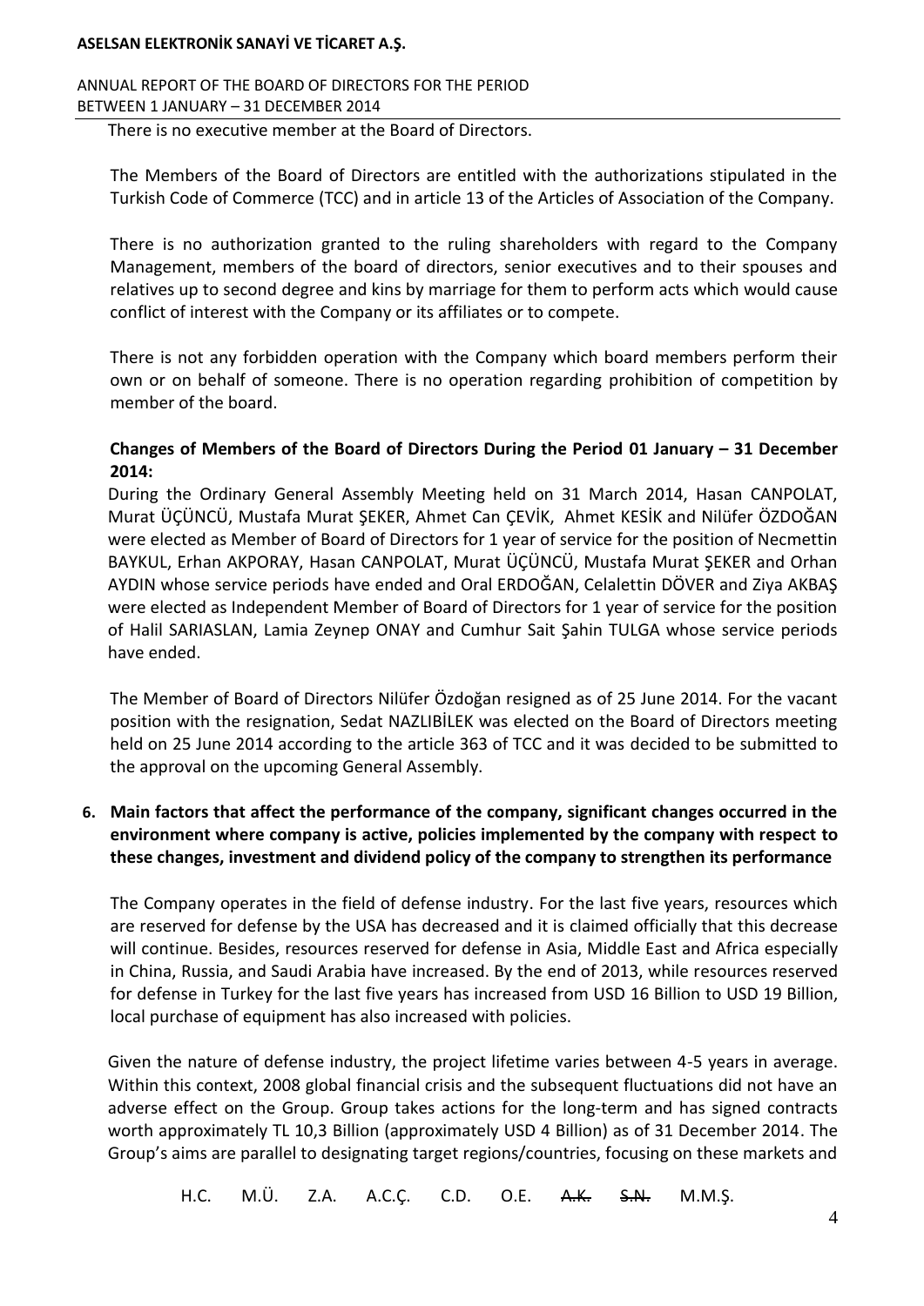There is no executive member at the Board of Directors.

The Members of the Board of Directors are entitled with the authorizations stipulated in the Turkish Code of Commerce (TCC) and in article 13 of the Articles of Association of the Company.

There is no authorization granted to the ruling shareholders with regard to the Company Management, members of the board of directors, senior executives and to their spouses and relatives up to second degree and kins by marriage for them to perform acts which would cause conflict of interest with the Company or its affiliates or to compete.

There is not any forbidden operation with the Company which board members perform their own or on behalf of someone. There is no operation regarding prohibition of competition by member of the board.

**Changes of Members of the Board of Directors During the Period 01 January – 31 December 2014:**

During the Ordinary General Assembly Meeting held on 31 March 2014, Hasan CANPOLAT, Murat ÜÇÜNCÜ, Mustafa Murat ŞEKER, Ahmet Can ÇEVİK, Ahmet KESİK and Nilüfer ÖZDOĞAN were elected as Member of Board of Directors for 1 year of service for the position of Necmettin BAYKUL, Erhan AKPORAY, Hasan CANPOLAT, Murat ÜÇÜNCÜ, Mustafa Murat ŞEKER and Orhan AYDIN whose service periods have ended and Oral ERDOĞAN, Celalettin DÖVER and Ziya AKBAŞ were elected as Independent Member of Board of Directors for 1 year of service for the position of Halil SARIASLAN, Lamia Zeynep ONAY and Cumhur Sait Şahin TULGA whose service periods have ended.

The Member of Board of Directors Nilüfer Özdoğan resigned as of 25 June 2014. For the vacant position with the resignation, Sedat NAZLIBİLEK was elected on the Board of Directors meeting held on 25 June 2014 according to the article 363 of TCC and it was decided to be submitted to the approval on the upcoming General Assembly.

**6. Main factors that affect the performance of the company, significant changes occurred in the environment where company is active, policies implemented by the company with respect to these changes, investment and dividend policy of the company to strengthen its performance**

The Company operates in the field of defense industry. For the last five years, resources which are reserved for defense by the USA has decreased and it is claimed officially that this decrease will continue. Besides, resources reserved for defense in Asia, Middle East and Africa especially in China, Russia, and Saudi Arabia have increased. By the end of 2013, while resources reserved for defense in Turkey for the last five years has increased from USD 16 Billion to USD 19 Billion, local purchase of equipment has also increased with policies.

Given the nature of defense industry, the project lifetime varies between 4-5 years in average. Within this context, 2008 global financial crisis and the subsequent fluctuations did not have an adverse effect on the Group. Group takes actions for the long-term and has signed contracts worth approximately TL 10,3 Billion (approximately USD 4 Billion) as of 31 December 2014. The Group's aims are parallel to designating target regions/countries, focusing on these markets and

H.C. M.Ü. Z.A. A.C.Ç. C.D. O.E. ~~A.K.~~ ~~S.N.~~ M.M.Ş.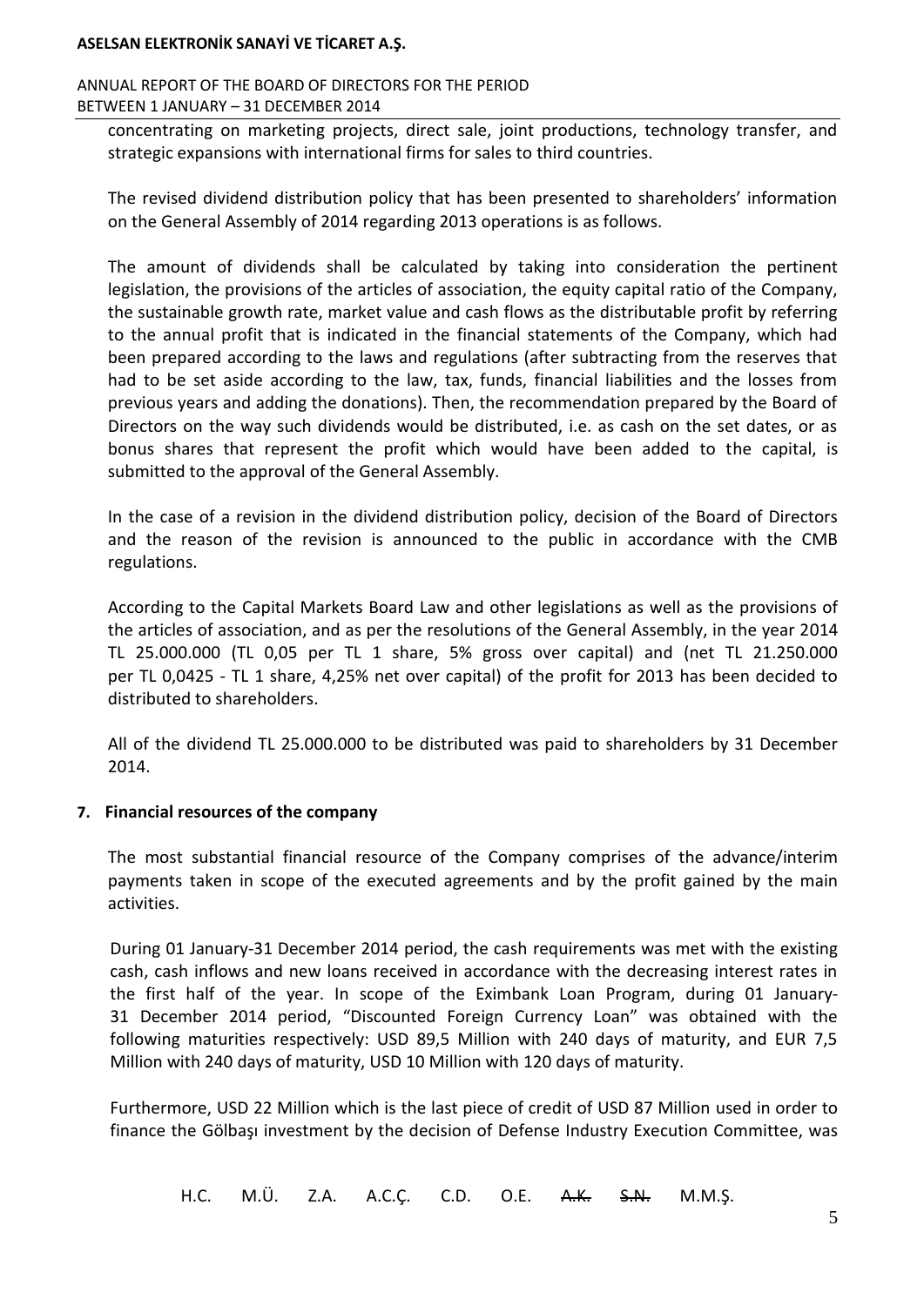concentrating on marketing projects, direct sale, joint productions, technology transfer, and strategic expansions with international firms for sales to third countries.

The revised dividend distribution policy that has been presented to shareholders' information on the General Assembly of 2014 regarding 2013 operations is as follows.

The amount of dividends shall be calculated by taking into consideration the pertinent legislation, the provisions of the articles of association, the equity capital ratio of the Company, the sustainable growth rate, market value and cash flows as the distributable profit by referring to the annual profit that is indicated in the financial statements of the Company, which had been prepared according to the laws and regulations (after subtracting from the reserves that had to be set aside according to the law, tax, funds, financial liabilities and the losses from previous years and adding the donations). Then, the recommendation prepared by the Board of Directors on the way such dividends would be distributed, i.e. as cash on the set dates, or as bonus shares that represent the profit which would have been added to the capital, is submitted to the approval of the General Assembly.

In the case of a revision in the dividend distribution policy, decision of the Board of Directors and the reason of the revision is announced to the public in accordance with the CMB regulations.

According to the Capital Markets Board Law and other legislations as well as the provisions of the articles of association, and as per the resolutions of the General Assembly, in the year 2014 TL 25.000.000 (TL 0,05 per TL 1 share, 5% gross over capital) and (net TL 21.250.000 per TL 0,0425 - TL 1 share, 4,25% net over capital) of the profit for 2013 has been decided to distributed to shareholders.

All of the dividend TL 25.000.000 to be distributed was paid to shareholders by 31 December 2014.

## 7. Financial resources of the company

The most substantial financial resource of the Company comprises of the advance/interim payments taken in scope of the executed agreements and by the profit gained by the main activities.

During 01 January-31 December 2014 period, the cash requirements was met with the existing cash, cash inflows and new loans received in accordance with the decreasing interest rates in the first half of the year. In scope of the Eximbank Loan Program, during 01 January-31 December 2014 period, "Discounted Foreign Currency Loan" was obtained with the following maturities respectively: USD 89,5 Million with 240 days of maturity, and EUR 7,5 Million with 240 days of maturity, USD 10 Million with 120 days of maturity.

Furthermore, USD 22 Million which is the last piece of credit of USD 87 Million used in order to finance the Gölbaşı investment by the decision of Defense Industry Execution Committee, was

H.C. M.Ü. Z.A. A.C.Ç. C.D. O.E. ~~A.K.~~ ~~S.N.~~ M.M.Ş.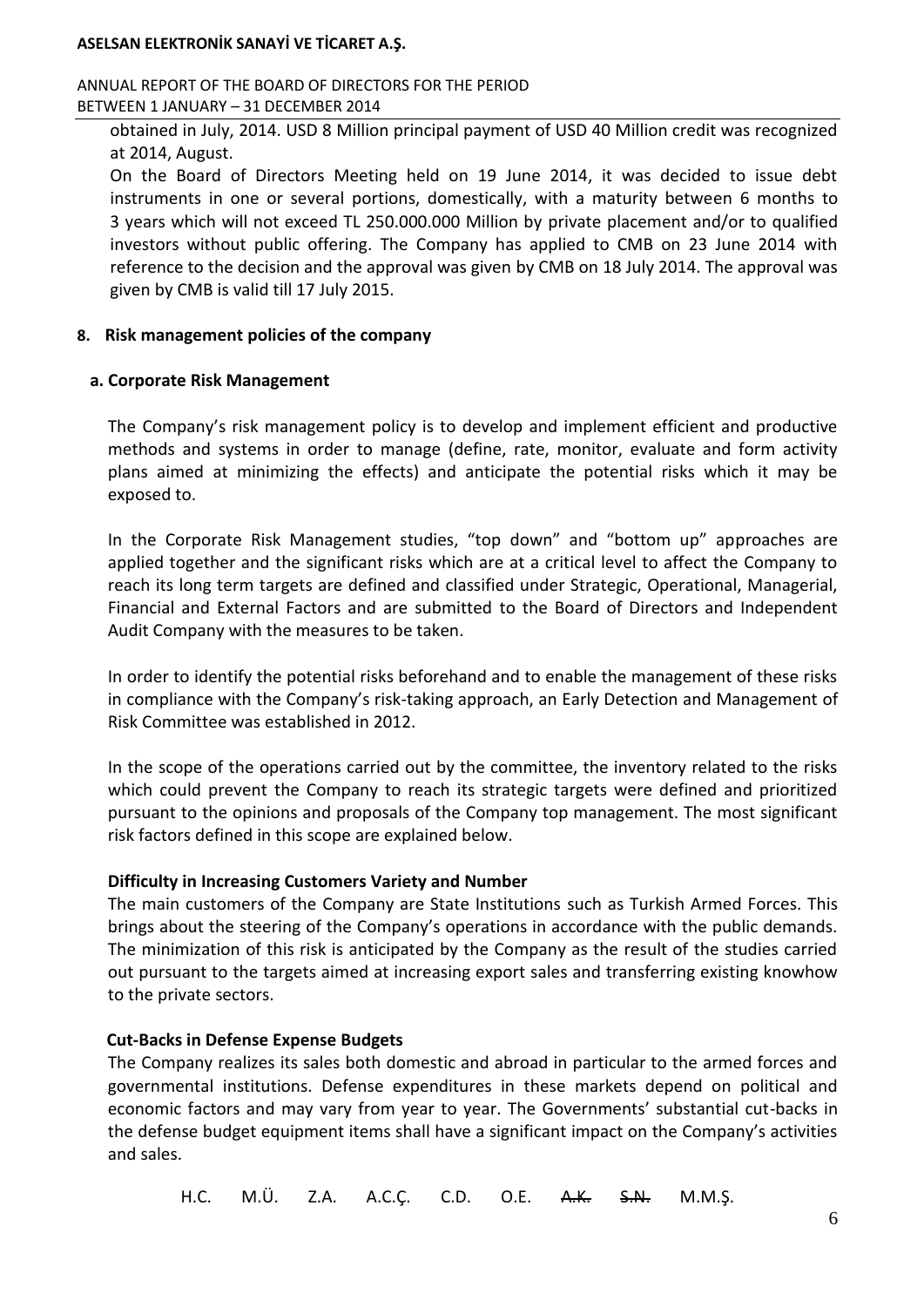obtained in July, 2014. USD 8 Million principal payment of USD 40 Million credit was recognized at 2014, August.

On the Board of Directors Meeting held on 19 June 2014, it was decided to issue debt instruments in one or several portions, domestically, with a maturity between 6 months to 3 years which will not exceed TL 250.000.000 Million by private placement and/or to qualified investors without public offering. The Company has applied to CMB on 23 June 2014 with reference to the decision and the approval was given by CMB on 18 July 2014. The approval was given by CMB is valid till 17 July 2015.

## 8. Risk management policies of the company

### a. Corporate Risk Management

The Company's risk management policy is to develop and implement efficient and productive methods and systems in order to manage (define, rate, monitor, evaluate and form activity plans aimed at minimizing the effects) and anticipate the potential risks which it may be exposed to.

In the Corporate Risk Management studies, "top down" and "bottom up" approaches are applied together and the significant risks which are at a critical level to affect the Company to reach its long term targets are defined and classified under Strategic, Operational, Managerial, Financial and External Factors and are submitted to the Board of Directors and Independent Audit Company with the measures to be taken.

In order to identify the potential risks beforehand and to enable the management of these risks in compliance with the Company's risk-taking approach, an Early Detection and Management of Risk Committee was established in 2012.

In the scope of the operations carried out by the committee, the inventory related to the risks which could prevent the Company to reach its strategic targets were defined and prioritized pursuant to the opinions and proposals of the Company top management. The most significant risk factors defined in this scope are explained below.

**Difficulty in Increasing Customers Variety and Number**

The main customers of the Company are State Institutions such as Turkish Armed Forces. This brings about the steering of the Company's operations in accordance with the public demands. The minimization of this risk is anticipated by the Company as the result of the studies carried out pursuant to the targets aimed at increasing export sales and transferring existing knowhow to the private sectors.

**Cut-Backs in Defense Expense Budgets**

The Company realizes its sales both domestic and abroad in particular to the armed forces and governmental institutions. Defense expenditures in these markets depend on political and economic factors and may vary from year to year. The Governments' substantial cut-backs in the defense budget equipment items shall have a significant impact on the Company's activities and sales.

H.C. M.Ü. Z.A. A.C.Ç. C.D. O.E. ~~A.K.~~ ~~S.N.~~ M.M.Ş.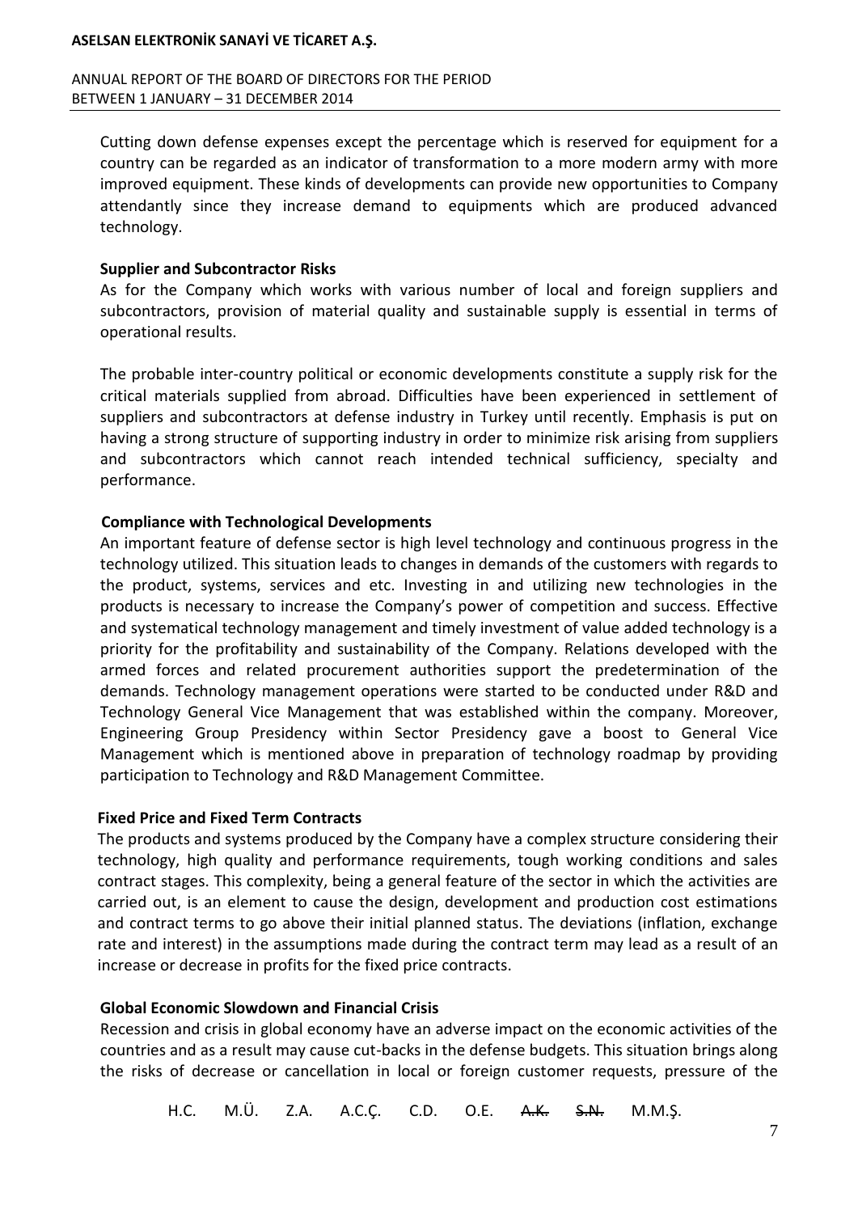Cutting down defense expenses except the percentage which is reserved for equipment for a country can be regarded as an indicator of transformation to a more modern army with more improved equipment. These kinds of developments can provide new opportunities to Company attendantly since they increase demand to equipments which are produced advanced technology.

**Supplier and Subcontractor Risks**

As for the Company which works with various number of local and foreign suppliers and subcontractors, provision of material quality and sustainable supply is essential in terms of operational results.

The probable inter-country political or economic developments constitute a supply risk for the critical materials supplied from abroad. Difficulties have been experienced in settlement of suppliers and subcontractors at defense industry in Turkey until recently. Emphasis is put on having a strong structure of supporting industry in order to minimize risk arising from suppliers and subcontractors which cannot reach intended technical sufficiency, specialty and performance.

**Compliance with Technological Developments**

An important feature of defense sector is high level technology and continuous progress in the technology utilized. This situation leads to changes in demands of the customers with regards to the product, systems, services and etc. Investing in and utilizing new technologies in the products is necessary to increase the Company's power of competition and success. Effective and systematical technology management and timely investment of value added technology is a priority for the profitability and sustainability of the Company. Relations developed with the armed forces and related procurement authorities support the predetermination of the demands. Technology management operations were started to be conducted under R&D and Technology General Vice Management that was established within the company. Moreover, Engineering Group Presidency within Sector Presidency gave a boost to General Vice Management which is mentioned above in preparation of technology roadmap by providing participation to Technology and R&D Management Committee.

**Fixed Price and Fixed Term Contracts**

The products and systems produced by the Company have a complex structure considering their technology, high quality and performance requirements, tough working conditions and sales contract stages. This complexity, being a general feature of the sector in which the activities are carried out, is an element to cause the design, development and production cost estimations and contract terms to go above their initial planned status. The deviations (inflation, exchange rate and interest) in the assumptions made during the contract term may lead as a result of an increase or decrease in profits for the fixed price contracts.

**Global Economic Slowdown and Financial Crisis**

Recession and crisis in global economy have an adverse impact on the economic activities of the countries and as a result may cause cut-backs in the defense budgets. This situation brings along the risks of decrease or cancellation in local or foreign customer requests, pressure of the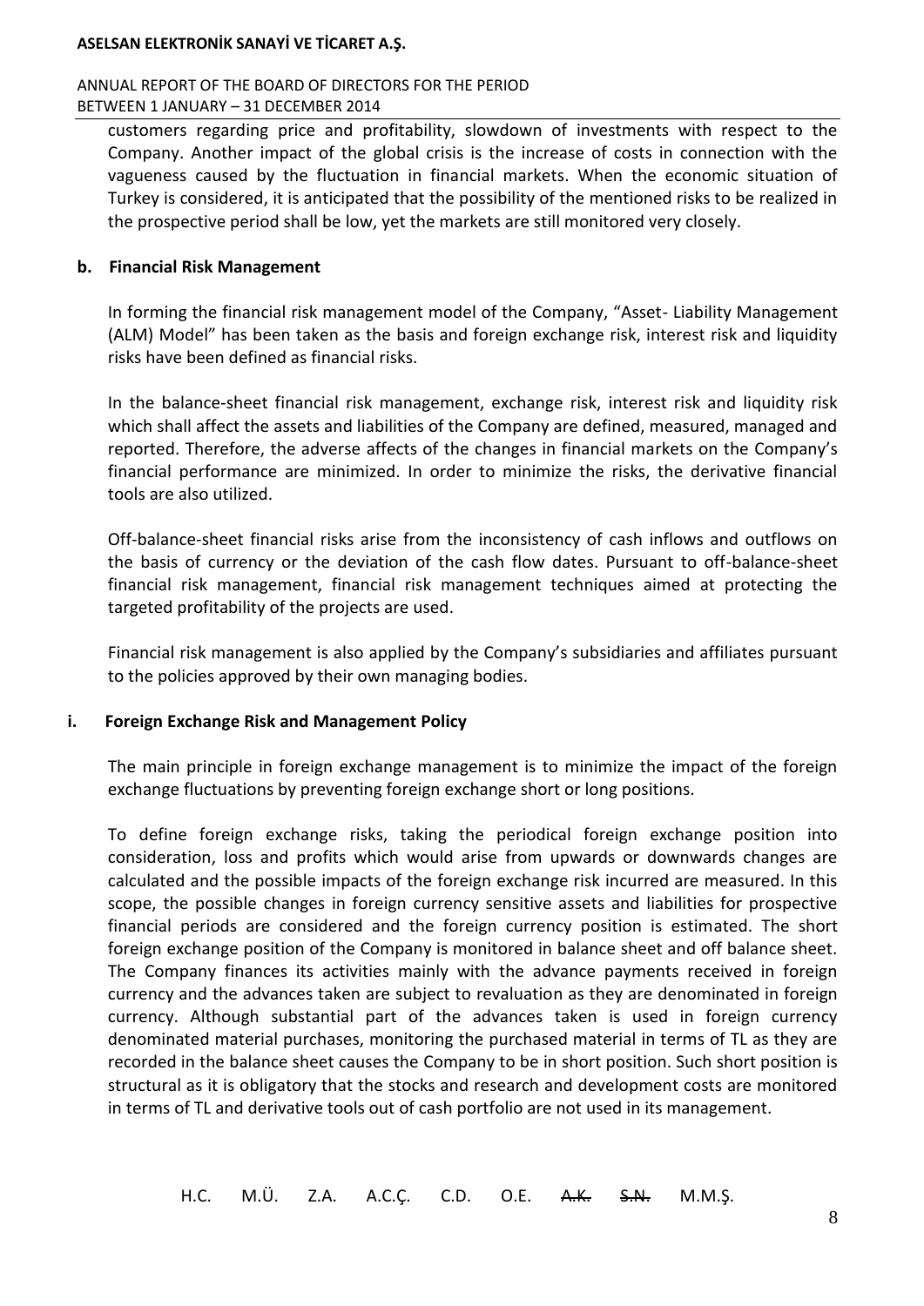customers regarding price and profitability, slowdown of investments with respect to the Company. Another impact of the global crisis is the increase of costs in connection with the vagueness caused by the fluctuation in financial markets. When the economic situation of Turkey is considered, it is anticipated that the possibility of the mentioned risks to be realized in the prospective period shall be low, yet the markets are still monitored very closely.

### b. Financial Risk Management

In forming the financial risk management model of the Company, "Asset- Liability Management (ALM) Model" has been taken as the basis and foreign exchange risk, interest risk and liquidity risks have been defined as financial risks.

In the balance-sheet financial risk management, exchange risk, interest risk and liquidity risk which shall affect the assets and liabilities of the Company are defined, measured, managed and reported. Therefore, the adverse affects of the changes in financial markets on the Company's financial performance are minimized. In order to minimize the risks, the derivative financial tools are also utilized.

Off-balance-sheet financial risks arise from the inconsistency of cash inflows and outflows on the basis of currency or the deviation of the cash flow dates. Pursuant to off-balance-sheet financial risk management, financial risk management techniques aimed at protecting the targeted profitability of the projects are used.

Financial risk management is also applied by the Company's subsidiaries and affiliates pursuant to the policies approved by their own managing bodies.

#### i. Foreign Exchange Risk and Management Policy

The main principle in foreign exchange management is to minimize the impact of the foreign exchange fluctuations by preventing foreign exchange short or long positions.

To define foreign exchange risks, taking the periodical foreign exchange position into consideration, loss and profits which would arise from upwards or downwards changes are calculated and the possible impacts of the foreign exchange risk incurred are measured. In this scope, the possible changes in foreign currency sensitive assets and liabilities for prospective financial periods are considered and the foreign currency position is estimated. The short foreign exchange position of the Company is monitored in balance sheet and off balance sheet. The Company finances its activities mainly with the advance payments received in foreign currency and the advances taken are subject to revaluation as they are denominated in foreign currency. Although substantial part of the advances taken is used in foreign currency denominated material purchases, monitoring the purchased material in terms of TL as they are recorded in the balance sheet causes the Company to be in short position. Such short position is structural as it is obligatory that the stocks and research and development costs are monitored in terms of TL and derivative tools out of cash portfolio are not used in its management.

H.C. M.Ü. Z.A. A.C.Ç. C.D. O.E. ~~A.K.~~ ~~S.N.~~ M.M.Ş.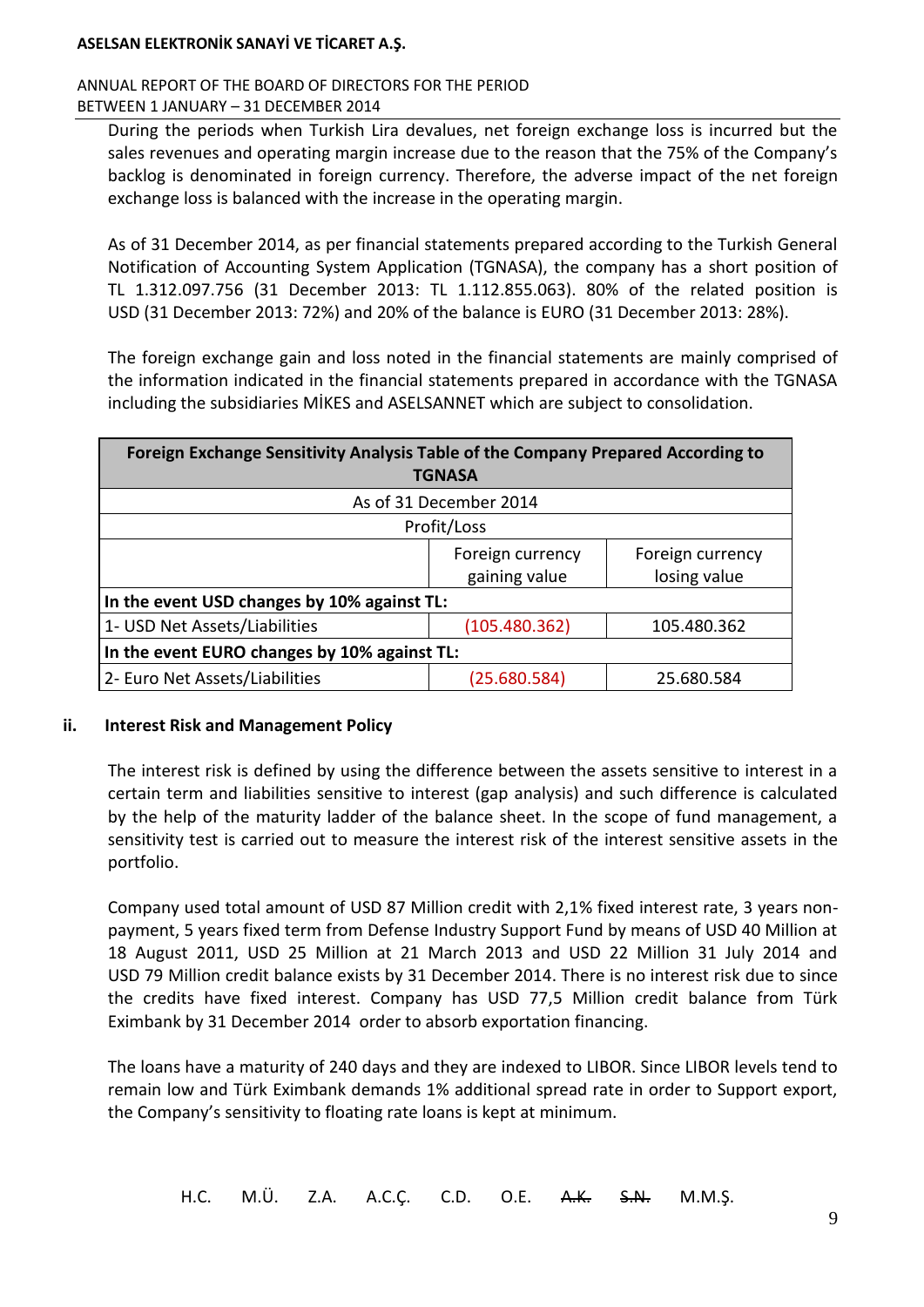During the periods when Turkish Lira devalues, net foreign exchange loss is incurred but the sales revenues and operating margin increase due to the reason that the 75% of the Company's backlog is denominated in foreign currency. Therefore, the adverse impact of the net foreign exchange loss is balanced with the increase in the operating margin.

As of 31 December 2014, as per financial statements prepared according to the Turkish General Notification of Accounting System Application (TGNASA), the company has a short position of TL 1.312.097.756 (31 December 2013: TL 1.112.855.063). 80% of the related position is USD (31 December 2013: 72%) and 20% of the balance is EURO (31 December 2013: 28%).

The foreign exchange gain and loss noted in the financial statements are mainly comprised of the information indicated in the financial statements prepared in accordance with the TGNASA including the subsidiaries MİKES and ASELSANNET which are subject to consolidation.

| Foreign Exchange Sensitivity Analysis Table of the Company Prepared According to TGNASA | | |
|---|---|---|
| As of 31 December 2014 | | |
| Profit/Loss | | |
| | Foreign currency gaining value | Foreign currency losing value |
| **In the event USD changes by 10% against TL:** | | |
| 1- USD Net Assets/Liabilities | (105.480.362) | 105.480.362 |
| **In the event EURO changes by 10% against TL:** | | |
| 2- Euro Net Assets/Liabilities | (25.680.584) | 25.680.584 |

**ii. Interest Risk and Management Policy**

The interest risk is defined by using the difference between the assets sensitive to interest in a certain term and liabilities sensitive to interest (gap analysis) and such difference is calculated by the help of the maturity ladder of the balance sheet. In the scope of fund management, a sensitivity test is carried out to measure the interest risk of the interest sensitive assets in the portfolio.

Company used total amount of USD 87 Million credit with 2,1% fixed interest rate, 3 years non-payment, 5 years fixed term from Defense Industry Support Fund by means of USD 40 Million at 18 August 2011, USD 25 Million at 21 March 2013 and USD 22 Million 31 July 2014 and USD 79 Million credit balance exists by 31 December 2014. There is no interest risk due to since the credits have fixed interest. Company has USD 77,5 Million credit balance from Türk Eximbank by 31 December 2014 order to absorb exportation financing.

The loans have a maturity of 240 days and they are indexed to LIBOR. Since LIBOR levels tend to remain low and Türk Eximbank demands 1% additional spread rate in order to Support export, the Company's sensitivity to floating rate loans is kept at minimum.

H.C. M.Ü. Z.A. A.C.Ç. C.D. O.E. ~~A.K.~~ ~~S.N.~~ M.M.Ş.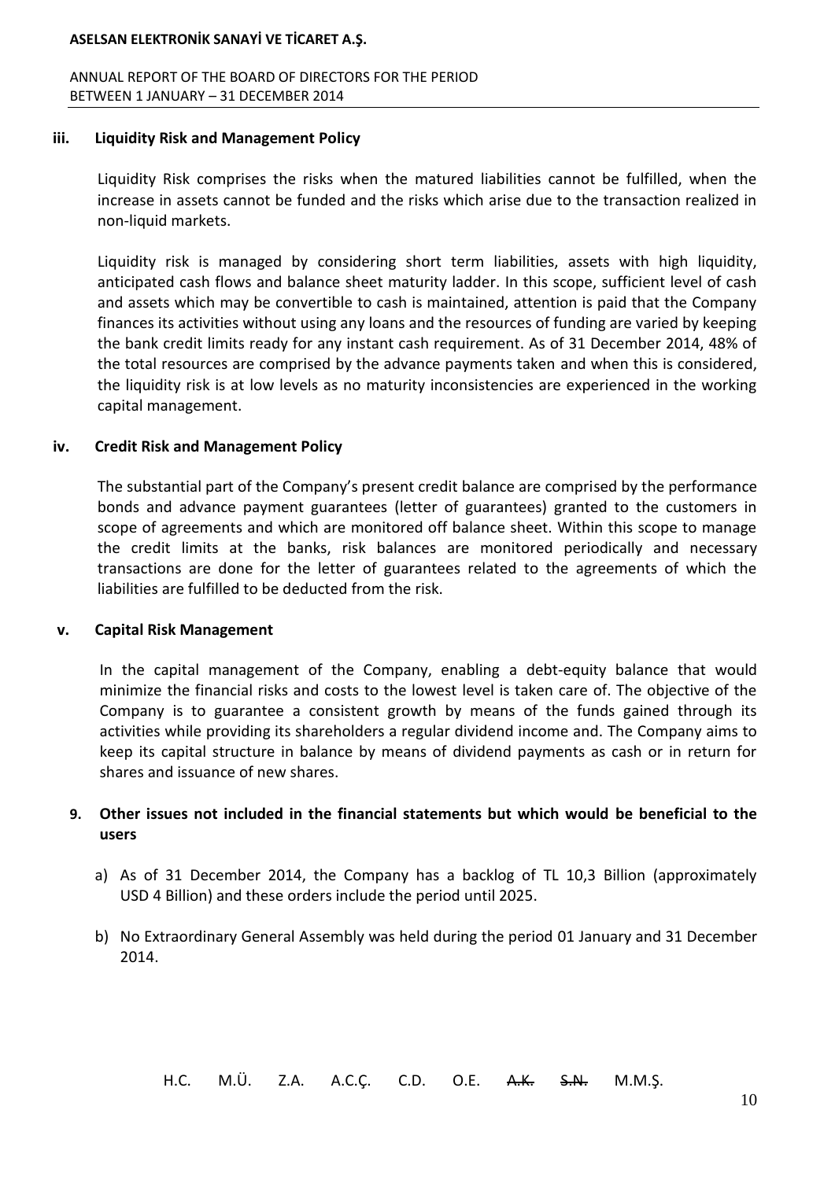### iii. Liquidity Risk and Management Policy

Liquidity Risk comprises the risks when the matured liabilities cannot be fulfilled, when the increase in assets cannot be funded and the risks which arise due to the transaction realized in non-liquid markets.

Liquidity risk is managed by considering short term liabilities, assets with high liquidity, anticipated cash flows and balance sheet maturity ladder. In this scope, sufficient level of cash and assets which may be convertible to cash is maintained, attention is paid that the Company finances its activities without using any loans and the resources of funding are varied by keeping the bank credit limits ready for any instant cash requirement. As of 31 December 2014, 48% of the total resources are comprised by the advance payments taken and when this is considered, the liquidity risk is at low levels as no maturity inconsistencies are experienced in the working capital management.

### iv. Credit Risk and Management Policy

The substantial part of the Company's present credit balance are comprised by the performance bonds and advance payment guarantees (letter of guarantees) granted to the customers in scope of agreements and which are monitored off balance sheet. Within this scope to manage the credit limits at the banks, risk balances are monitored periodically and necessary transactions are done for the letter of guarantees related to the agreements of which the liabilities are fulfilled to be deducted from the risk.

### v. Capital Risk Management

In the capital management of the Company, enabling a debt-equity balance that would minimize the financial risks and costs to the lowest level is taken care of. The objective of the Company is to guarantee a consistent growth by means of the funds gained through its activities while providing its shareholders a regular dividend income and. The Company aims to keep its capital structure in balance by means of dividend payments as cash or in return for shares and issuance of new shares.

## 9. Other issues not included in the financial statements but which would be beneficial to the users

a) As of 31 December 2014, the Company has a backlog of TL 10,3 Billion (approximately USD 4 Billion) and these orders include the period until 2025.

b) No Extraordinary General Assembly was held during the period 01 January and 31 December 2014.

H.C. M.Ü. Z.A. A.C.Ç. C.D. O.E. ~~A.K.~~ ~~S.N.~~ M.M.Ş.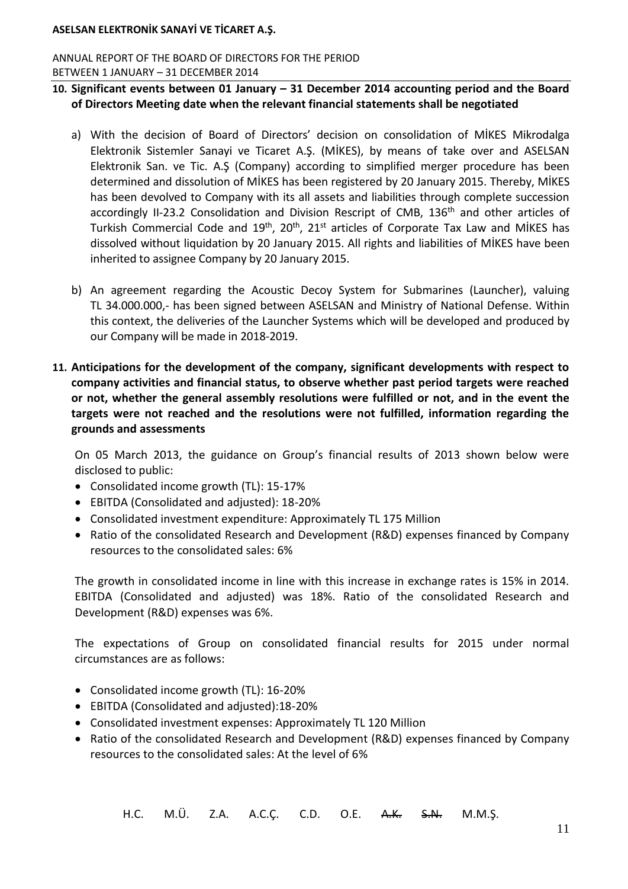## 10. Significant events between 01 January – 31 December 2014 accounting period and the Board of Directors Meeting date when the relevant financial statements shall be negotiated

a) With the decision of Board of Directors' decision on consolidation of MİKES Mikrodalga Elektronik Sistemler Sanayi ve Ticaret A.Ş. (MİKES), by means of take over and ASELSAN Elektronik San. ve Tic. A.Ş (Company) according to simplified merger procedure has been determined and dissolution of MİKES has been registered by 20 January 2015. Thereby, MİKES has been devolved to Company with its all assets and liabilities through complete succession accordingly II-23.2 Consolidation and Division Rescript of CMB, 136th and other articles of Turkish Commercial Code and 19th, 20th, 21st articles of Corporate Tax Law and MİKES has dissolved without liquidation by 20 January 2015. All rights and liabilities of MİKES have been inherited to assignee Company by 20 January 2015.

b) An agreement regarding the Acoustic Decoy System for Submarines (Launcher), valuing TL 34.000.000,- has been signed between ASELSAN and Ministry of National Defense. Within this context, the deliveries of the Launcher Systems which will be developed and produced by our Company will be made in 2018-2019.

## 11. Anticipations for the development of the company, significant developments with respect to company activities and financial status, to observe whether past period targets were reached or not, whether the general assembly resolutions were fulfilled or not, and in the event the targets were not reached and the resolutions were not fulfilled, information regarding the grounds and assessments

On 05 March 2013, the guidance on Group's financial results of 2013 shown below were disclosed to public:

- Consolidated income growth (TL): 15-17%
- EBITDA (Consolidated and adjusted): 18-20%
- Consolidated investment expenditure: Approximately TL 175 Million
- Ratio of the consolidated Research and Development (R&D) expenses financed by Company resources to the consolidated sales: 6%

The growth in consolidated income in line with this increase in exchange rates is 15% in 2014. EBITDA (Consolidated and adjusted) was 18%. Ratio of the consolidated Research and Development (R&D) expenses was 6%.

The expectations of Group on consolidated financial results for 2015 under normal circumstances are as follows:

- Consolidated income growth (TL): 16-20%
- EBITDA (Consolidated and adjusted):18-20%
- Consolidated investment expenses: Approximately TL 120 Million
- Ratio of the consolidated Research and Development (R&D) expenses financed by Company resources to the consolidated sales: At the level of 6%

H.C. M.Ü. Z.A. A.C.Ç. C.D. O.E. ~~A.K.~~ ~~S.N.~~ M.M.Ş.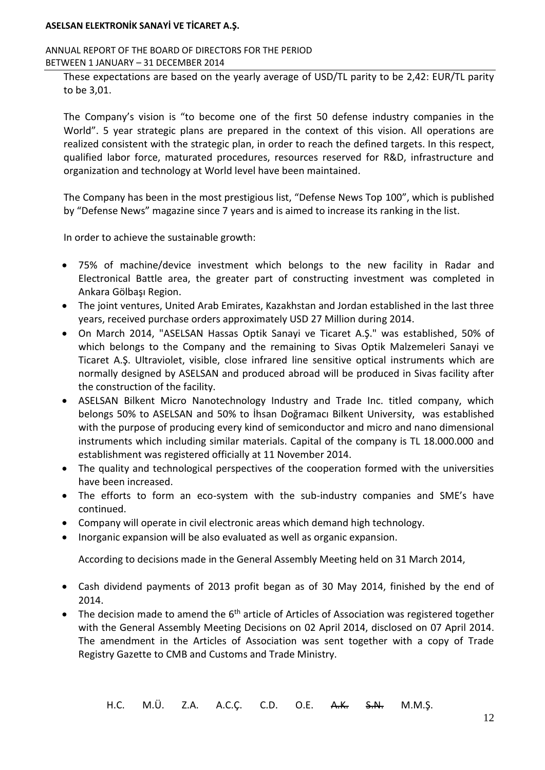These expectations are based on the yearly average of USD/TL parity to be 2,42: EUR/TL parity to be 3,01.

The Company's vision is "to become one of the first 50 defense industry companies in the World". 5 year strategic plans are prepared in the context of this vision. All operations are realized consistent with the strategic plan, in order to reach the defined targets. In this respect, qualified labor force, maturated procedures, resources reserved for R&D, infrastructure and organization and technology at World level have been maintained.

The Company has been in the most prestigious list, "Defense News Top 100", which is published by "Defense News" magazine since 7 years and is aimed to increase its ranking in the list.

In order to achieve the sustainable growth:

- 75% of machine/device investment which belongs to the new facility in Radar and Electronical Battle area, the greater part of constructing investment was completed in Ankara Gölbaşı Region.
- The joint ventures, United Arab Emirates, Kazakhstan and Jordan established in the last three years, received purchase orders approximately USD 27 Million during 2014.
- On March 2014, "ASELSAN Hassas Optik Sanayi ve Ticaret A.Ş." was established, 50% of which belongs to the Company and the remaining to Sivas Optik Malzemeleri Sanayi ve Ticaret A.Ş. Ultraviolet, visible, close infrared line sensitive optical instruments which are normally designed by ASELSAN and produced abroad will be produced in Sivas facility after the construction of the facility.
- ASELSAN Bilkent Micro Nanotechnology Industry and Trade Inc. titled company, which belongs 50% to ASELSAN and 50% to İhsan Doğramacı Bilkent University, was established with the purpose of producing every kind of semiconductor and micro and nano dimensional instruments which including similar materials. Capital of the company is TL 18.000.000 and establishment was registered officially at 11 November 2014.
- The quality and technological perspectives of the cooperation formed with the universities have been increased.
- The efforts to form an eco-system with the sub-industry companies and SME's have continued.
- Company will operate in civil electronic areas which demand high technology.
- Inorganic expansion will be also evaluated as well as organic expansion.

According to decisions made in the General Assembly Meeting held on 31 March 2014,

- Cash dividend payments of 2013 profit began as of 30 May 2014, finished by the end of 2014.
- The decision made to amend the 6th article of Articles of Association was registered together with the General Assembly Meeting Decisions on 02 April 2014, disclosed on 07 April 2014. The amendment in the Articles of Association was sent together with a copy of Trade Registry Gazette to CMB and Customs and Trade Ministry.

H.C. M.Ü. Z.A. A.C.Ç. C.D. O.E. ~~A.K.~~ ~~S.N.~~ M.M.Ş.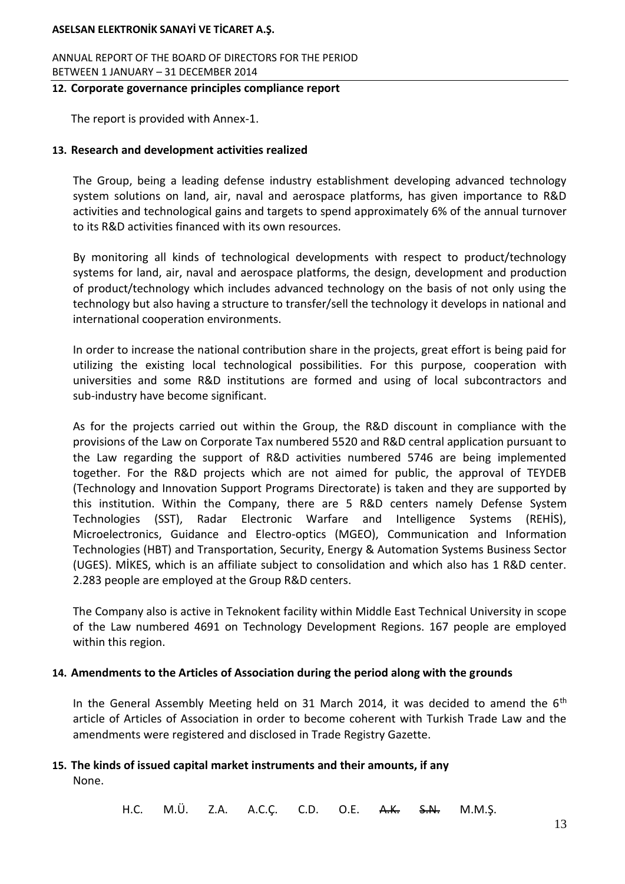## 12. Corporate governance principles compliance report

The report is provided with Annex-1.

## 13. Research and development activities realized

The Group, being a leading defense industry establishment developing advanced technology system solutions on land, air, naval and aerospace platforms, has given importance to R&D activities and technological gains and targets to spend approximately 6% of the annual turnover to its R&D activities financed with its own resources.

By monitoring all kinds of technological developments with respect to product/technology systems for land, air, naval and aerospace platforms, the design, development and production of product/technology which includes advanced technology on the basis of not only using the technology but also having a structure to transfer/sell the technology it develops in national and international cooperation environments.

In order to increase the national contribution share in the projects, great effort is being paid for utilizing the existing local technological possibilities. For this purpose, cooperation with universities and some R&D institutions are formed and using of local subcontractors and sub-industry have become significant.

As for the projects carried out within the Group, the R&D discount in compliance with the provisions of the Law on Corporate Tax numbered 5520 and R&D central application pursuant to the Law regarding the support of R&D activities numbered 5746 are being implemented together. For the R&D projects which are not aimed for public, the approval of TEYDEB (Technology and Innovation Support Programs Directorate) is taken and they are supported by this institution. Within the Company, there are 5 R&D centers namely Defense System Technologies (SST), Radar Electronic Warfare and Intelligence Systems (REHİS), Microelectronics, Guidance and Electro-optics (MGEO), Communication and Information Technologies (HBT) and Transportation, Security, Energy & Automation Systems Business Sector (UGES). MİKES, which is an affiliate subject to consolidation and which also has 1 R&D center. 2.283 people are employed at the Group R&D centers.

The Company also is active in Teknokent facility within Middle East Technical University in scope of the Law numbered 4691 on Technology Development Regions. 167 people are employed within this region.

## 14. Amendments to the Articles of Association during the period along with the grounds

In the General Assembly Meeting held on 31 March 2014, it was decided to amend the 6th article of Articles of Association in order to become coherent with Turkish Trade Law and the amendments were registered and disclosed in Trade Registry Gazette.

## 15. The kinds of issued capital market instruments and their amounts, if any

None.

H.C. M.Ü. Z.A. A.C.Ç. C.D. O.E. ~~A.K.~~ ~~S.N.~~ M.M.Ş.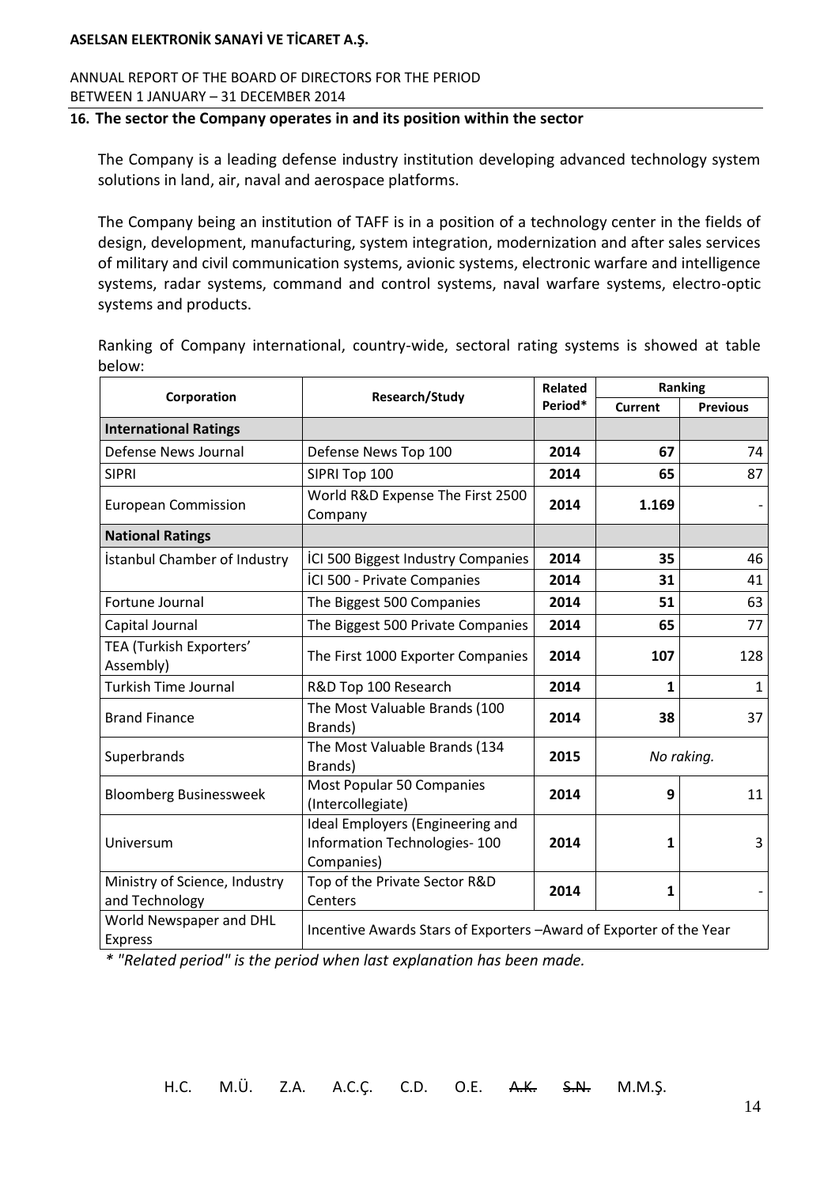## 16. The sector the Company operates in and its position within the sector

The Company is a leading defense industry institution developing advanced technology system solutions in land, air, naval and aerospace platforms.

The Company being an institution of TAFF is in a position of a technology center in the fields of design, development, manufacturing, system integration, modernization and after sales services of military and civil communication systems, avionic systems, electronic warfare and intelligence systems, radar systems, command and control systems, naval warfare systems, electro-optic systems and products.

Ranking of Company international, country-wide, sectoral rating systems is showed at table below:

| Corporation | Research/Study | Related Period* | Ranking | |
|---|---|---|---|---|
| | | | **Current** | **Previous** |
| **International Ratings** | | | | |
| Defense News Journal | Defense News Top 100 | **2014** | **67** | 74 |
| SIPRI | SIPRI Top 100 | **2014** | **65** | 87 |
| European Commission | World R&D Expense The First 2500 Company | **2014** | **1.169** | - |
| **National Ratings** | | | | |
| İstanbul Chamber of Industry | İCI 500 Biggest Industry Companies | **2014** | **35** | 46 |
| | İCI 500 - Private Companies | **2014** | **31** | 41 |
| Fortune Journal | The Biggest 500 Companies | **2014** | **51** | 63 |
| Capital Journal | The Biggest 500 Private Companies | **2014** | **65** | 77 |
| TEA (Turkish Exporters' Assembly) | The First 1000 Exporter Companies | **2014** | **107** | 128 |
| Turkish Time Journal | R&D Top 100 Research | **2014** | **1** | 1 |
| Brand Finance | The Most Valuable Brands (100 Brands) | **2014** | **38** | 37 |
| Superbrands | The Most Valuable Brands (134 Brands) | **2015** | *No raking.* | |
| Bloomberg Businessweek | Most Popular 50 Companies (Intercollegiate) | **2014** | **9** | 11 |
| Universum | Ideal Employers (Engineering and Information Technologies- 100 Companies) | **2014** | **1** | 3 |
| Ministry of Science, Industry and Technology | Top of the Private Sector R&D Centers | **2014** | **1** | - |
| World Newspaper and DHL Express | Incentive Awards Stars of Exporters –Award of Exporter of the Year | | | |

*\* "Related period" is the period when last explanation has been made.*

H.C. M.Ü. Z.A. A.C.Ç. C.D. O.E. ~~A.K.~~ ~~S.N.~~ M.M.Ş.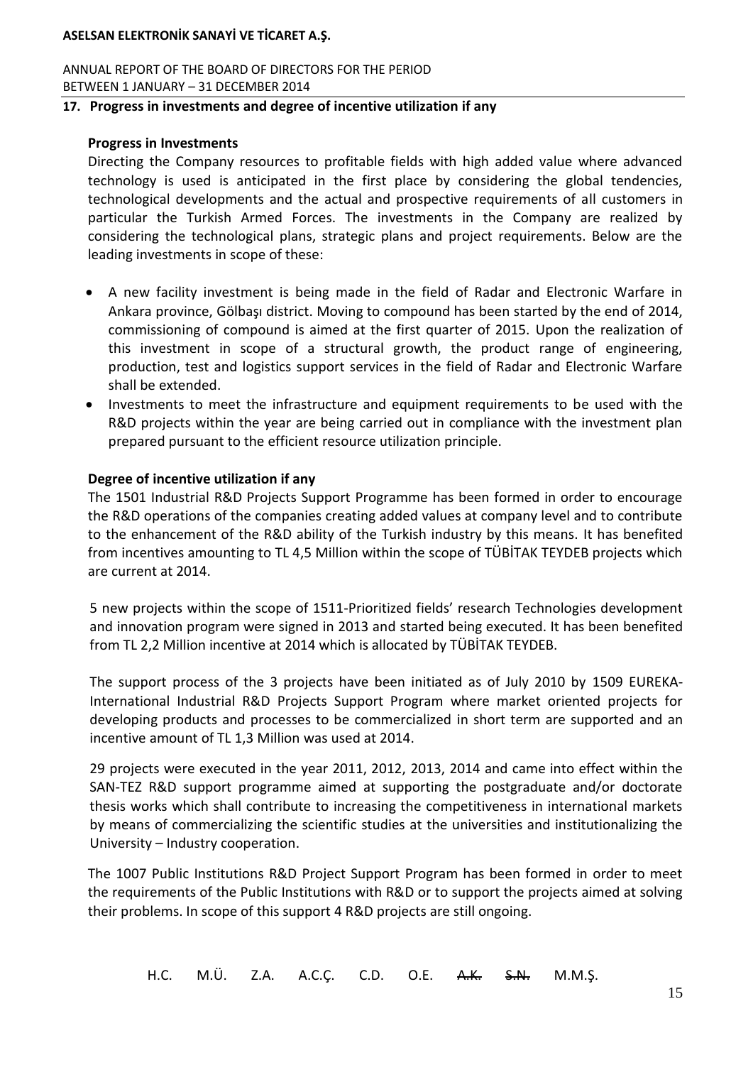## 17. Progress in investments and degree of incentive utilization if any

### Progress in Investments

Directing the Company resources to profitable fields with high added value where advanced technology is used is anticipated in the first place by considering the global tendencies, technological developments and the actual and prospective requirements of all customers in particular the Turkish Armed Forces. The investments in the Company are realized by considering the technological plans, strategic plans and project requirements. Below are the leading investments in scope of these:

- A new facility investment is being made in the field of Radar and Electronic Warfare in Ankara province, Gölbaşı district. Moving to compound has been started by the end of 2014, commissioning of compound is aimed at the first quarter of 2015. Upon the realization of this investment in scope of a structural growth, the product range of engineering, production, test and logistics support services in the field of Radar and Electronic Warfare shall be extended.
- Investments to meet the infrastructure and equipment requirements to be used with the R&D projects within the year are being carried out in compliance with the investment plan prepared pursuant to the efficient resource utilization principle.

### Degree of incentive utilization if any

The 1501 Industrial R&D Projects Support Programme has been formed in order to encourage the R&D operations of the companies creating added values at company level and to contribute to the enhancement of the R&D ability of the Turkish industry by this means. It has benefited from incentives amounting to TL 4,5 Million within the scope of TÜBİTAK TEYDEB projects which are current at 2014.

5 new projects within the scope of 1511-Prioritized fields' research Technologies development and innovation program were signed in 2013 and started being executed. It has been benefited from TL 2,2 Million incentive at 2014 which is allocated by TÜBİTAK TEYDEB.

The support process of the 3 projects have been initiated as of July 2010 by 1509 EUREKA-International Industrial R&D Projects Support Program where market oriented projects for developing products and processes to be commercialized in short term are supported and an incentive amount of TL 1,3 Million was used at 2014.

29 projects were executed in the year 2011, 2012, 2013, 2014 and came into effect within the SAN-TEZ R&D support programme aimed at supporting the postgraduate and/or doctorate thesis works which shall contribute to increasing the competitiveness in international markets by means of commercializing the scientific studies at the universities and institutionalizing the University – Industry cooperation.

The 1007 Public Institutions R&D Project Support Program has been formed in order to meet the requirements of the Public Institutions with R&D or to support the projects aimed at solving their problems. In scope of this support 4 R&D projects are still ongoing.

H.C. M.Ü. Z.A. A.C.Ç. C.D. O.E. ~~A.K.~~ ~~S.N.~~ M.M.Ş.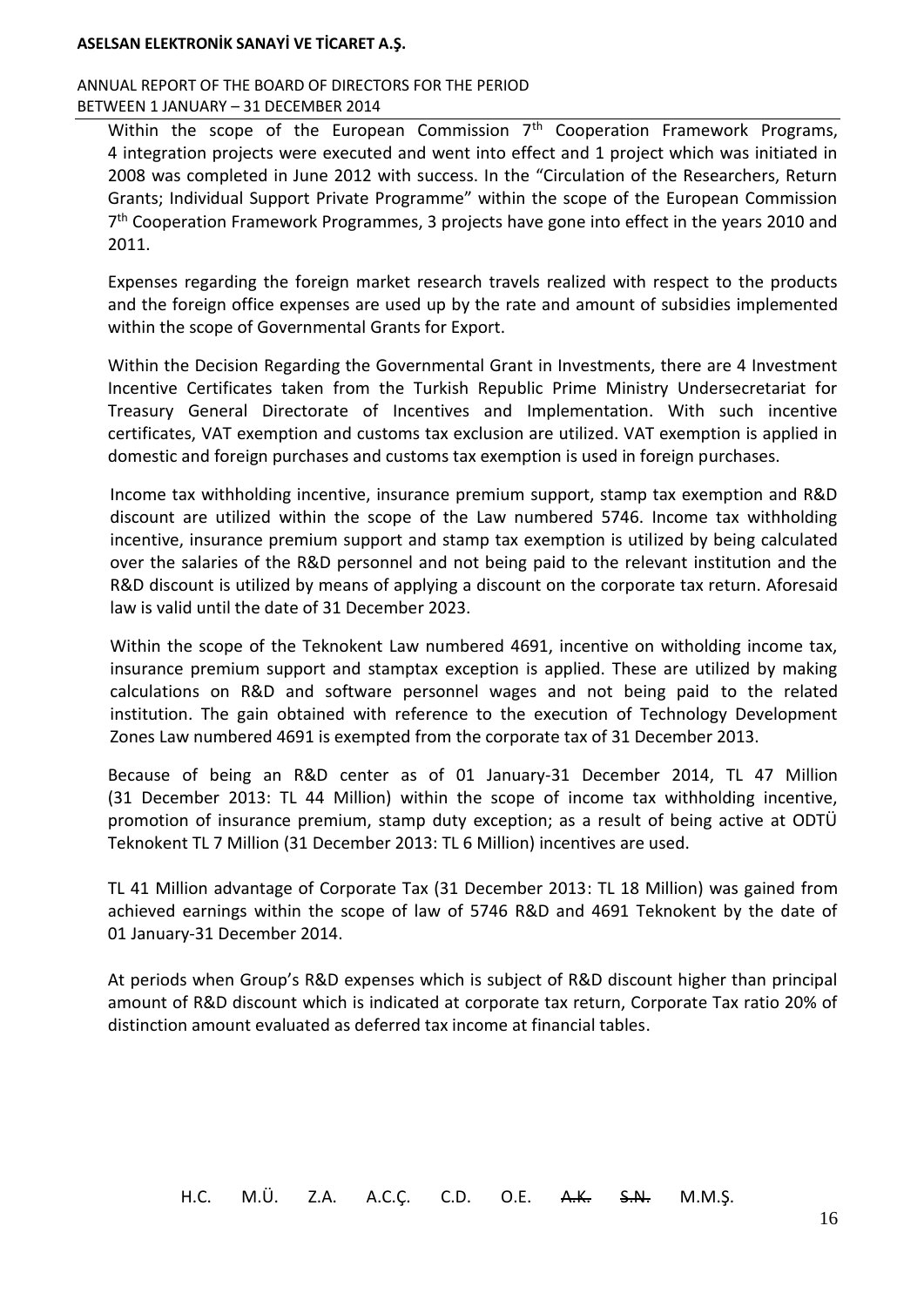Within the scope of the European Commission 7th Cooperation Framework Programs, 4 integration projects were executed and went into effect and 1 project which was initiated in 2008 was completed in June 2012 with success. In the "Circulation of the Researchers, Return Grants; Individual Support Private Programme" within the scope of the European Commission 7th Cooperation Framework Programmes, 3 projects have gone into effect in the years 2010 and 2011.

Expenses regarding the foreign market research travels realized with respect to the products and the foreign office expenses are used up by the rate and amount of subsidies implemented within the scope of Governmental Grants for Export.

Within the Decision Regarding the Governmental Grant in Investments, there are 4 Investment Incentive Certificates taken from the Turkish Republic Prime Ministry Undersecretariat for Treasury General Directorate of Incentives and Implementation. With such incentive certificates, VAT exemption and customs tax exclusion are utilized. VAT exemption is applied in domestic and foreign purchases and customs tax exemption is used in foreign purchases.

Income tax withholding incentive, insurance premium support, stamp tax exemption and R&D discount are utilized within the scope of the Law numbered 5746. Income tax withholding incentive, insurance premium support and stamp tax exemption is utilized by being calculated over the salaries of the R&D personnel and not being paid to the relevant institution and the R&D discount is utilized by means of applying a discount on the corporate tax return. Aforesaid law is valid until the date of 31 December 2023.

Within the scope of the Teknokent Law numbered 4691, incentive on witholding income tax, insurance premium support and stamptax exception is applied. These are utilized by making calculations on R&D and software personnel wages and not being paid to the related institution. The gain obtained with reference to the execution of Technology Development Zones Law numbered 4691 is exempted from the corporate tax of 31 December 2013.

Because of being an R&D center as of 01 January-31 December 2014, TL 47 Million (31 December 2013: TL 44 Million) within the scope of income tax withholding incentive, promotion of insurance premium, stamp duty exception; as a result of being active at ODTÜ Teknokent TL 7 Million (31 December 2013: TL 6 Million) incentives are used.

TL 41 Million advantage of Corporate Tax (31 December 2013: TL 18 Million) was gained from achieved earnings within the scope of law of 5746 R&D and 4691 Teknokent by the date of 01 January-31 December 2014.

At periods when Group's R&D expenses which is subject of R&D discount higher than principal amount of R&D discount which is indicated at corporate tax return, Corporate Tax ratio 20% of distinction amount evaluated as deferred tax income at financial tables.

H.C. M.Ü. Z.A. A.C.Ç. C.D. O.E. ~~A.K.~~ ~~S.N.~~ M.M.Ş.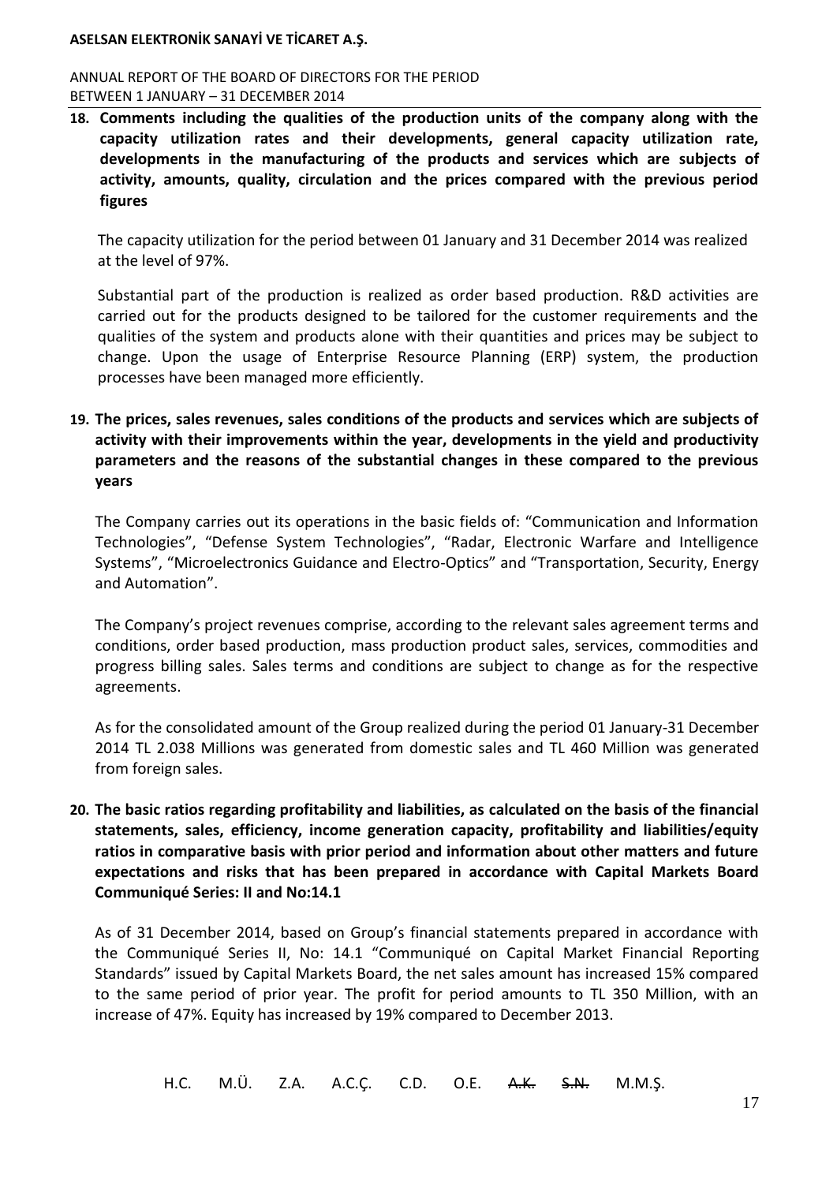**18. Comments including the qualities of the production units of the company along with the capacity utilization rates and their developments, general capacity utilization rate, developments in the manufacturing of the products and services which are subjects of activity, amounts, quality, circulation and the prices compared with the previous period figures**

The capacity utilization for the period between 01 January and 31 December 2014 was realized at the level of 97%.

Substantial part of the production is realized as order based production. R&D activities are carried out for the products designed to be tailored for the customer requirements and the qualities of the system and products alone with their quantities and prices may be subject to change. Upon the usage of Enterprise Resource Planning (ERP) system, the production processes have been managed more efficiently.

**19. The prices, sales revenues, sales conditions of the products and services which are subjects of activity with their improvements within the year, developments in the yield and productivity parameters and the reasons of the substantial changes in these compared to the previous years**

The Company carries out its operations in the basic fields of: "Communication and Information Technologies", "Defense System Technologies", "Radar, Electronic Warfare and Intelligence Systems", "Microelectronics Guidance and Electro-Optics" and "Transportation, Security, Energy and Automation".

The Company's project revenues comprise, according to the relevant sales agreement terms and conditions, order based production, mass production product sales, services, commodities and progress billing sales. Sales terms and conditions are subject to change as for the respective agreements.

As for the consolidated amount of the Group realized during the period 01 January-31 December 2014 TL 2.038 Millions was generated from domestic sales and TL 460 Million was generated from foreign sales.

**20. The basic ratios regarding profitability and liabilities, as calculated on the basis of the financial statements, sales, efficiency, income generation capacity, profitability and liabilities/equity ratios in comparative basis with prior period and information about other matters and future expectations and risks that has been prepared in accordance with Capital Markets Board Communiqué Series: II and No:14.1**

As of 31 December 2014, based on Group's financial statements prepared in accordance with the Communiqué Series II, No: 14.1 "Communiqué on Capital Market Financial Reporting Standards" issued by Capital Markets Board, the net sales amount has increased 15% compared to the same period of prior year. The profit for period amounts to TL 350 Million, with an increase of 47%. Equity has increased by 19% compared to December 2013.

H.C. M.Ü. Z.A. A.C.Ç. C.D. O.E. ~~A.K.~~ ~~S.N.~~ M.M.Ş.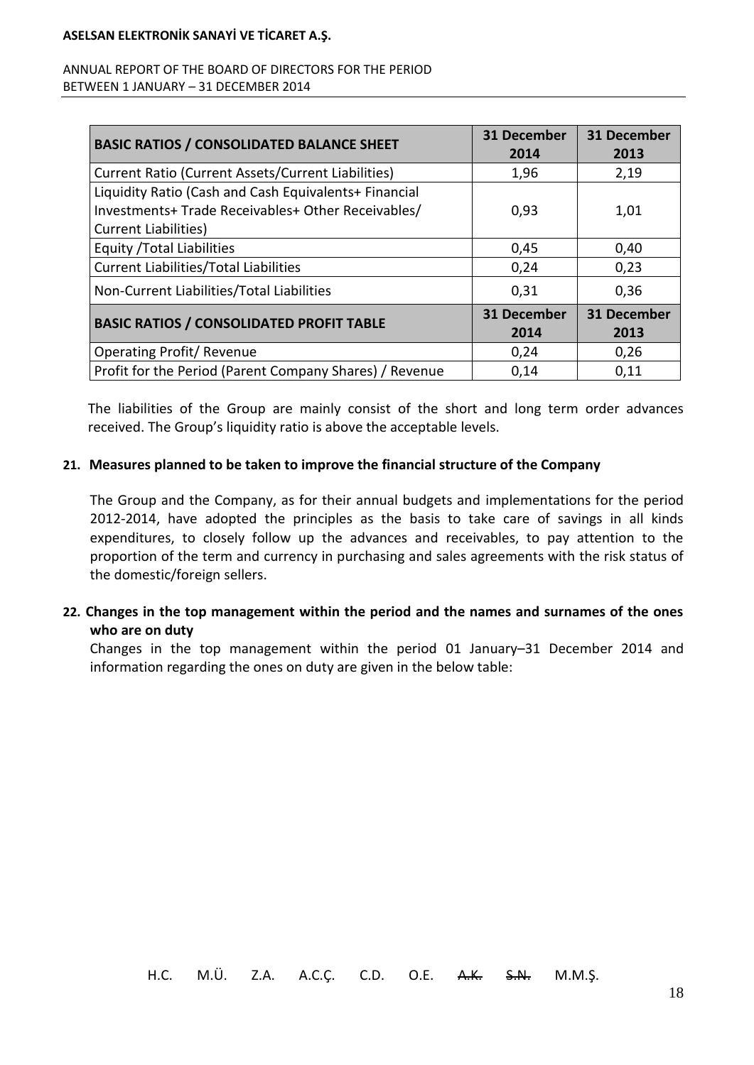| BASIC RATIOS / CONSOLIDATED BALANCE SHEET | 31 December 2014 | 31 December 2013 |
|---|---|---|
| Current Ratio (Current Assets/Current Liabilities) | 1,96 | 2,19 |
| Liquidity Ratio (Cash and Cash Equivalents+ Financial Investments+ Trade Receivables+ Other Receivables/ Current Liabilities) | 0,93 | 1,01 |
| Equity /Total Liabilities | 0,45 | 0,40 |
| Current Liabilities/Total Liabilities | 0,24 | 0,23 |
| Non-Current Liabilities/Total Liabilities | 0,31 | 0,36 |
| **BASIC RATIOS / CONSOLIDATED PROFIT TABLE** | **31 December 2014** | **31 December 2013** |
| Operating Profit/ Revenue | 0,24 | 0,26 |
| Profit for the Period (Parent Company Shares) / Revenue | 0,14 | 0,11 |

The liabilities of the Group are mainly consist of the short and long term order advances received. The Group's liquidity ratio is above the acceptable levels.

## 21. Measures planned to be taken to improve the financial structure of the Company

The Group and the Company, as for their annual budgets and implementations for the period 2012-2014, have adopted the principles as the basis to take care of savings in all kinds expenditures, to closely follow up the advances and receivables, to pay attention to the proportion of the term and currency in purchasing and sales agreements with the risk status of the domestic/foreign sellers.

## 22. Changes in the top management within the period and the names and surnames of the ones who are on duty

Changes in the top management within the period 01 January–31 December 2014 and information regarding the ones on duty are given in the below table:

H.C. M.Ü. Z.A. A.C.Ç. C.D. O.E. ~~A.K.~~ ~~S.N.~~ M.M.Ş.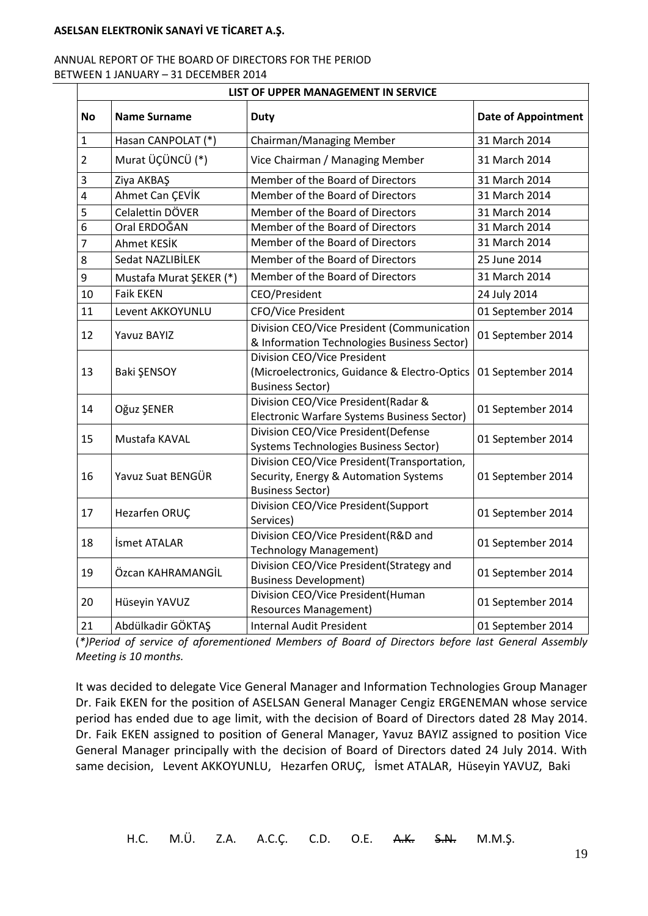| LIST OF UPPER MANAGEMENT IN SERVICE | | | |
|---|---|---|---|
| **No** | **Name Surname** | **Duty** | **Date of Appointment** |
| 1 | Hasan CANPOLAT (*) | Chairman/Managing Member | 31 March 2014 |
| 2 | Murat ÜÇÜNCÜ (*) | Vice Chairman / Managing Member | 31 March 2014 |
| 3 | Ziya AKBAŞ | Member of the Board of Directors | 31 March 2014 |
| 4 | Ahmet Can ÇEVİK | Member of the Board of Directors | 31 March 2014 |
| 5 | Celalettin DÖVER | Member of the Board of Directors | 31 March 2014 |
| 6 | Oral ERDOĞAN | Member of the Board of Directors | 31 March 2014 |
| 7 | Ahmet KESİK | Member of the Board of Directors | 31 March 2014 |
| 8 | Sedat NAZLIBİLEK | Member of the Board of Directors | 25 June 2014 |
| 9 | Mustafa Murat ŞEKER (*) | Member of the Board of Directors | 31 March 2014 |
| 10 | Faik EKEN | CEO/President | 24 July 2014 |
| 11 | Levent AKKOYUNLU | CFO/Vice President | 01 September 2014 |
| 12 | Yavuz BAYIZ | Division CEO/Vice President (Communication & Information Technologies Business Sector) | 01 September 2014 |
| 13 | Baki ŞENSOY | Division CEO/Vice President (Microelectronics, Guidance & Electro-Optics Business Sector) | 01 September 2014 |
| 14 | Oğuz ŞENER | Division CEO/Vice President(Radar & Electronic Warfare Systems Business Sector) | 01 September 2014 |
| 15 | Mustafa KAVAL | Division CEO/Vice President(Defense Systems Technologies Business Sector) | 01 September 2014 |
| 16 | Yavuz Suat BENGÜR | Division CEO/Vice President(Transportation, Security, Energy & Automation Systems Business Sector) | 01 September 2014 |
| 17 | Hezarfen ORUÇ | Division CEO/Vice President(Support Services) | 01 September 2014 |
| 18 | İsmet ATALAR | Division CEO/Vice President(R&D and Technology Management) | 01 September 2014 |
| 19 | Özcan KAHRAMANGİL | Division CEO/Vice President(Strategy and Business Development) | 01 September 2014 |
| 20 | Hüseyin YAVUZ | Division CEO/Vice President(Human Resources Management) | 01 September 2014 |
| 21 | Abdülkadir GÖKTAŞ | Internal Audit President | 01 September 2014 |

*(*)Period of service of aforementioned Members of Board of Directors before last General Assembly Meeting is 10 months.*

It was decided to delegate Vice General Manager and Information Technologies Group Manager Dr. Faik EKEN for the position of ASELSAN General Manager Cengiz ERGENEMAN whose service period has ended due to age limit, with the decision of Board of Directors dated 28 May 2014. Dr. Faik EKEN assigned to position of General Manager, Yavuz BAYIZ assigned to position Vice General Manager principally with the decision of Board of Directors dated 24 July 2014. With same decision, Levent AKKOYUNLU, Hezarfen ORUÇ, İsmet ATALAR, Hüseyin YAVUZ, Baki

H.C. M.Ü. Z.A. A.C.Ç. C.D. O.E. ~~A.K.~~ ~~S.N.~~ M.M.Ş.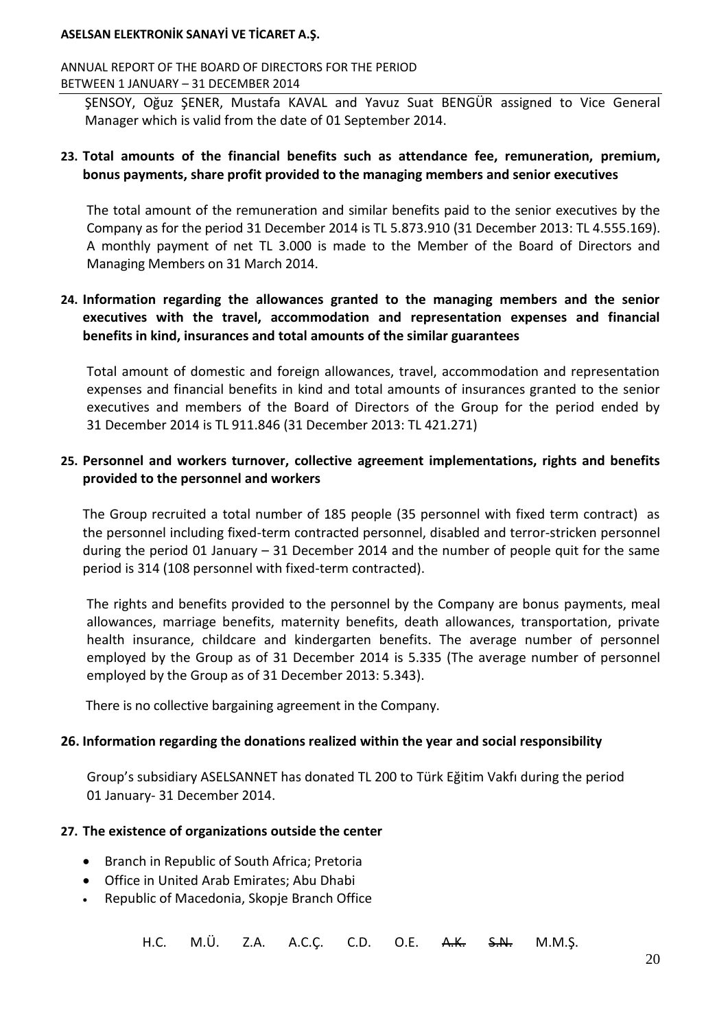ŞENSOY, Oğuz ŞENER, Mustafa KAVAL and Yavuz Suat BENGÜR assigned to Vice General Manager which is valid from the date of 01 September 2014.

**23. Total amounts of the financial benefits such as attendance fee, remuneration, premium, bonus payments, share profit provided to the managing members and senior executives**

The total amount of the remuneration and similar benefits paid to the senior executives by the Company as for the period 31 December 2014 is TL 5.873.910 (31 December 2013: TL 4.555.169). A monthly payment of net TL 3.000 is made to the Member of the Board of Directors and Managing Members on 31 March 2014.

**24. Information regarding the allowances granted to the managing members and the senior executives with the travel, accommodation and representation expenses and financial benefits in kind, insurances and total amounts of the similar guarantees**

Total amount of domestic and foreign allowances, travel, accommodation and representation expenses and financial benefits in kind and total amounts of insurances granted to the senior executives and members of the Board of Directors of the Group for the period ended by 31 December 2014 is TL 911.846 (31 December 2013: TL 421.271)

**25. Personnel and workers turnover, collective agreement implementations, rights and benefits provided to the personnel and workers**

The Group recruited a total number of 185 people (35 personnel with fixed term contract) as the personnel including fixed-term contracted personnel, disabled and terror-stricken personnel during the period 01 January – 31 December 2014 and the number of people quit for the same period is 314 (108 personnel with fixed-term contracted).

The rights and benefits provided to the personnel by the Company are bonus payments, meal allowances, marriage benefits, maternity benefits, death allowances, transportation, private health insurance, childcare and kindergarten benefits. The average number of personnel employed by the Group as of 31 December 2014 is 5.335 (The average number of personnel employed by the Group as of 31 December 2013: 5.343).

There is no collective bargaining agreement in the Company.

**26. Information regarding the donations realized within the year and social responsibility**

Group's subsidiary ASELSANNET has donated TL 200 to Türk Eğitim Vakfı during the period 01 January- 31 December 2014.

**27. The existence of organizations outside the center**

- Branch in Republic of South Africa; Pretoria
- Office in United Arab Emirates; Abu Dhabi
- Republic of Macedonia, Skopje Branch Office

H.C. M.Ü. Z.A. A.C.Ç. C.D. O.E. ~~A.K.~~ ~~S.N.~~ M.M.Ş.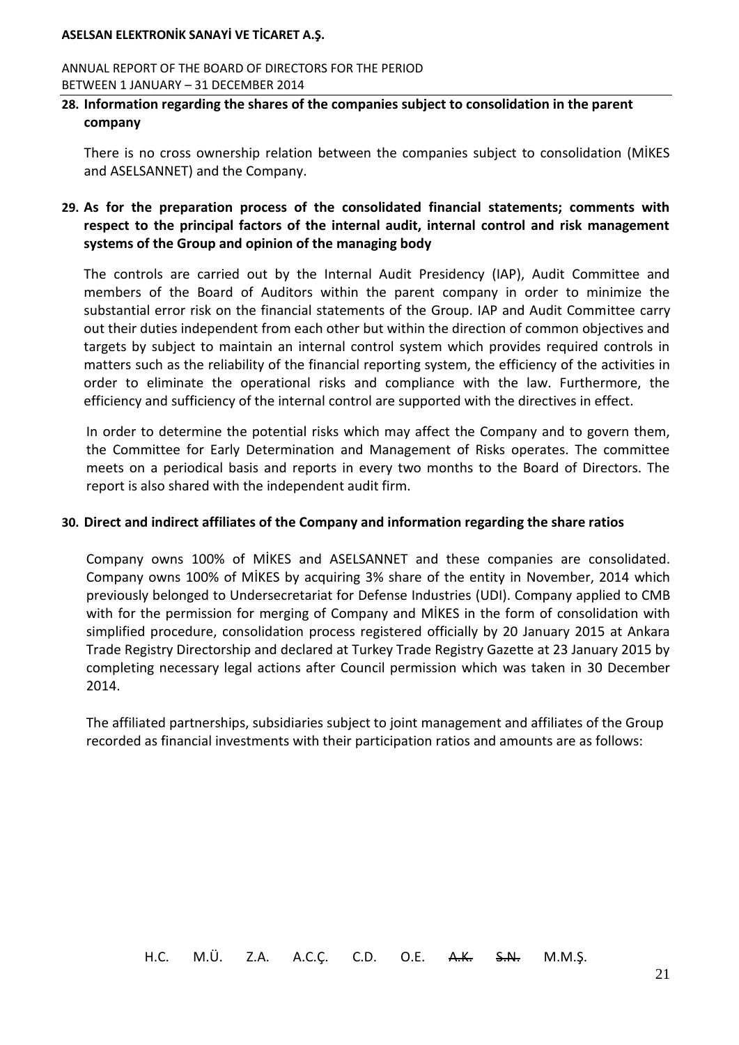## 28. Information regarding the shares of the companies subject to consolidation in the parent company

There is no cross ownership relation between the companies subject to consolidation (MİKES and ASELSANNET) and the Company.

## 29. As for the preparation process of the consolidated financial statements; comments with respect to the principal factors of the internal audit, internal control and risk management systems of the Group and opinion of the managing body

The controls are carried out by the Internal Audit Presidency (IAP), Audit Committee and members of the Board of Auditors within the parent company in order to minimize the substantial error risk on the financial statements of the Group. IAP and Audit Committee carry out their duties independent from each other but within the direction of common objectives and targets by subject to maintain an internal control system which provides required controls in matters such as the reliability of the financial reporting system, the efficiency of the activities in order to eliminate the operational risks and compliance with the law. Furthermore, the efficiency and sufficiency of the internal control are supported with the directives in effect.

In order to determine the potential risks which may affect the Company and to govern them, the Committee for Early Determination and Management of Risks operates. The committee meets on a periodical basis and reports in every two months to the Board of Directors. The report is also shared with the independent audit firm.

## 30. Direct and indirect affiliates of the Company and information regarding the share ratios

Company owns 100% of MİKES and ASELSANNET and these companies are consolidated. Company owns 100% of MİKES by acquiring 3% share of the entity in November, 2014 which previously belonged to Undersecretariat for Defense Industries (UDI). Company applied to CMB with for the permission for merging of Company and MİKES in the form of consolidation with simplified procedure, consolidation process registered officially by 20 January 2015 at Ankara Trade Registry Directorship and declared at Turkey Trade Registry Gazette at 23 January 2015 by completing necessary legal actions after Council permission which was taken in 30 December 2014.

The affiliated partnerships, subsidiaries subject to joint management and affiliates of the Group recorded as financial investments with their participation ratios and amounts are as follows: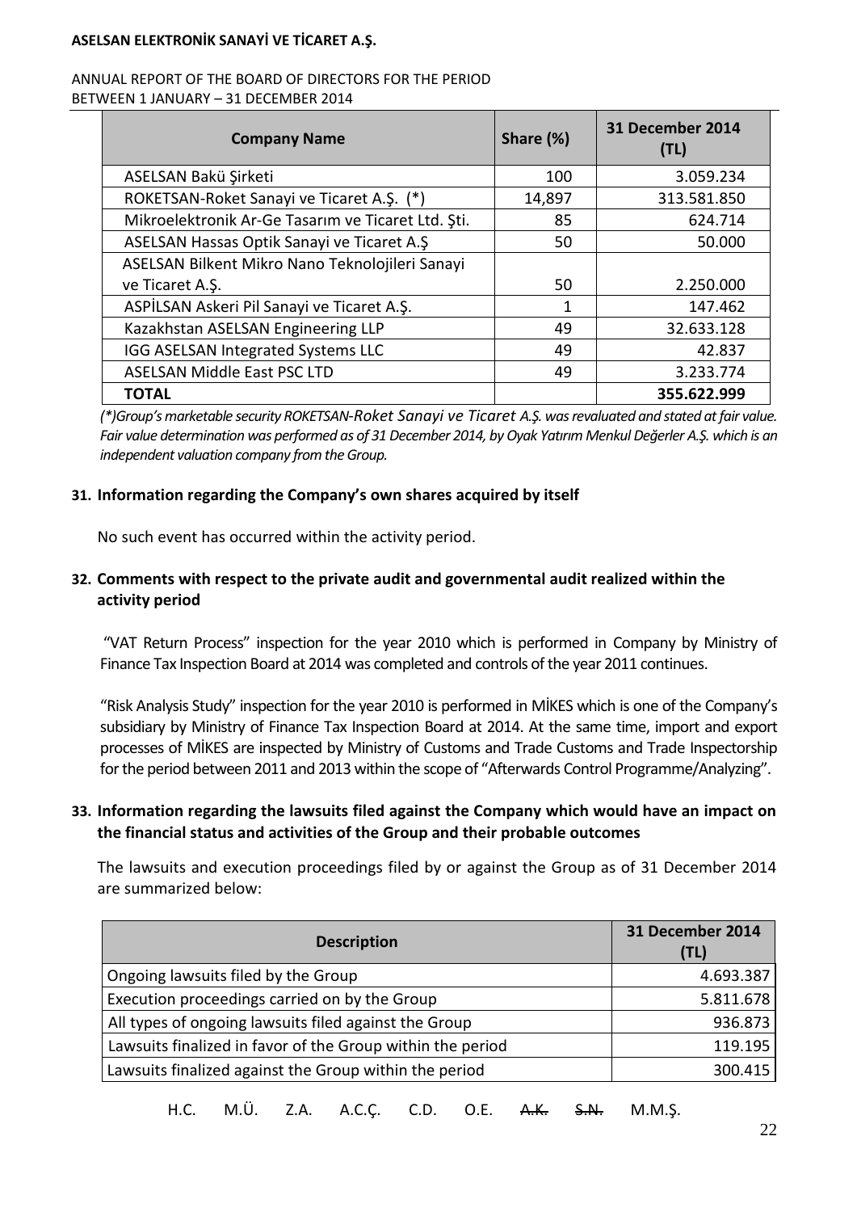| Company Name | Share (%) | 31 December 2014 (TL) |
|---|---|---|
| ASELSAN Bakü Şirketi | 100 | 3.059.234 |
| ROKETSAN-Roket Sanayi ve Ticaret A.Ş. (*) | 14,897 | 313.581.850 |
| Mikroelektronik Ar-Ge Tasarım ve Ticaret Ltd. Şti. | 85 | 624.714 |
| ASELSAN Hassas Optik Sanayi ve Ticaret A.Ş | 50 | 50.000 |
| ASELSAN Bilkent Mikro Nano Teknolojileri Sanayi ve Ticaret A.Ş. | 50 | 2.250.000 |
| ASPİLSAN Askeri Pil Sanayi ve Ticaret A.Ş. | 1 | 147.462 |
| Kazakhstan ASELSAN Engineering LLP | 49 | 32.633.128 |
| IGG ASELSAN Integrated Systems LLC | 49 | 42.837 |
| ASELSAN Middle East PSC LTD | 49 | 3.233.774 |
| **TOTAL** | | **355.622.999** |

*(*)Group's marketable security ROKETSAN-Roket Sanayi ve Ticaret A.Ş. was revaluated and stated at fair value. Fair value determination was performed as of 31 December 2014, by Oyak Yatırım Menkul Değerler A.Ş. which is an independent valuation company from the Group.*

## 31. Information regarding the Company's own shares acquired by itself

No such event has occurred within the activity period.

## 32. Comments with respect to the private audit and governmental audit realized within the activity period

"VAT Return Process" inspection for the year 2010 which is performed in Company by Ministry of Finance Tax Inspection Board at 2014 was completed and controls of the year 2011 continues.

"Risk Analysis Study" inspection for the year 2010 is performed in MİKES which is one of the Company's subsidiary by Ministry of Finance Tax Inspection Board at 2014. At the same time, import and export processes of MİKES are inspected by Ministry of Customs and Trade Customs and Trade Inspectorship for the period between 2011 and 2013 within the scope of "Afterwards Control Programme/Analyzing".

## 33. Information regarding the lawsuits filed against the Company which would have an impact on the financial status and activities of the Group and their probable outcomes

The lawsuits and execution proceedings filed by or against the Group as of 31 December 2014 are summarized below:

| Description | 31 December 2014 (TL) |
|---|---|
| Ongoing lawsuits filed by the Group | 4.693.387 |
| Execution proceedings carried on by the Group | 5.811.678 |
| All types of ongoing lawsuits filed against the Group | 936.873 |
| Lawsuits finalized in favor of the Group within the period | 119.195 |
| Lawsuits finalized against the Group within the period | 300.415 |

H.C. M.Ü. Z.A. A.C.Ç. C.D. O.E. ~~A.K.~~ ~~S.N.~~ M.M.Ş.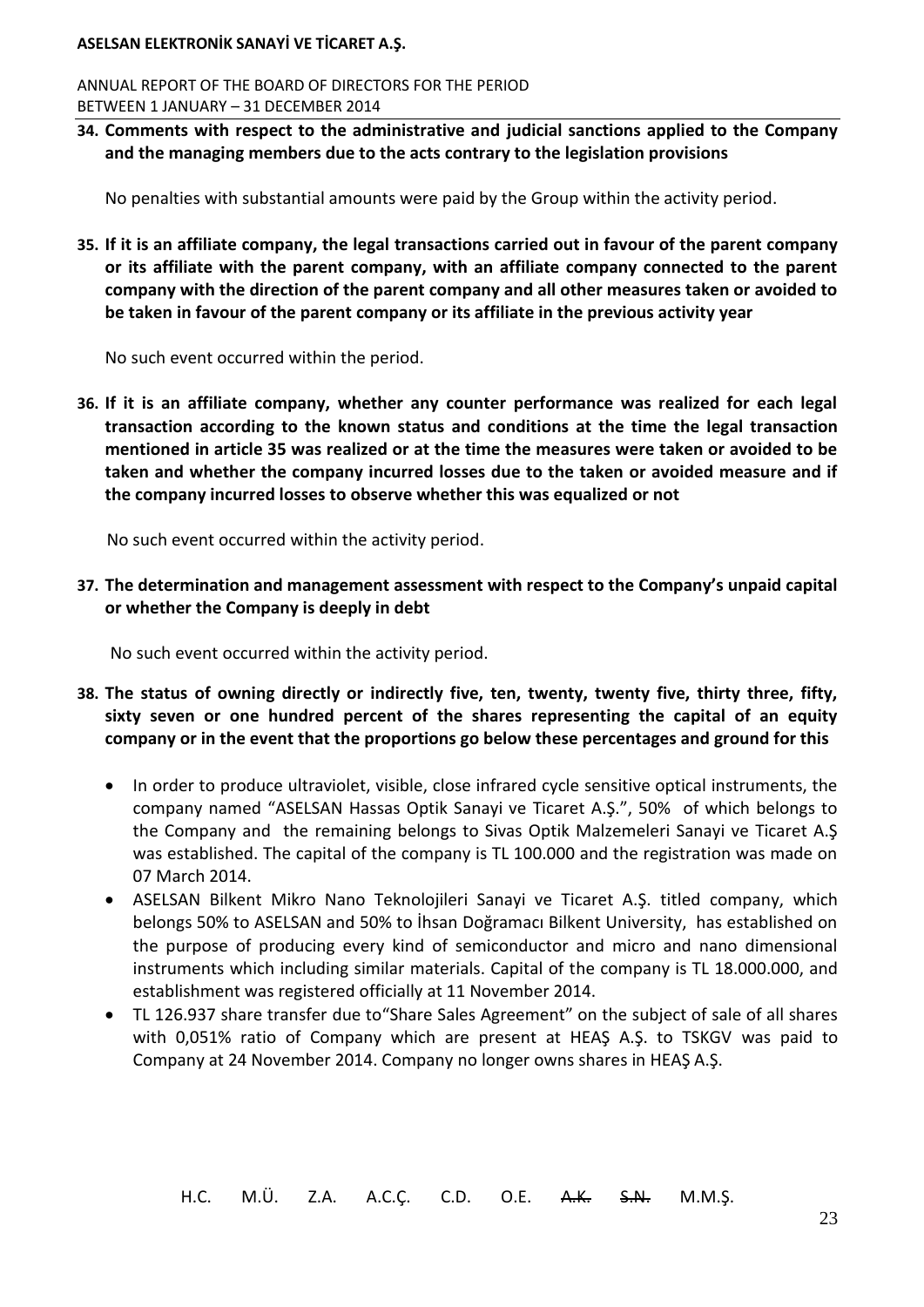**34. Comments with respect to the administrative and judicial sanctions applied to the Company and the managing members due to the acts contrary to the legislation provisions**

No penalties with substantial amounts were paid by the Group within the activity period.

**35. If it is an affiliate company, the legal transactions carried out in favour of the parent company or its affiliate with the parent company, with an affiliate company connected to the parent company with the direction of the parent company and all other measures taken or avoided to be taken in favour of the parent company or its affiliate in the previous activity year**

No such event occurred within the period.

**36. If it is an affiliate company, whether any counter performance was realized for each legal transaction according to the known status and conditions at the time the legal transaction mentioned in article 35 was realized or at the time the measures were taken or avoided to be taken and whether the company incurred losses due to the taken or avoided measure and if the company incurred losses to observe whether this was equalized or not**

No such event occurred within the activity period.

**37. The determination and management assessment with respect to the Company's unpaid capital or whether the Company is deeply in debt**

No such event occurred within the activity period.

**38. The status of owning directly or indirectly five, ten, twenty, twenty five, thirty three, fifty, sixty seven or one hundred percent of the shares representing the capital of an equity company or in the event that the proportions go below these percentages and ground for this**

- In order to produce ultraviolet, visible, close infrared cycle sensitive optical instruments, the company named "ASELSAN Hassas Optik Sanayi ve Ticaret A.Ş.", 50% of which belongs to the Company and the remaining belongs to Sivas Optik Malzemeleri Sanayi ve Ticaret A.Ş was established. The capital of the company is TL 100.000 and the registration was made on 07 March 2014.
- ASELSAN Bilkent Mikro Nano Teknolojileri Sanayi ve Ticaret A.Ş. titled company, which belongs 50% to ASELSAN and 50% to İhsan Doğramacı Bilkent University, has established on the purpose of producing every kind of semiconductor and micro and nano dimensional instruments which including similar materials. Capital of the company is TL 18.000.000, and establishment was registered officially at 11 November 2014.
- TL 126.937 share transfer due to"Share Sales Agreement" on the subject of sale of all shares with 0,051% ratio of Company which are present at HEAŞ A.Ş. to TSKGV was paid to Company at 24 November 2014. Company no longer owns shares in HEAŞ A.Ş.

H.C. M.Ü. Z.A. A.C.Ç. C.D. O.E. ~~A.K.~~ ~~S.N.~~ M.M.Ş.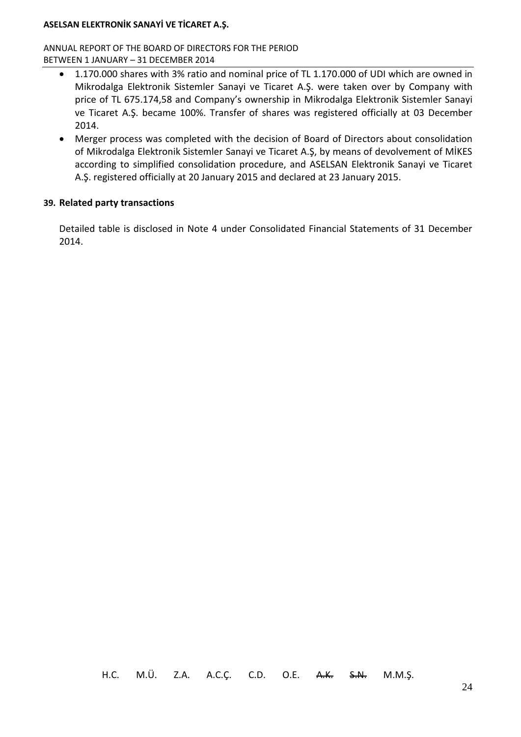- 1.170.000 shares with 3% ratio and nominal price of TL 1.170.000 of UDI which are owned in Mikrodalga Elektronik Sistemler Sanayi ve Ticaret A.Ş. were taken over by Company with price of TL 675.174,58 and Company's ownership in Mikrodalga Elektronik Sistemler Sanayi ve Ticaret A.Ş. became 100%. Transfer of shares was registered officially at 03 December 2014.
- Merger process was completed with the decision of Board of Directors about consolidation of Mikrodalga Elektronik Sistemler Sanayi ve Ticaret A.Ş, by means of devolvement of MİKES according to simplified consolidation procedure, and ASELSAN Elektronik Sanayi ve Ticaret A.Ş. registered officially at 20 January 2015 and declared at 23 January 2015.

## 39. Related party transactions

Detailed table is disclosed in Note 4 under Consolidated Financial Statements of 31 December 2014.

H.C. M.Ü. Z.A. A.C.Ç. C.D. O.E. ~~A.K.~~ ~~S.N.~~ M.M.Ş.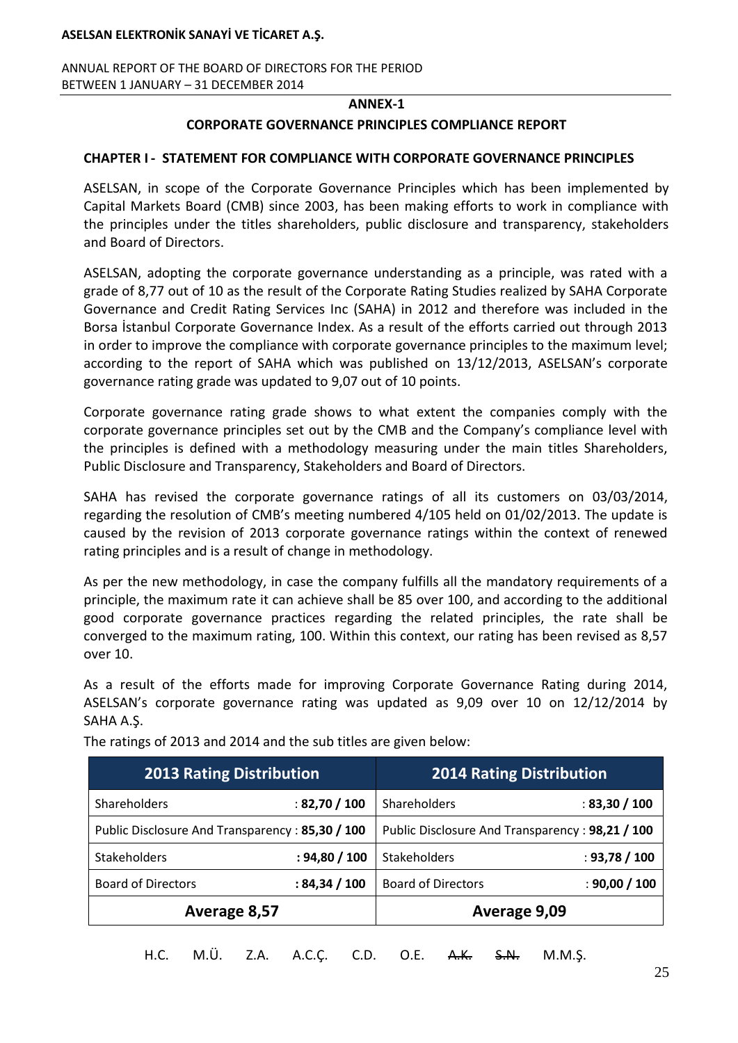## ANNEX-1

## CORPORATE GOVERNANCE PRINCIPLES COMPLIANCE REPORT

### CHAPTER I - STATEMENT FOR COMPLIANCE WITH CORPORATE GOVERNANCE PRINCIPLES

ASELSAN, in scope of the Corporate Governance Principles which has been implemented by Capital Markets Board (CMB) since 2003, has been making efforts to work in compliance with the principles under the titles shareholders, public disclosure and transparency, stakeholders and Board of Directors.

ASELSAN, adopting the corporate governance understanding as a principle, was rated with a grade of 8,77 out of 10 as the result of the Corporate Rating Studies realized by SAHA Corporate Governance and Credit Rating Services Inc (SAHA) in 2012 and therefore was included in the Borsa İstanbul Corporate Governance Index. As a result of the efforts carried out through 2013 in order to improve the compliance with corporate governance principles to the maximum level; according to the report of SAHA which was published on 13/12/2013, ASELSAN's corporate governance rating grade was updated to 9,07 out of 10 points.

Corporate governance rating grade shows to what extent the companies comply with the corporate governance principles set out by the CMB and the Company's compliance level with the principles is defined with a methodology measuring under the main titles Shareholders, Public Disclosure and Transparency, Stakeholders and Board of Directors.

SAHA has revised the corporate governance ratings of all its customers on 03/03/2014, regarding the resolution of CMB's meeting numbered 4/105 held on 01/02/2013. The update is caused by the revision of 2013 corporate governance ratings within the context of renewed rating principles and is a result of change in methodology.

As per the new methodology, in case the company fulfills all the mandatory requirements of a principle, the maximum rate it can achieve shall be 85 over 100, and according to the additional good corporate governance practices regarding the related principles, the rate shall be converged to the maximum rating, 100. Within this context, our rating has been revised as 8,57 over 10.

As a result of the efforts made for improving Corporate Governance Rating during 2014, ASELSAN's corporate governance rating was updated as 9,09 over 10 on 12/12/2014 by SAHA A.Ş.

The ratings of 2013 and 2014 and the sub titles are given below:

| 2013 Rating Distribution | | 2014 Rating Distribution | |
|---|---|---|---|
| Shareholders | : **82,70 / 100** | Shareholders | : **83,30 / 100** |
| Public Disclosure And Transparency | : **85,30 / 100** | Public Disclosure And Transparency | : **98,21 / 100** |
| Stakeholders | : **94,80 / 100** | Stakeholders | : **93,78 / 100** |
| Board of Directors | : **84,34 / 100** | Board of Directors | : **90,00 / 100** |
| **Average 8,57** | | **Average 9,09** | |

H.C. M.Ü. Z.A. A.C.Ç. C.D. O.E. ~~A.K.~~ ~~S.N.~~ M.M.Ş.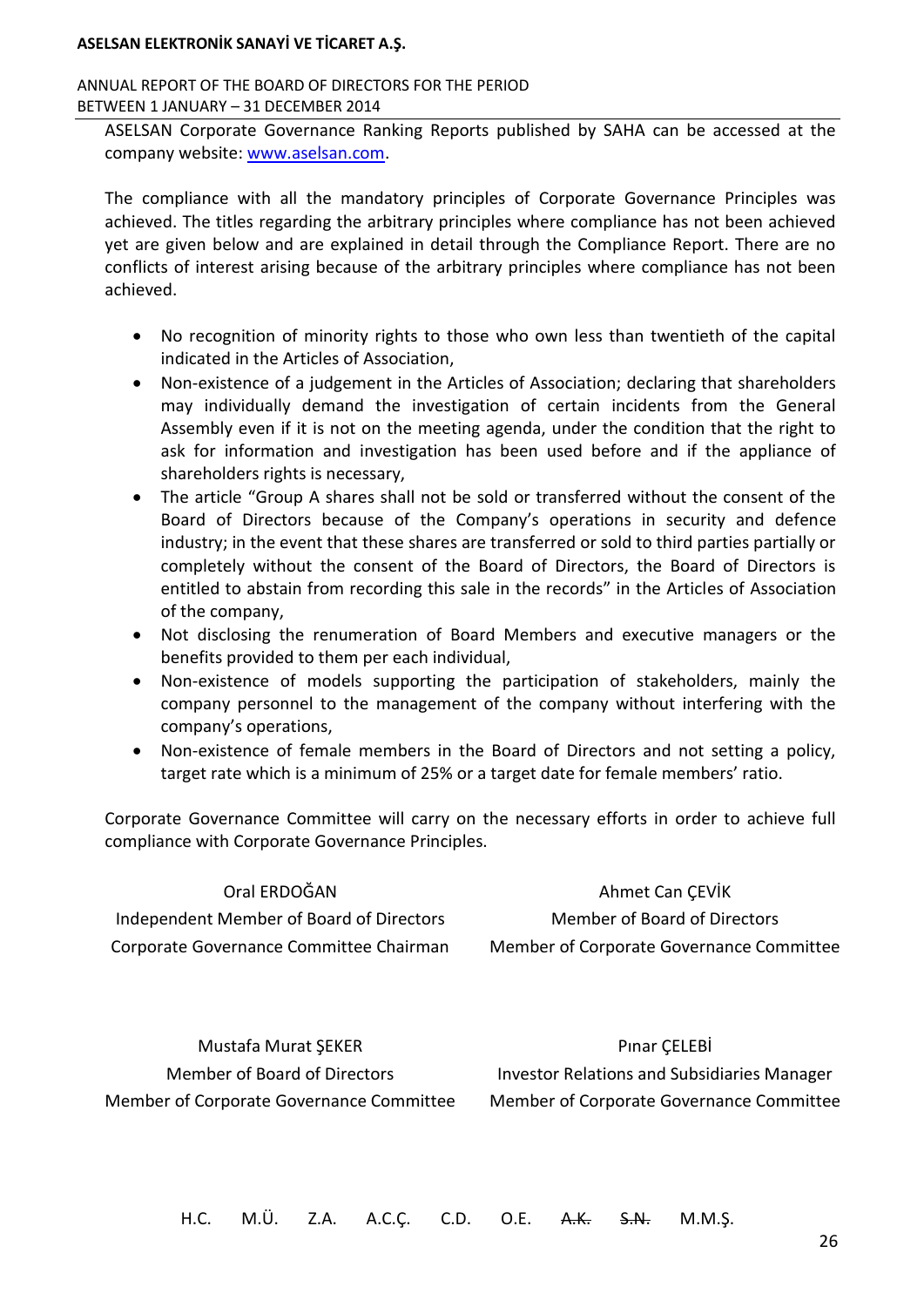ASELSAN Corporate Governance Ranking Reports published by SAHA can be accessed at the company website: www.aselsan.com.

The compliance with all the mandatory principles of Corporate Governance Principles was achieved. The titles regarding the arbitrary principles where compliance has not been achieved yet are given below and are explained in detail through the Compliance Report. There are no conflicts of interest arising because of the arbitrary principles where compliance has not been achieved.

- No recognition of minority rights to those who own less than twentieth of the capital indicated in the Articles of Association,
- Non-existence of a judgement in the Articles of Association; declaring that shareholders may individually demand the investigation of certain incidents from the General Assembly even if it is not on the meeting agenda, under the condition that the right to ask for information and investigation has been used before and if the appliance of shareholders rights is necessary,
- The article "Group A shares shall not be sold or transferred without the consent of the Board of Directors because of the Company's operations in security and defence industry; in the event that these shares are transferred or sold to third parties partially or completely without the consent of the Board of Directors, the Board of Directors is entitled to abstain from recording this sale in the records" in the Articles of Association of the company,
- Not disclosing the renumeration of Board Members and executive managers or the benefits provided to them per each individual,
- Non-existence of models supporting the participation of stakeholders, mainly the company personnel to the management of the company without interfering with the company's operations,
- Non-existence of female members in the Board of Directors and not setting a policy, target rate which is a minimum of 25% or a target date for female members' ratio.

Corporate Governance Committee will carry on the necessary efforts in order to achieve full compliance with Corporate Governance Principles.

Oral ERDOĞAN
Independent Member of Board of Directors
Corporate Governance Committee Chairman

Ahmet Can ÇEVİK
Member of Board of Directors
Member of Corporate Governance Committee

Mustafa Murat ŞEKER
Member of Board of Directors
Member of Corporate Governance Committee

Pınar ÇELEBİ
Investor Relations and Subsidiaries Manager
Member of Corporate Governance Committee

H.C. M.Ü. Z.A. A.C.Ç. C.D. O.E. ~~A.K.~~ ~~S.N.~~ M.M.Ş.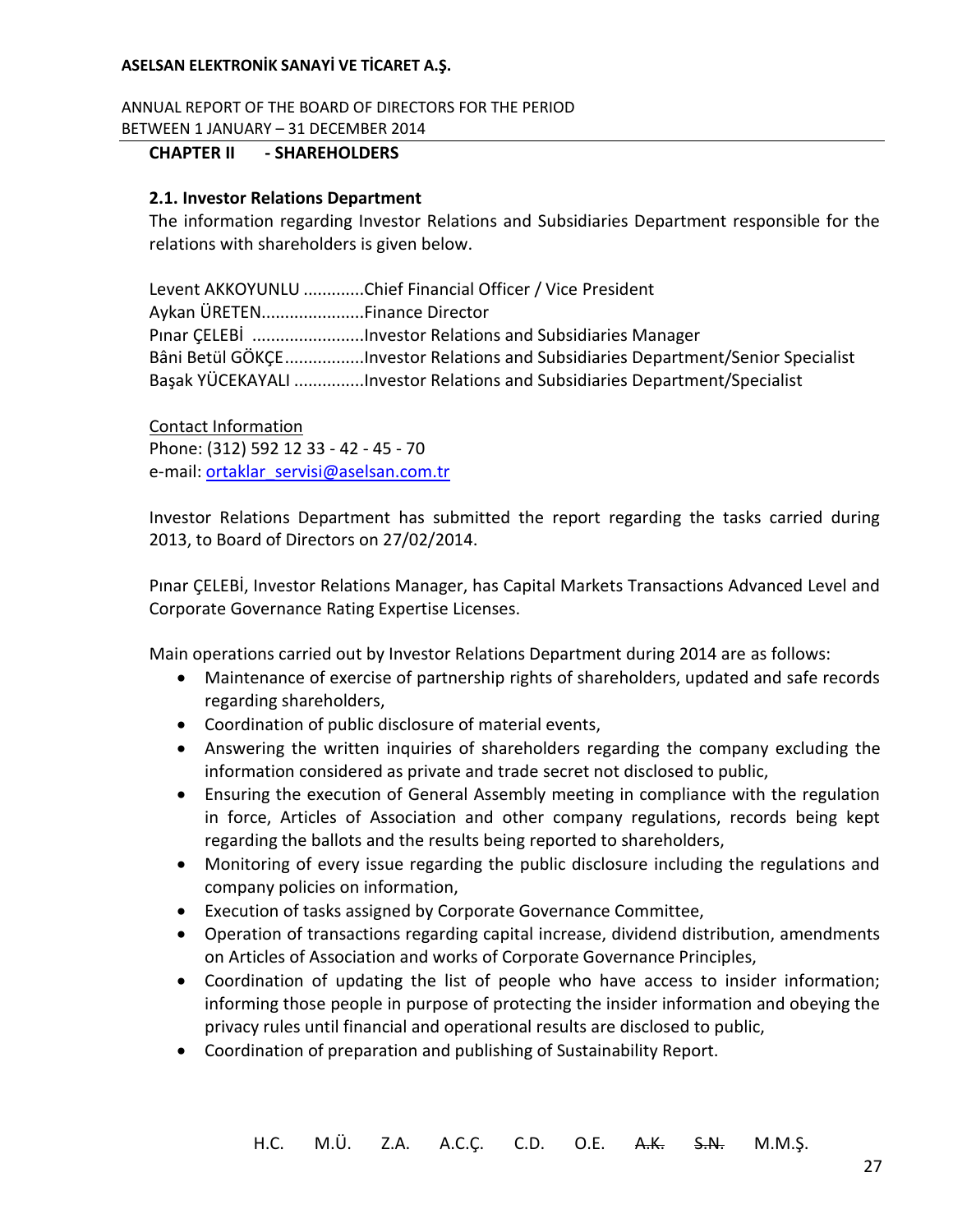## CHAPTER II - SHAREHOLDERS

### 2.1. Investor Relations Department

The information regarding Investor Relations and Subsidiaries Department responsible for the relations with shareholders is given below.

Levent AKKOYUNLU .............Chief Financial Officer / Vice President
Aykan ÜRETEN......................Finance Director
Pınar ÇELEBİ ........................Investor Relations and Subsidiaries Manager
Bâni Betül GÖKÇE.................Investor Relations and Subsidiaries Department/Senior Specialist
Başak YÜCEKAYALI ...............Investor Relations and Subsidiaries Department/Specialist

Contact Information
Phone: (312) 592 12 33 - 42 - 45 - 70
e-mail: ortaklar_servisi@aselsan.com.tr

Investor Relations Department has submitted the report regarding the tasks carried during 2013, to Board of Directors on 27/02/2014.

Pınar ÇELEBİ, Investor Relations Manager, has Capital Markets Transactions Advanced Level and Corporate Governance Rating Expertise Licenses.

Main operations carried out by Investor Relations Department during 2014 are as follows:

- Maintenance of exercise of partnership rights of shareholders, updated and safe records regarding shareholders,
- Coordination of public disclosure of material events,
- Answering the written inquiries of shareholders regarding the company excluding the information considered as private and trade secret not disclosed to public,
- Ensuring the execution of General Assembly meeting in compliance with the regulation in force, Articles of Association and other company regulations, records being kept regarding the ballots and the results being reported to shareholders,
- Monitoring of every issue regarding the public disclosure including the regulations and company policies on information,
- Execution of tasks assigned by Corporate Governance Committee,
- Operation of transactions regarding capital increase, dividend distribution, amendments on Articles of Association and works of Corporate Governance Principles,
- Coordination of updating the list of people who have access to insider information; informing those people in purpose of protecting the insider information and obeying the privacy rules until financial and operational results are disclosed to public,
- Coordination of preparation and publishing of Sustainability Report.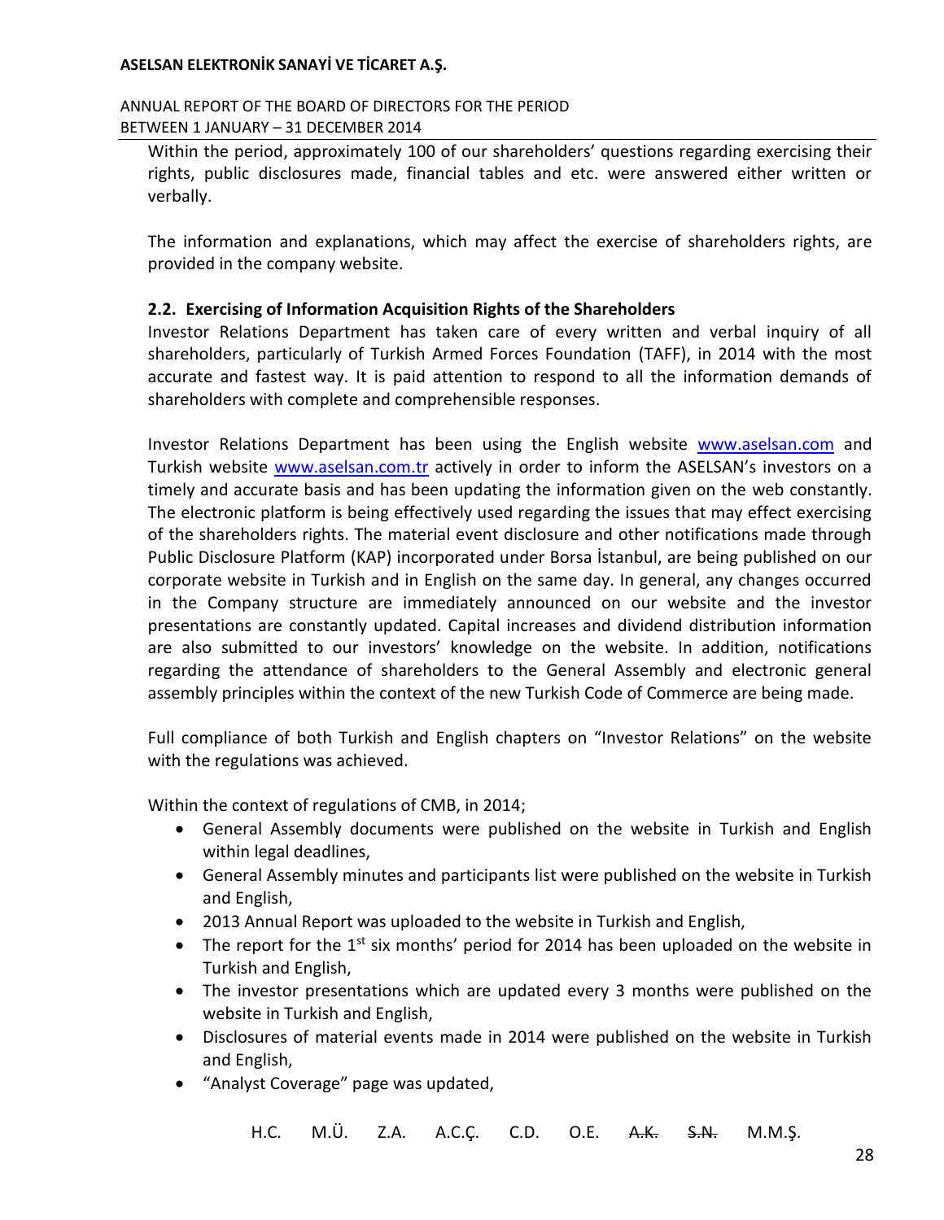Within the period, approximately 100 of our shareholders' questions regarding exercising their rights, public disclosures made, financial tables and etc. were answered either written or verbally.

The information and explanations, which may affect the exercise of shareholders rights, are provided in the company website.

### 2.2. Exercising of Information Acquisition Rights of the Shareholders

Investor Relations Department has taken care of every written and verbal inquiry of all shareholders, particularly of Turkish Armed Forces Foundation (TAFF), in 2014 with the most accurate and fastest way. It is paid attention to respond to all the information demands of shareholders with complete and comprehensible responses.

Investor Relations Department has been using the English website www.aselsan.com and Turkish website www.aselsan.com.tr actively in order to inform the ASELSAN's investors on a timely and accurate basis and has been updating the information given on the web constantly. The electronic platform is being effectively used regarding the issues that may effect exercising of the shareholders rights. The material event disclosure and other notifications made through Public Disclosure Platform (KAP) incorporated under Borsa İstanbul, are being published on our corporate website in Turkish and in English on the same day. In general, any changes occurred in the Company structure are immediately announced on our website and the investor presentations are constantly updated. Capital increases and dividend distribution information are also submitted to our investors' knowledge on the website. In addition, notifications regarding the attendance of shareholders to the General Assembly and electronic general assembly principles within the context of the new Turkish Code of Commerce are being made.

Full compliance of both Turkish and English chapters on "Investor Relations" on the website with the regulations was achieved.

Within the context of regulations of CMB, in 2014;

- General Assembly documents were published on the website in Turkish and English within legal deadlines,
- General Assembly minutes and participants list were published on the website in Turkish and English,
- 2013 Annual Report was uploaded to the website in Turkish and English,
- The report for the 1st six months' period for 2014 has been uploaded on the website in Turkish and English,
- The investor presentations which are updated every 3 months were published on the website in Turkish and English,
- Disclosures of material events made in 2014 were published on the website in Turkish and English,
- "Analyst Coverage" page was updated,

H.C. M.Ü. Z.A. A.C.Ç. C.D. O.E. ~~A.K.~~ ~~S.N.~~ M.M.Ş.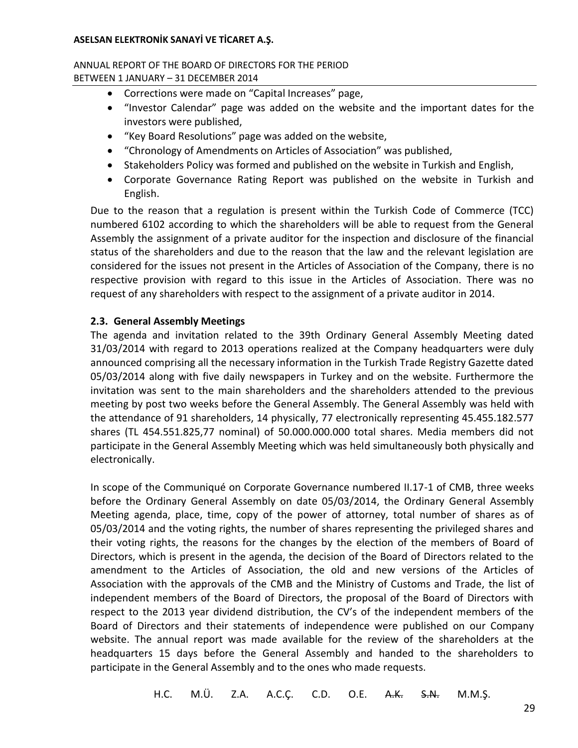- Corrections were made on "Capital Increases" page,
- "Investor Calendar" page was added on the website and the important dates for the investors were published,
- "Key Board Resolutions" page was added on the website,
- "Chronology of Amendments on Articles of Association" was published,
- Stakeholders Policy was formed and published on the website in Turkish and English,
- Corporate Governance Rating Report was published on the website in Turkish and English.

Due to the reason that a regulation is present within the Turkish Code of Commerce (TCC) numbered 6102 according to which the shareholders will be able to request from the General Assembly the assignment of a private auditor for the inspection and disclosure of the financial status of the shareholders and due to the reason that the law and the relevant legislation are considered for the issues not present in the Articles of Association of the Company, there is no respective provision with regard to this issue in the Articles of Association. There was no request of any shareholders with respect to the assignment of a private auditor in 2014.

### 2.3. General Assembly Meetings

The agenda and invitation related to the 39th Ordinary General Assembly Meeting dated 31/03/2014 with regard to 2013 operations realized at the Company headquarters were duly announced comprising all the necessary information in the Turkish Trade Registry Gazette dated 05/03/2014 along with five daily newspapers in Turkey and on the website. Furthermore the invitation was sent to the main shareholders and the shareholders attended to the previous meeting by post two weeks before the General Assembly. The General Assembly was held with the attendance of 91 shareholders, 14 physically, 77 electronically representing 45.455.182.577 shares (TL 454.551.825,77 nominal) of 50.000.000.000 total shares. Media members did not participate in the General Assembly Meeting which was held simultaneously both physically and electronically.

In scope of the Communiqué on Corporate Governance numbered II.17-1 of CMB, three weeks before the Ordinary General Assembly on date 05/03/2014, the Ordinary General Assembly Meeting agenda, place, time, copy of the power of attorney, total number of shares as of 05/03/2014 and the voting rights, the number of shares representing the privileged shares and their voting rights, the reasons for the changes by the election of the members of Board of Directors, which is present in the agenda, the decision of the Board of Directors related to the amendment to the Articles of Association, the old and new versions of the Articles of Association with the approvals of the CMB and the Ministry of Customs and Trade, the list of independent members of the Board of Directors, the proposal of the Board of Directors with respect to the 2013 year dividend distribution, the CV's of the independent members of the Board of Directors and their statements of independence were published on our Company website. The annual report was made available for the review of the shareholders at the headquarters 15 days before the General Assembly and handed to the shareholders to participate in the General Assembly and to the ones who made requests.

H.C. M.Ü. Z.A. A.C.Ç. C.D. O.E. ~~A.K.~~ ~~S.N.~~ M.M.Ş.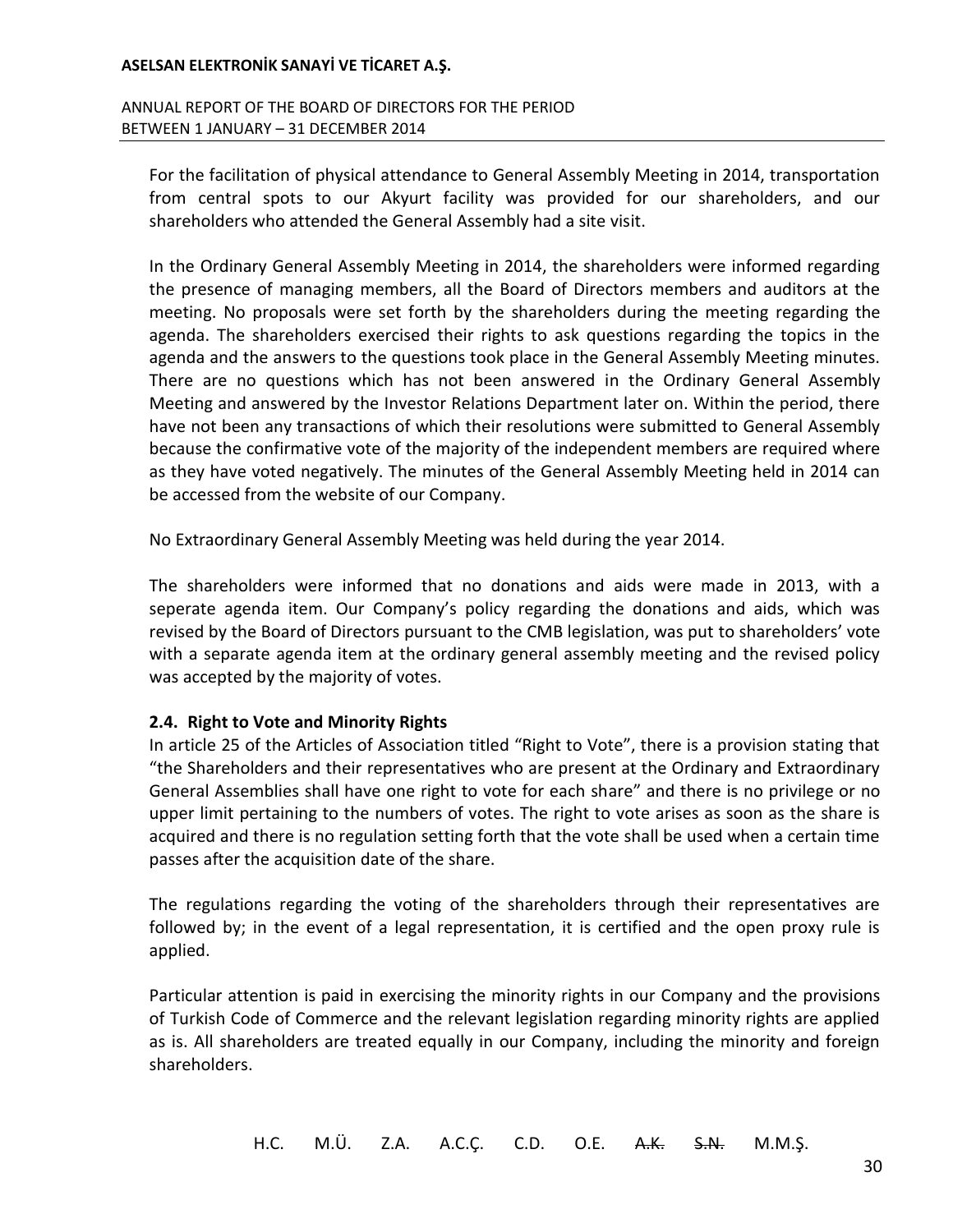For the facilitation of physical attendance to General Assembly Meeting in 2014, transportation from central spots to our Akyurt facility was provided for our shareholders, and our shareholders who attended the General Assembly had a site visit.

In the Ordinary General Assembly Meeting in 2014, the shareholders were informed regarding the presence of managing members, all the Board of Directors members and auditors at the meeting. No proposals were set forth by the shareholders during the meeting regarding the agenda. The shareholders exercised their rights to ask questions regarding the topics in the agenda and the answers to the questions took place in the General Assembly Meeting minutes. There are no questions which has not been answered in the Ordinary General Assembly Meeting and answered by the Investor Relations Department later on. Within the period, there have not been any transactions of which their resolutions were submitted to General Assembly because the confirmative vote of the majority of the independent members are required where as they have voted negatively. The minutes of the General Assembly Meeting held in 2014 can be accessed from the website of our Company.

No Extraordinary General Assembly Meeting was held during the year 2014.

The shareholders were informed that no donations and aids were made in 2013, with a seperate agenda item. Our Company's policy regarding the donations and aids, which was revised by the Board of Directors pursuant to the CMB legislation, was put to shareholders' vote with a separate agenda item at the ordinary general assembly meeting and the revised policy was accepted by the majority of votes.

**2.4. Right to Vote and Minority Rights**

In article 25 of the Articles of Association titled "Right to Vote", there is a provision stating that "the Shareholders and their representatives who are present at the Ordinary and Extraordinary General Assemblies shall have one right to vote for each share" and there is no privilege or no upper limit pertaining to the numbers of votes. The right to vote arises as soon as the share is acquired and there is no regulation setting forth that the vote shall be used when a certain time passes after the acquisition date of the share.

The regulations regarding the voting of the shareholders through their representatives are followed by; in the event of a legal representation, it is certified and the open proxy rule is applied.

Particular attention is paid in exercising the minority rights in our Company and the provisions of Turkish Code of Commerce and the relevant legislation regarding minority rights are applied as is. All shareholders are treated equally in our Company, including the minority and foreign shareholders.

H.C. M.Ü. Z.A. A.C.Ç. C.D. O.E. ~~A.K.~~ ~~S.N.~~ M.M.Ş.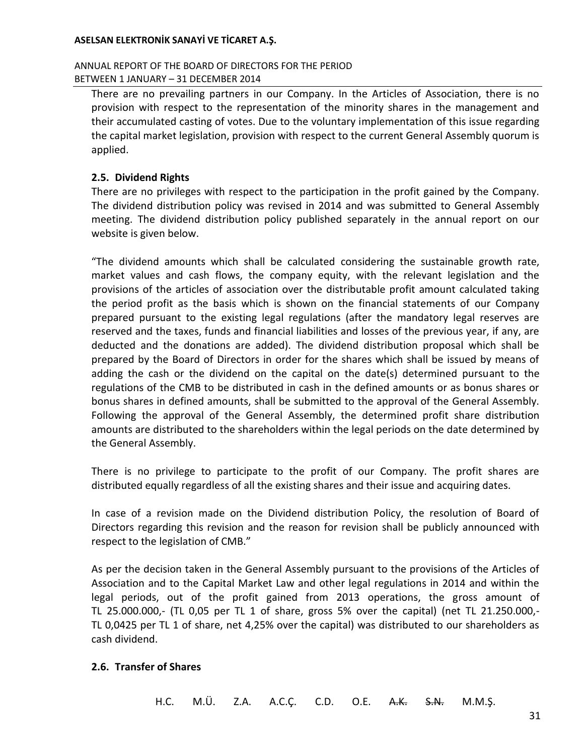There are no prevailing partners in our Company. In the Articles of Association, there is no provision with respect to the representation of the minority shares in the management and their accumulated casting of votes. Due to the voluntary implementation of this issue regarding the capital market legislation, provision with respect to the current General Assembly quorum is applied.

### 2.5. Dividend Rights

There are no privileges with respect to the participation in the profit gained by the Company. The dividend distribution policy was revised in 2014 and was submitted to General Assembly meeting. The dividend distribution policy published separately in the annual report on our website is given below.

"The dividend amounts which shall be calculated considering the sustainable growth rate, market values and cash flows, the company equity, with the relevant legislation and the provisions of the articles of association over the distributable profit amount calculated taking the period profit as the basis which is shown on the financial statements of our Company prepared pursuant to the existing legal regulations (after the mandatory legal reserves are reserved and the taxes, funds and financial liabilities and losses of the previous year, if any, are deducted and the donations are added). The dividend distribution proposal which shall be prepared by the Board of Directors in order for the shares which shall be issued by means of adding the cash or the dividend on the capital on the date(s) determined pursuant to the regulations of the CMB to be distributed in cash in the defined amounts or as bonus shares or bonus shares in defined amounts, shall be submitted to the approval of the General Assembly. Following the approval of the General Assembly, the determined profit share distribution amounts are distributed to the shareholders within the legal periods on the date determined by the General Assembly.

There is no privilege to participate to the profit of our Company. The profit shares are distributed equally regardless of all the existing shares and their issue and acquiring dates.

In case of a revision made on the Dividend distribution Policy, the resolution of Board of Directors regarding this revision and the reason for revision shall be publicly announced with respect to the legislation of CMB."

As per the decision taken in the General Assembly pursuant to the provisions of the Articles of Association and to the Capital Market Law and other legal regulations in 2014 and within the legal periods, out of the profit gained from 2013 operations, the gross amount of TL 25.000.000,- (TL 0,05 per TL 1 of share, gross 5% over the capital) (net TL 21.250.000,- TL 0,0425 per TL 1 of share, net 4,25% over the capital) was distributed to our shareholders as cash dividend.

### 2.6. Transfer of Shares

H.C. M.Ü. Z.A. A.C.Ç. C.D. O.E. ~~A.K.~~ ~~S.N.~~ M.M.Ş.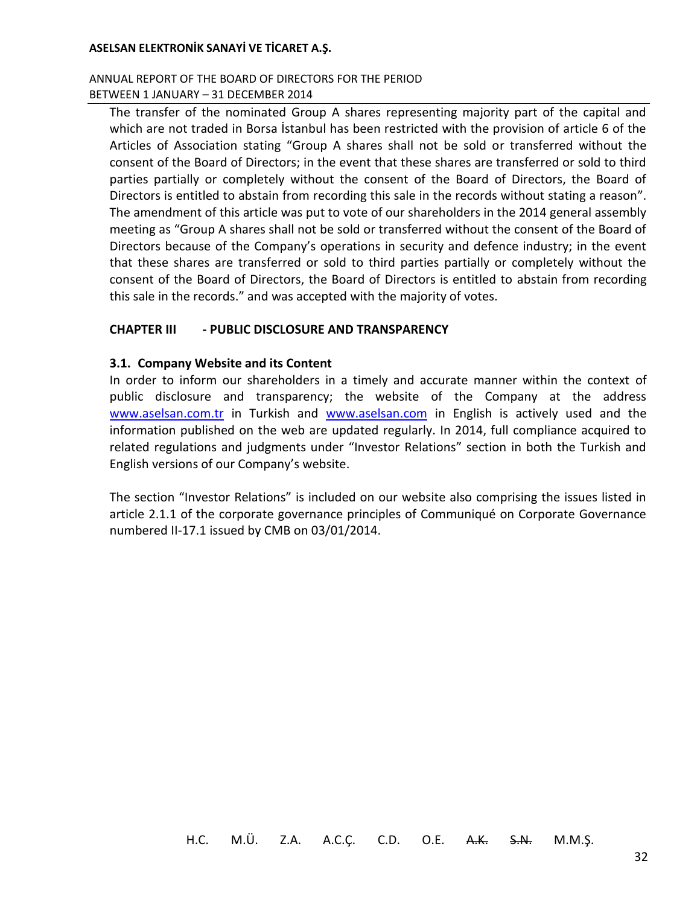The transfer of the nominated Group A shares representing majority part of the capital and which are not traded in Borsa İstanbul has been restricted with the provision of article 6 of the Articles of Association stating "Group A shares shall not be sold or transferred without the consent of the Board of Directors; in the event that these shares are transferred or sold to third parties partially or completely without the consent of the Board of Directors, the Board of Directors is entitled to abstain from recording this sale in the records without stating a reason". The amendment of this article was put to vote of our shareholders in the 2014 general assembly meeting as "Group A shares shall not be sold or transferred without the consent of the Board of Directors because of the Company's operations in security and defence industry; in the event that these shares are transferred or sold to third parties partially or completely without the consent of the Board of Directors, the Board of Directors is entitled to abstain from recording this sale in the records." and was accepted with the majority of votes.

## CHAPTER III - PUBLIC DISCLOSURE AND TRANSPARENCY

### 3.1. Company Website and its Content

In order to inform our shareholders in a timely and accurate manner within the context of public disclosure and transparency; the website of the Company at the address www.aselsan.com.tr in Turkish and www.aselsan.com in English is actively used and the information published on the web are updated regularly. In 2014, full compliance acquired to related regulations and judgments under "Investor Relations" section in both the Turkish and English versions of our Company's website.

The section "Investor Relations" is included on our website also comprising the issues listed in article 2.1.1 of the corporate governance principles of Communiqué on Corporate Governance numbered II-17.1 issued by CMB on 03/01/2014.

H.C. M.Ü. Z.A. A.C.Ç. C.D. O.E. ~~A.K.~~ ~~S.N.~~ M.M.Ş.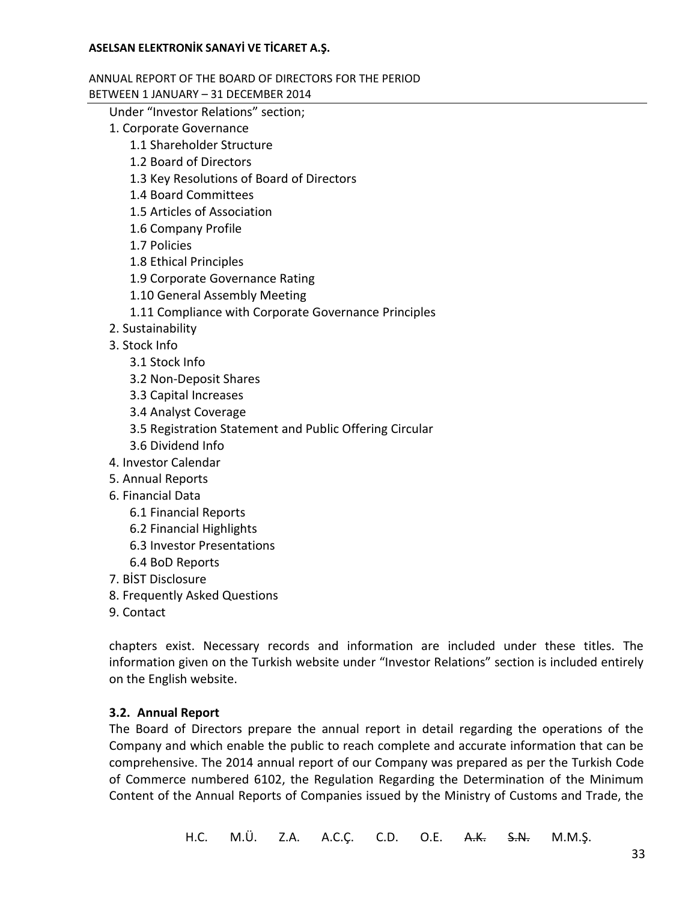Under "Investor Relations" section;

1. Corporate Governance
    1.1 Shareholder Structure
    1.2 Board of Directors
    1.3 Key Resolutions of Board of Directors
    1.4 Board Committees
    1.5 Articles of Association
    1.6 Company Profile
    1.7 Policies
    1.8 Ethical Principles
    1.9 Corporate Governance Rating
    1.10 General Assembly Meeting
    1.11 Compliance with Corporate Governance Principles
2. Sustainability
3. Stock Info
    3.1 Stock Info
    3.2 Non-Deposit Shares
    3.3 Capital Increases
    3.4 Analyst Coverage
    3.5 Registration Statement and Public Offering Circular
    3.6 Dividend Info
4. Investor Calendar
5. Annual Reports
6. Financial Data
    6.1 Financial Reports
    6.2 Financial Highlights
    6.3 Investor Presentations
    6.4 BoD Reports
7. BİST Disclosure
8. Frequently Asked Questions
9. Contact

chapters exist. Necessary records and information are included under these titles. The information given on the Turkish website under "Investor Relations" section is included entirely on the English website.

### 3.2. Annual Report

The Board of Directors prepare the annual report in detail regarding the operations of the Company and which enable the public to reach complete and accurate information that can be comprehensive. The 2014 annual report of our Company was prepared as per the Turkish Code of Commerce numbered 6102, the Regulation Regarding the Determination of the Minimum Content of the Annual Reports of Companies issued by the Ministry of Customs and Trade, the

H.C. M.Ü. Z.A. A.C.Ç. C.D. O.E. ~~A.K.~~ ~~S.N.~~ M.M.Ş.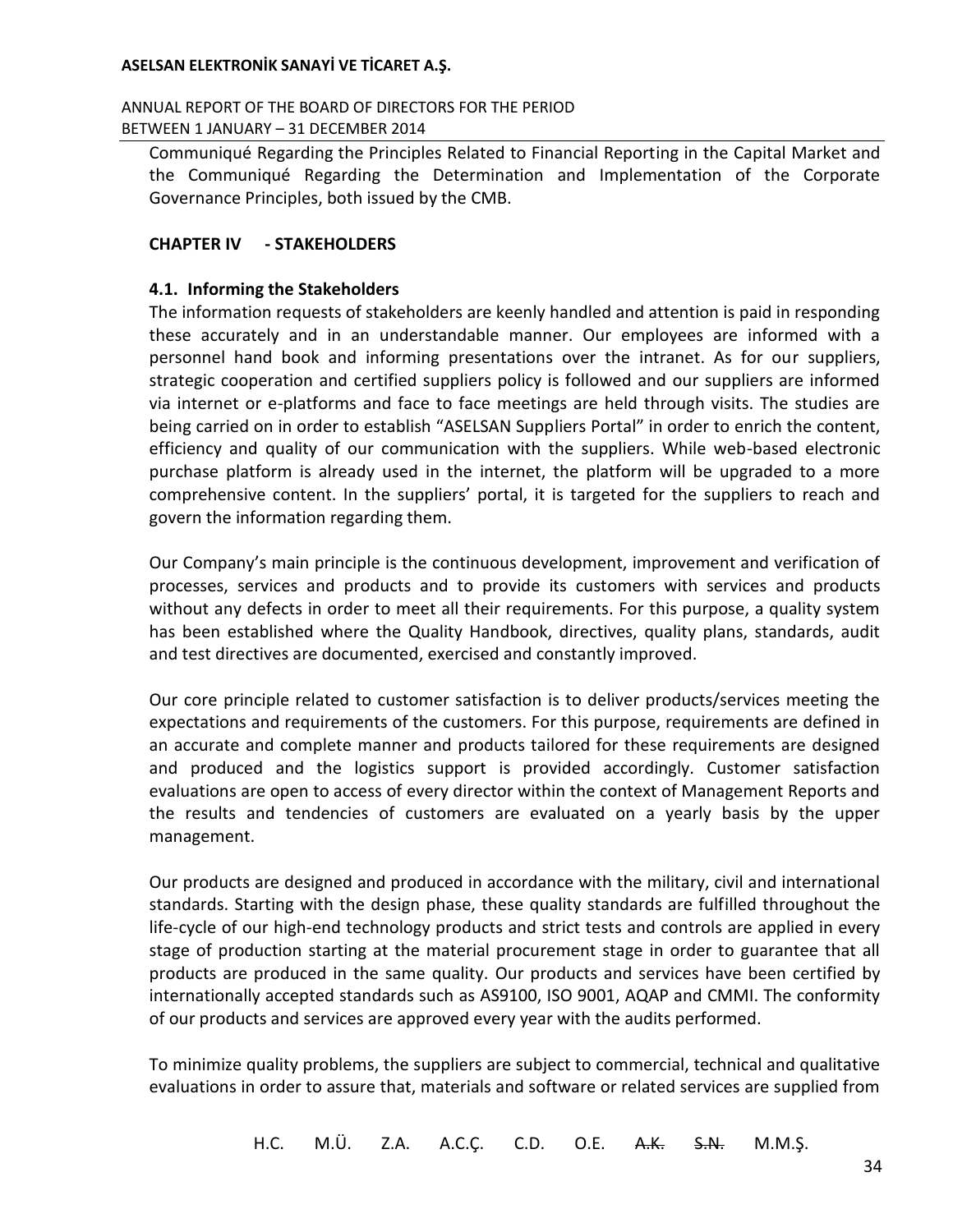Communiqué Regarding the Principles Related to Financial Reporting in the Capital Market and the Communiqué Regarding the Determination and Implementation of the Corporate Governance Principles, both issued by the CMB.

## CHAPTER IV - STAKEHOLDERS

### 4.1. Informing the Stakeholders

The information requests of stakeholders are keenly handled and attention is paid in responding these accurately and in an understandable manner. Our employees are informed with a personnel hand book and informing presentations over the intranet. As for our suppliers, strategic cooperation and certified suppliers policy is followed and our suppliers are informed via internet or e-platforms and face to face meetings are held through visits. The studies are being carried on in order to establish "ASELSAN Suppliers Portal" in order to enrich the content, efficiency and quality of our communication with the suppliers. While web-based electronic purchase platform is already used in the internet, the platform will be upgraded to a more comprehensive content. In the suppliers' portal, it is targeted for the suppliers to reach and govern the information regarding them.

Our Company's main principle is the continuous development, improvement and verification of processes, services and products and to provide its customers with services and products without any defects in order to meet all their requirements. For this purpose, a quality system has been established where the Quality Handbook, directives, quality plans, standards, audit and test directives are documented, exercised and constantly improved.

Our core principle related to customer satisfaction is to deliver products/services meeting the expectations and requirements of the customers. For this purpose, requirements are defined in an accurate and complete manner and products tailored for these requirements are designed and produced and the logistics support is provided accordingly. Customer satisfaction evaluations are open to access of every director within the context of Management Reports and the results and tendencies of customers are evaluated on a yearly basis by the upper management.

Our products are designed and produced in accordance with the military, civil and international standards. Starting with the design phase, these quality standards are fulfilled throughout the life-cycle of our high-end technology products and strict tests and controls are applied in every stage of production starting at the material procurement stage in order to guarantee that all products are produced in the same quality. Our products and services have been certified by internationally accepted standards such as AS9100, ISO 9001, AQAP and CMMI. The conformity of our products and services are approved every year with the audits performed.

To minimize quality problems, the suppliers are subject to commercial, technical and qualitative evaluations in order to assure that, materials and software or related services are supplied from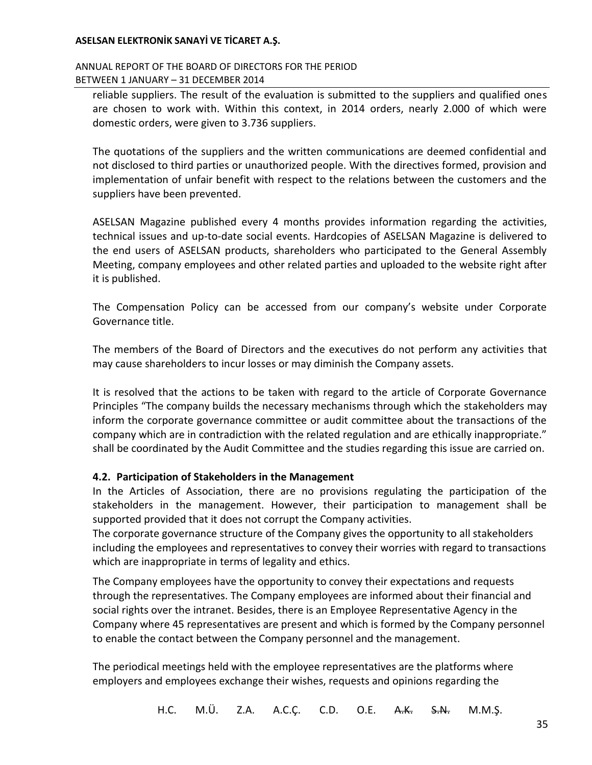reliable suppliers. The result of the evaluation is submitted to the suppliers and qualified ones are chosen to work with. Within this context, in 2014 orders, nearly 2.000 of which were domestic orders, were given to 3.736 suppliers.

The quotations of the suppliers and the written communications are deemed confidential and not disclosed to third parties or unauthorized people. With the directives formed, provision and implementation of unfair benefit with respect to the relations between the customers and the suppliers have been prevented.

ASELSAN Magazine published every 4 months provides information regarding the activities, technical issues and up-to-date social events. Hardcopies of ASELSAN Magazine is delivered to the end users of ASELSAN products, shareholders who participated to the General Assembly Meeting, company employees and other related parties and uploaded to the website right after it is published.

The Compensation Policy can be accessed from our company's website under Corporate Governance title.

The members of the Board of Directors and the executives do not perform any activities that may cause shareholders to incur losses or may diminish the Company assets.

It is resolved that the actions to be taken with regard to the article of Corporate Governance Principles "The company builds the necessary mechanisms through which the stakeholders may inform the corporate governance committee or audit committee about the transactions of the company which are in contradiction with the related regulation and are ethically inappropriate." shall be coordinated by the Audit Committee and the studies regarding this issue are carried on.

### 4.2. Participation of Stakeholders in the Management

In the Articles of Association, there are no provisions regulating the participation of the stakeholders in the management. However, their participation to management shall be supported provided that it does not corrupt the Company activities.

The corporate governance structure of the Company gives the opportunity to all stakeholders including the employees and representatives to convey their worries with regard to transactions which are inappropriate in terms of legality and ethics.

The Company employees have the opportunity to convey their expectations and requests through the representatives. The Company employees are informed about their financial and social rights over the intranet. Besides, there is an Employee Representative Agency in the Company where 45 representatives are present and which is formed by the Company personnel to enable the contact between the Company personnel and the management.

The periodical meetings held with the employee representatives are the platforms where employers and employees exchange their wishes, requests and opinions regarding the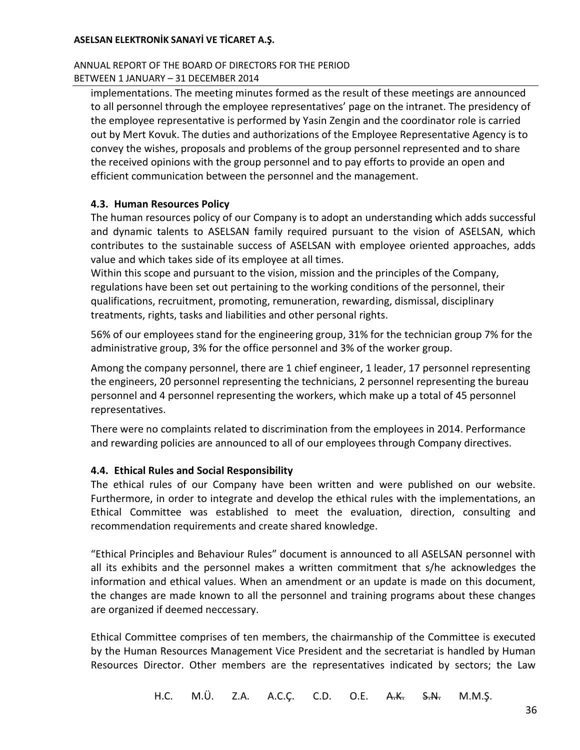implementations. The meeting minutes formed as the result of these meetings are announced to all personnel through the employee representatives' page on the intranet. The presidency of the employee representative is performed by Yasin Zengin and the coordinator role is carried out by Mert Kovuk. The duties and authorizations of the Employee Representative Agency is to convey the wishes, proposals and problems of the group personnel represented and to share the received opinions with the group personnel and to pay efforts to provide an open and efficient communication between the personnel and the management.

### 4.3. Human Resources Policy

The human resources policy of our Company is to adopt an understanding which adds successful and dynamic talents to ASELSAN family required pursuant to the vision of ASELSAN, which contributes to the sustainable success of ASELSAN with employee oriented approaches, adds value and which takes side of its employee at all times.

Within this scope and pursuant to the vision, mission and the principles of the Company, regulations have been set out pertaining to the working conditions of the personnel, their qualifications, recruitment, promoting, remuneration, rewarding, dismissal, disciplinary treatments, rights, tasks and liabilities and other personal rights.

56% of our employees stand for the engineering group, 31% for the technician group 7% for the administrative group, 3% for the office personnel and 3% of the worker group.

Among the company personnel, there are 1 chief engineer, 1 leader, 17 personnel representing the engineers, 20 personnel representing the technicians, 2 personnel representing the bureau personnel and 4 personnel representing the workers, which make up a total of 45 personnel representatives.

There were no complaints related to discrimination from the employees in 2014. Performance and rewarding policies are announced to all of our employees through Company directives.

### 4.4. Ethical Rules and Social Responsibility

The ethical rules of our Company have been written and were published on our website. Furthermore, in order to integrate and develop the ethical rules with the implementations, an Ethical Committee was established to meet the evaluation, direction, consulting and recommendation requirements and create shared knowledge.

"Ethical Principles and Behaviour Rules" document is announced to all ASELSAN personnel with all its exhibits and the personnel makes a written commitment that s/he acknowledges the information and ethical values. When an amendment or an update is made on this document, the changes are made known to all the personnel and training programs about these changes are organized if deemed neccessary.

Ethical Committee comprises of ten members, the chairmanship of the Committee is executed by the Human Resources Management Vice President and the secretariat is handled by Human Resources Director. Other members are the representatives indicated by sectors; the Law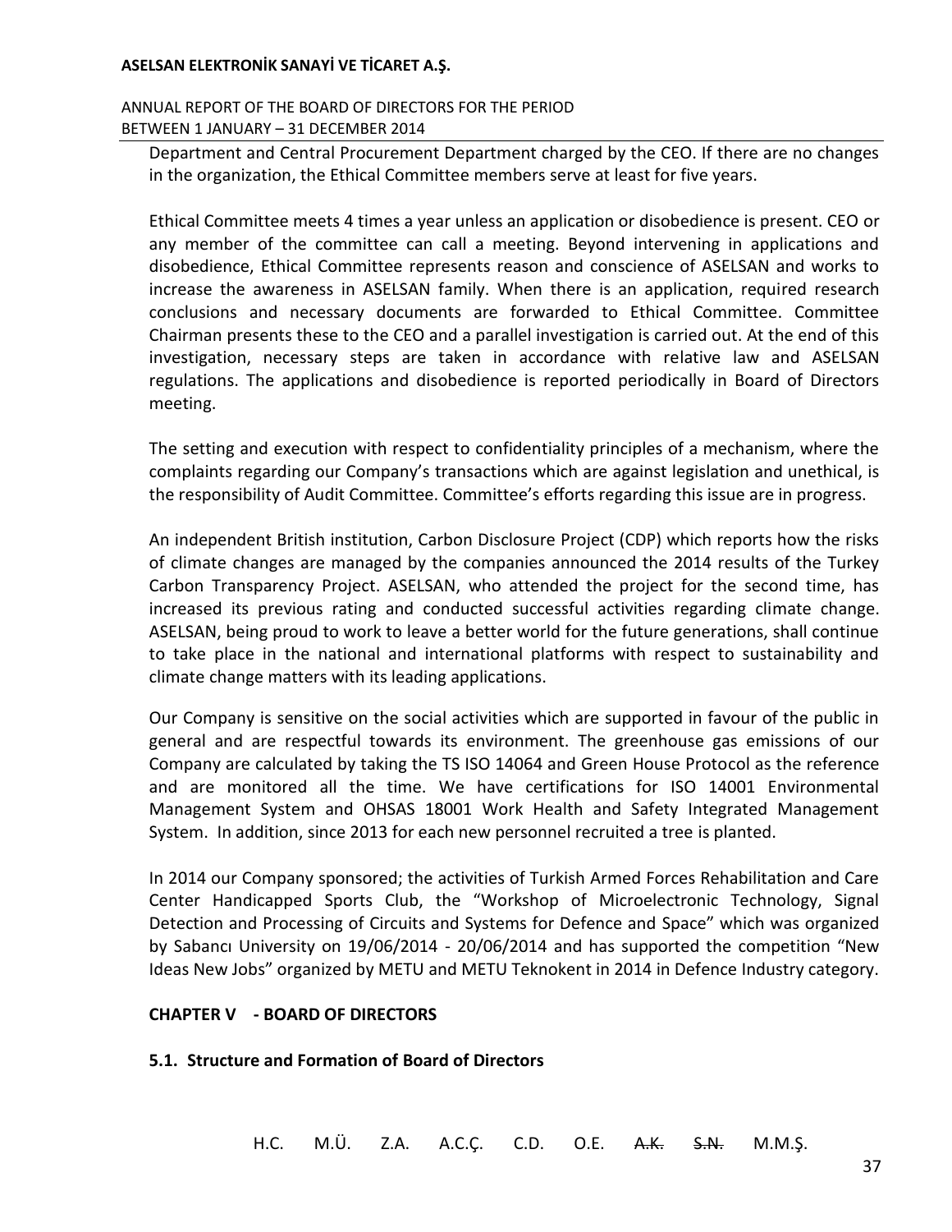Department and Central Procurement Department charged by the CEO. If there are no changes in the organization, the Ethical Committee members serve at least for five years.

Ethical Committee meets 4 times a year unless an application or disobedience is present. CEO or any member of the committee can call a meeting. Beyond intervening in applications and disobedience, Ethical Committee represents reason and conscience of ASELSAN and works to increase the awareness in ASELSAN family. When there is an application, required research conclusions and necessary documents are forwarded to Ethical Committee. Committee Chairman presents these to the CEO and a parallel investigation is carried out. At the end of this investigation, necessary steps are taken in accordance with relative law and ASELSAN regulations. The applications and disobedience is reported periodically in Board of Directors meeting.

The setting and execution with respect to confidentiality principles of a mechanism, where the complaints regarding our Company's transactions which are against legislation and unethical, is the responsibility of Audit Committee. Committee's efforts regarding this issue are in progress.

An independent British institution, Carbon Disclosure Project (CDP) which reports how the risks of climate changes are managed by the companies announced the 2014 results of the Turkey Carbon Transparency Project. ASELSAN, who attended the project for the second time, has increased its previous rating and conducted successful activities regarding climate change. ASELSAN, being proud to work to leave a better world for the future generations, shall continue to take place in the national and international platforms with respect to sustainability and climate change matters with its leading applications.

Our Company is sensitive on the social activities which are supported in favour of the public in general and are respectful towards its environment. The greenhouse gas emissions of our Company are calculated by taking the TS ISO 14064 and Green House Protocol as the reference and are monitored all the time. We have certifications for ISO 14001 Environmental Management System and OHSAS 18001 Work Health and Safety Integrated Management System. In addition, since 2013 for each new personnel recruited a tree is planted.

In 2014 our Company sponsored; the activities of Turkish Armed Forces Rehabilitation and Care Center Handicapped Sports Club, the "Workshop of Microelectronic Technology, Signal Detection and Processing of Circuits and Systems for Defence and Space" which was organized by Sabancı University on 19/06/2014 - 20/06/2014 and has supported the competition "New Ideas New Jobs" organized by METU and METU Teknokent in 2014 in Defence Industry category.

## CHAPTER V - BOARD OF DIRECTORS

### 5.1. Structure and Formation of Board of Directors

H.C. M.Ü. Z.A. A.C.Ç. C.D. O.E. ~~A.K.~~ ~~S.N.~~ M.M.Ş.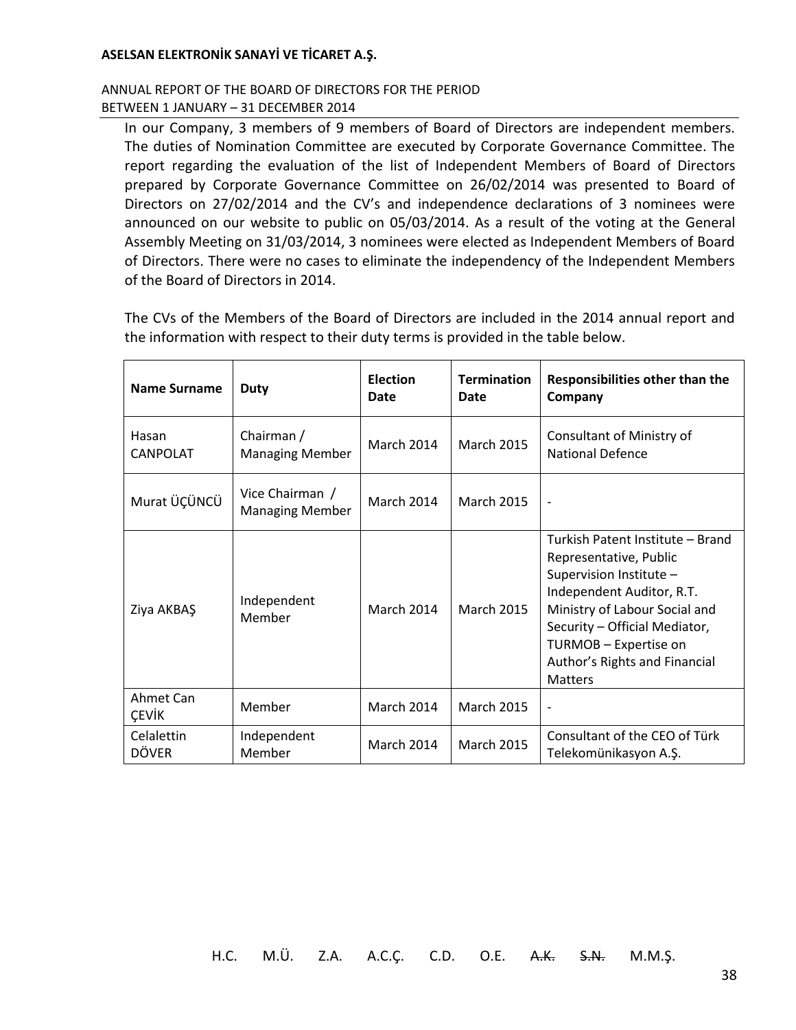In our Company, 3 members of 9 members of Board of Directors are independent members. The duties of Nomination Committee are executed by Corporate Governance Committee. The report regarding the evaluation of the list of Independent Members of Board of Directors prepared by Corporate Governance Committee on 26/02/2014 was presented to Board of Directors on 27/02/2014 and the CV's and independence declarations of 3 nominees were announced on our website to public on 05/03/2014. As a result of the voting at the General Assembly Meeting on 31/03/2014, 3 nominees were elected as Independent Members of Board of Directors. There were no cases to eliminate the independency of the Independent Members of the Board of Directors in 2014.

The CVs of the Members of the Board of Directors are included in the 2014 annual report and the information with respect to their duty terms is provided in the table below.

| Name Surname | Duty | Election Date | Termination Date | Responsibilities other than the Company |
|---|---|---|---|---|
| Hasan CANPOLAT | Chairman / Managing Member | March 2014 | March 2015 | Consultant of Ministry of National Defence |
| Murat ÜÇÜNCÜ | Vice Chairman / Managing Member | March 2014 | March 2015 | - |
| Ziya AKBAŞ | Independent Member | March 2014 | March 2015 | Turkish Patent Institute – Brand Representative, Public Supervision Institute – Independent Auditor, R.T. Ministry of Labour Social and Security – Official Mediator, TURMOB – Expertise on Author's Rights and Financial Matters |
| Ahmet Can ÇEVİK | Member | March 2014 | March 2015 | - |
| Celalettin DÖVER | Independent Member | March 2014 | March 2015 | Consultant of the CEO of Türk Telekomünikasyon A.Ş. |

H.C. M.Ü. Z.A. A.C.Ç. C.D. O.E. ~~A.K.~~ ~~S.N.~~ M.M.Ş.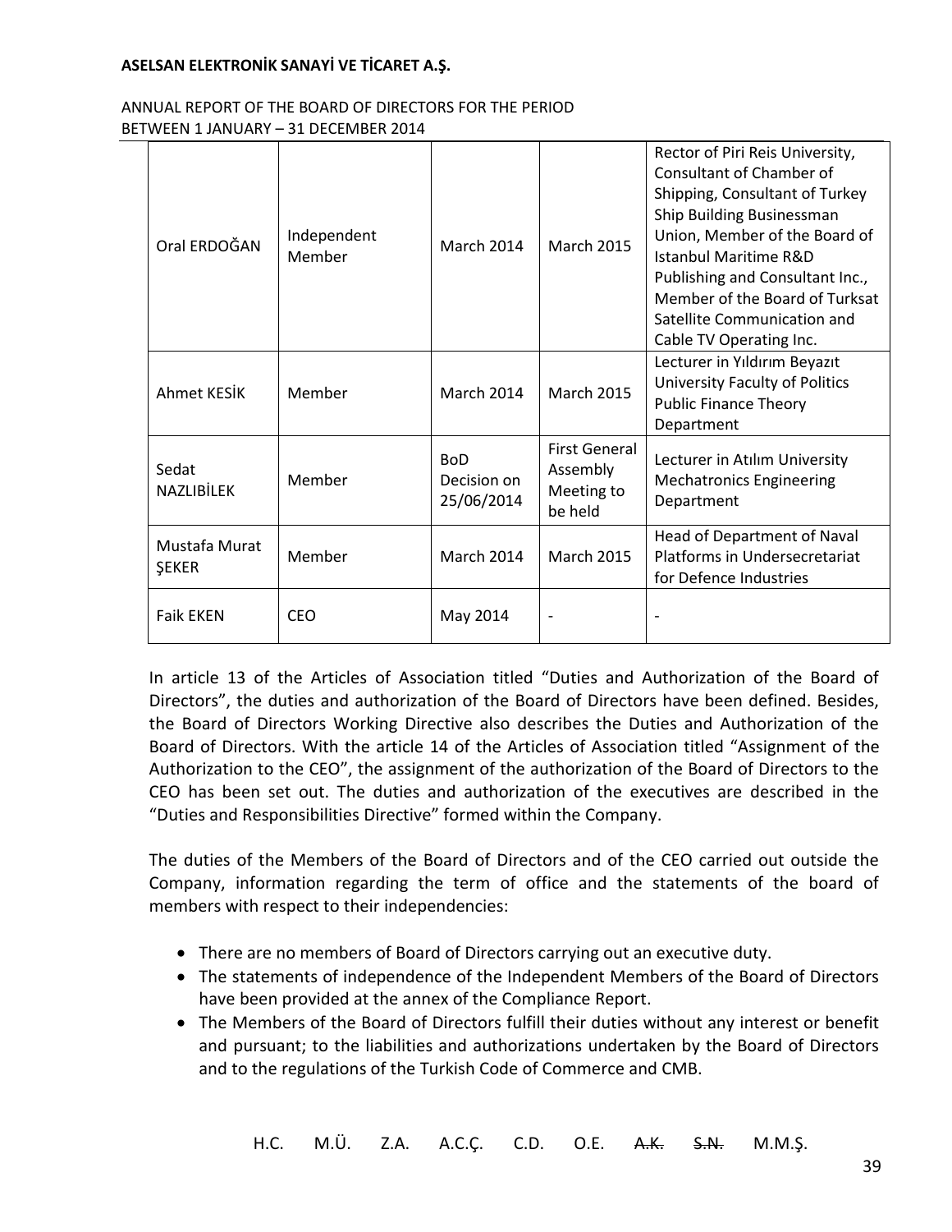| Oral ERDOĞAN | Independent Member | March 2014 | March 2015 | Rector of Piri Reis University, Consultant of Chamber of Shipping, Consultant of Turkey Ship Building Businessman Union, Member of the Board of Istanbul Maritime R&D Publishing and Consultant Inc., Member of the Board of Turksat Satellite Communication and Cable TV Operating Inc. |
|---|---|---|---|---|
| Ahmet KESİK | Member | March 2014 | March 2015 | Lecturer in Yıldırım Beyazıt University Faculty of Politics Public Finance Theory Department |
| Sedat NAZLIBİLEK | Member | BoD Decision on 25/06/2014 | First General Assembly Meeting to be held | Lecturer in Atılım University Mechatronics Engineering Department |
| Mustafa Murat ŞEKER | Member | March 2014 | March 2015 | Head of Department of Naval Platforms in Undersecretariat for Defence Industries |
| Faik EKEN | CEO | May 2014 | - | - |

In article 13 of the Articles of Association titled "Duties and Authorization of the Board of Directors", the duties and authorization of the Board of Directors have been defined. Besides, the Board of Directors Working Directive also describes the Duties and Authorization of the Board of Directors. With the article 14 of the Articles of Association titled "Assignment of the Authorization to the CEO", the assignment of the authorization of the Board of Directors to the CEO has been set out. The duties and authorization of the executives are described in the "Duties and Responsibilities Directive" formed within the Company.

The duties of the Members of the Board of Directors and of the CEO carried out outside the Company, information regarding the term of office and the statements of the board of members with respect to their independencies:

- There are no members of Board of Directors carrying out an executive duty.
- The statements of independence of the Independent Members of the Board of Directors have been provided at the annex of the Compliance Report.
- The Members of the Board of Directors fulfill their duties without any interest or benefit and pursuant; to the liabilities and authorizations undertaken by the Board of Directors and to the regulations of the Turkish Code of Commerce and CMB.

H.C. M.Ü. Z.A. A.C.Ç. C.D. O.E. ~~A.K.~~ ~~S.N.~~ M.M.Ş.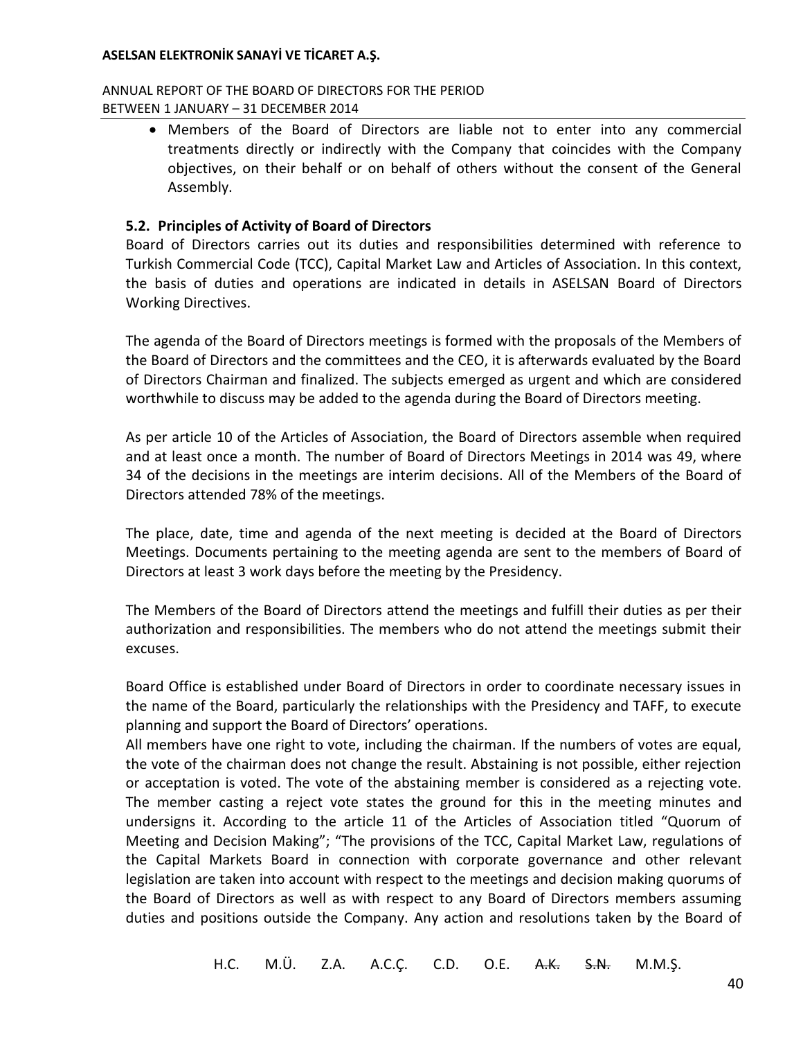- Members of the Board of Directors are liable not to enter into any commercial treatments directly or indirectly with the Company that coincides with the Company objectives, on their behalf or on behalf of others without the consent of the General Assembly.

### 5.2. Principles of Activity of Board of Directors

Board of Directors carries out its duties and responsibilities determined with reference to Turkish Commercial Code (TCC), Capital Market Law and Articles of Association. In this context, the basis of duties and operations are indicated in details in ASELSAN Board of Directors Working Directives.

The agenda of the Board of Directors meetings is formed with the proposals of the Members of the Board of Directors and the committees and the CEO, it is afterwards evaluated by the Board of Directors Chairman and finalized. The subjects emerged as urgent and which are considered worthwhile to discuss may be added to the agenda during the Board of Directors meeting.

As per article 10 of the Articles of Association, the Board of Directors assemble when required and at least once a month. The number of Board of Directors Meetings in 2014 was 49, where 34 of the decisions in the meetings are interim decisions. All of the Members of the Board of Directors attended 78% of the meetings.

The place, date, time and agenda of the next meeting is decided at the Board of Directors Meetings. Documents pertaining to the meeting agenda are sent to the members of Board of Directors at least 3 work days before the meeting by the Presidency.

The Members of the Board of Directors attend the meetings and fulfill their duties as per their authorization and responsibilities. The members who do not attend the meetings submit their excuses.

Board Office is established under Board of Directors in order to coordinate necessary issues in the name of the Board, particularly the relationships with the Presidency and TAFF, to execute planning and support the Board of Directors' operations.

All members have one right to vote, including the chairman. If the numbers of votes are equal, the vote of the chairman does not change the result. Abstaining is not possible, either rejection or acceptation is voted. The vote of the abstaining member is considered as a rejecting vote. The member casting a reject vote states the ground for this in the meeting minutes and undersigns it. According to the article 11 of the Articles of Association titled "Quorum of Meeting and Decision Making"; "The provisions of the TCC, Capital Market Law, regulations of the Capital Markets Board in connection with corporate governance and other relevant legislation are taken into account with respect to the meetings and decision making quorums of the Board of Directors as well as with respect to any Board of Directors members assuming duties and positions outside the Company. Any action and resolutions taken by the Board of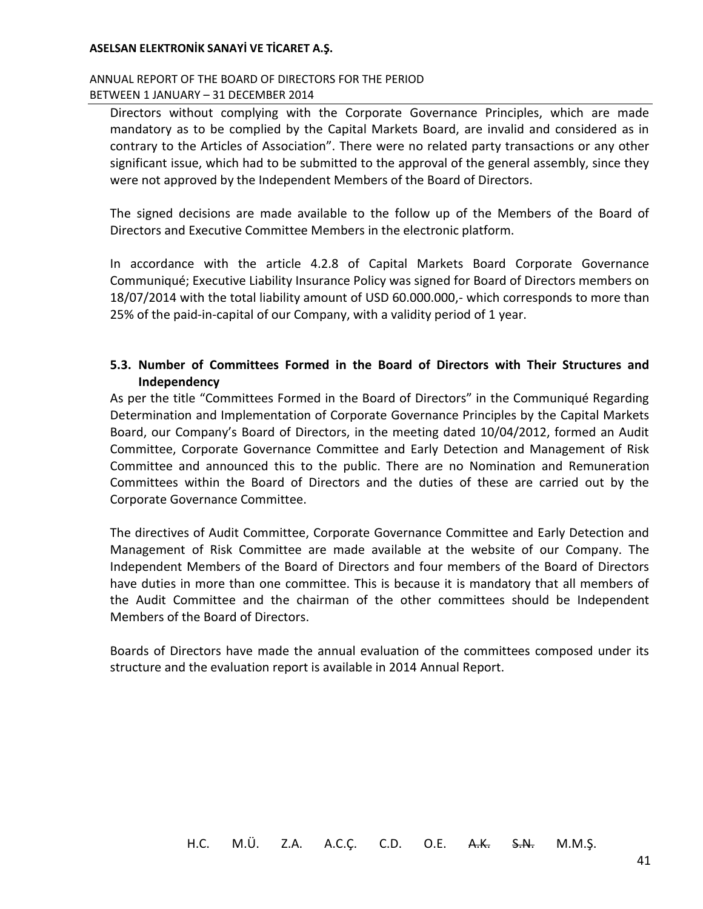Directors without complying with the Corporate Governance Principles, which are made mandatory as to be complied by the Capital Markets Board, are invalid and considered as in contrary to the Articles of Association". There were no related party transactions or any other significant issue, which had to be submitted to the approval of the general assembly, since they were not approved by the Independent Members of the Board of Directors.

The signed decisions are made available to the follow up of the Members of the Board of Directors and Executive Committee Members in the electronic platform.

In accordance with the article 4.2.8 of Capital Markets Board Corporate Governance Communiqué; Executive Liability Insurance Policy was signed for Board of Directors members on 18/07/2014 with the total liability amount of USD 60.000.000,- which corresponds to more than 25% of the paid-in-capital of our Company, with a validity period of 1 year.

## 5.3. Number of Committees Formed in the Board of Directors with Their Structures and Independency

As per the title "Committees Formed in the Board of Directors" in the Communiqué Regarding Determination and Implementation of Corporate Governance Principles by the Capital Markets Board, our Company's Board of Directors, in the meeting dated 10/04/2012, formed an Audit Committee, Corporate Governance Committee and Early Detection and Management of Risk Committee and announced this to the public. There are no Nomination and Remuneration Committees within the Board of Directors and the duties of these are carried out by the Corporate Governance Committee.

The directives of Audit Committee, Corporate Governance Committee and Early Detection and Management of Risk Committee are made available at the website of our Company. The Independent Members of the Board of Directors and four members of the Board of Directors have duties in more than one committee. This is because it is mandatory that all members of the Audit Committee and the chairman of the other committees should be Independent Members of the Board of Directors.

Boards of Directors have made the annual evaluation of the committees composed under its structure and the evaluation report is available in 2014 Annual Report.

H.C. M.Ü. Z.A. A.C.Ç. C.D. O.E. ~~A.K.~~ ~~S.N.~~ M.M.Ş.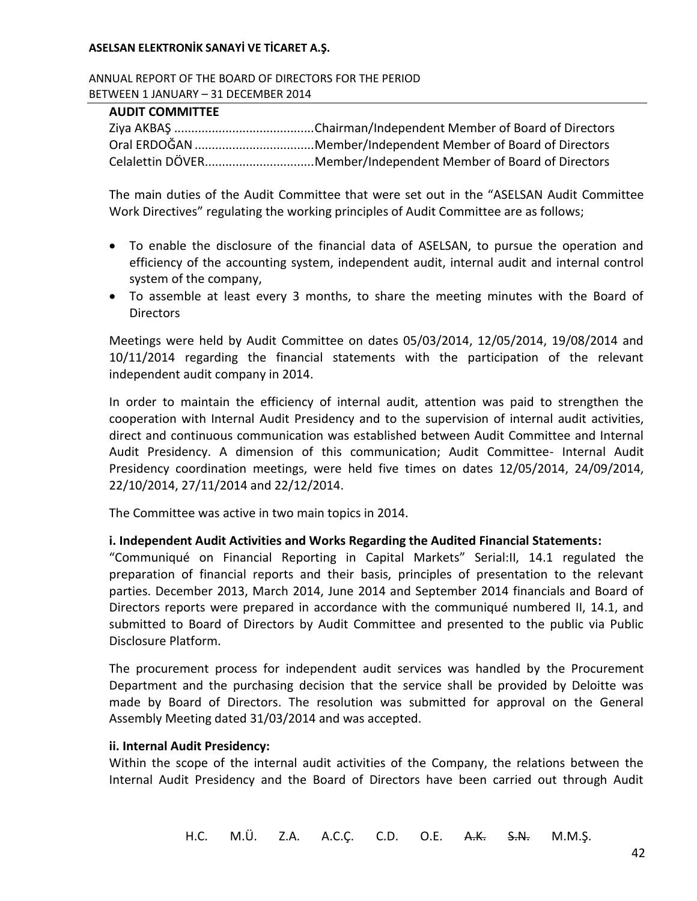**AUDIT COMMITTEE**

Ziya AKBAŞ .........................................Chairman/Independent Member of Board of Directors
Oral ERDOĞAN ...................................Member/Independent Member of Board of Directors
Celalettin DÖVER................................Member/Independent Member of Board of Directors

The main duties of the Audit Committee that were set out in the "ASELSAN Audit Committee Work Directives" regulating the working principles of Audit Committee are as follows;

- To enable the disclosure of the financial data of ASELSAN, to pursue the operation and efficiency of the accounting system, independent audit, internal audit and internal control system of the company,
- To assemble at least every 3 months, to share the meeting minutes with the Board of Directors

Meetings were held by Audit Committee on dates 05/03/2014, 12/05/2014, 19/08/2014 and 10/11/2014 regarding the financial statements with the participation of the relevant independent audit company in 2014.

In order to maintain the efficiency of internal audit, attention was paid to strengthen the cooperation with Internal Audit Presidency and to the supervision of internal audit activities, direct and continuous communication was established between Audit Committee and Internal Audit Presidency. A dimension of this communication; Audit Committee- Internal Audit Presidency coordination meetings, were held five times on dates 12/05/2014, 24/09/2014, 22/10/2014, 27/11/2014 and 22/12/2014.

The Committee was active in two main topics in 2014.

**i. Independent Audit Activities and Works Regarding the Audited Financial Statements:**
"Communiqué on Financial Reporting in Capital Markets" Serial:II, 14.1 regulated the preparation of financial reports and their basis, principles of presentation to the relevant parties. December 2013, March 2014, June 2014 and September 2014 financials and Board of Directors reports were prepared in accordance with the communiqué numbered II, 14.1, and submitted to Board of Directors by Audit Committee and presented to the public via Public Disclosure Platform.

The procurement process for independent audit services was handled by the Procurement Department and the purchasing decision that the service shall be provided by Deloitte was made by Board of Directors. The resolution was submitted for approval on the General Assembly Meeting dated 31/03/2014 and was accepted.

**ii. Internal Audit Presidency:**
Within the scope of the internal audit activities of the Company, the relations between the Internal Audit Presidency and the Board of Directors have been carried out through Audit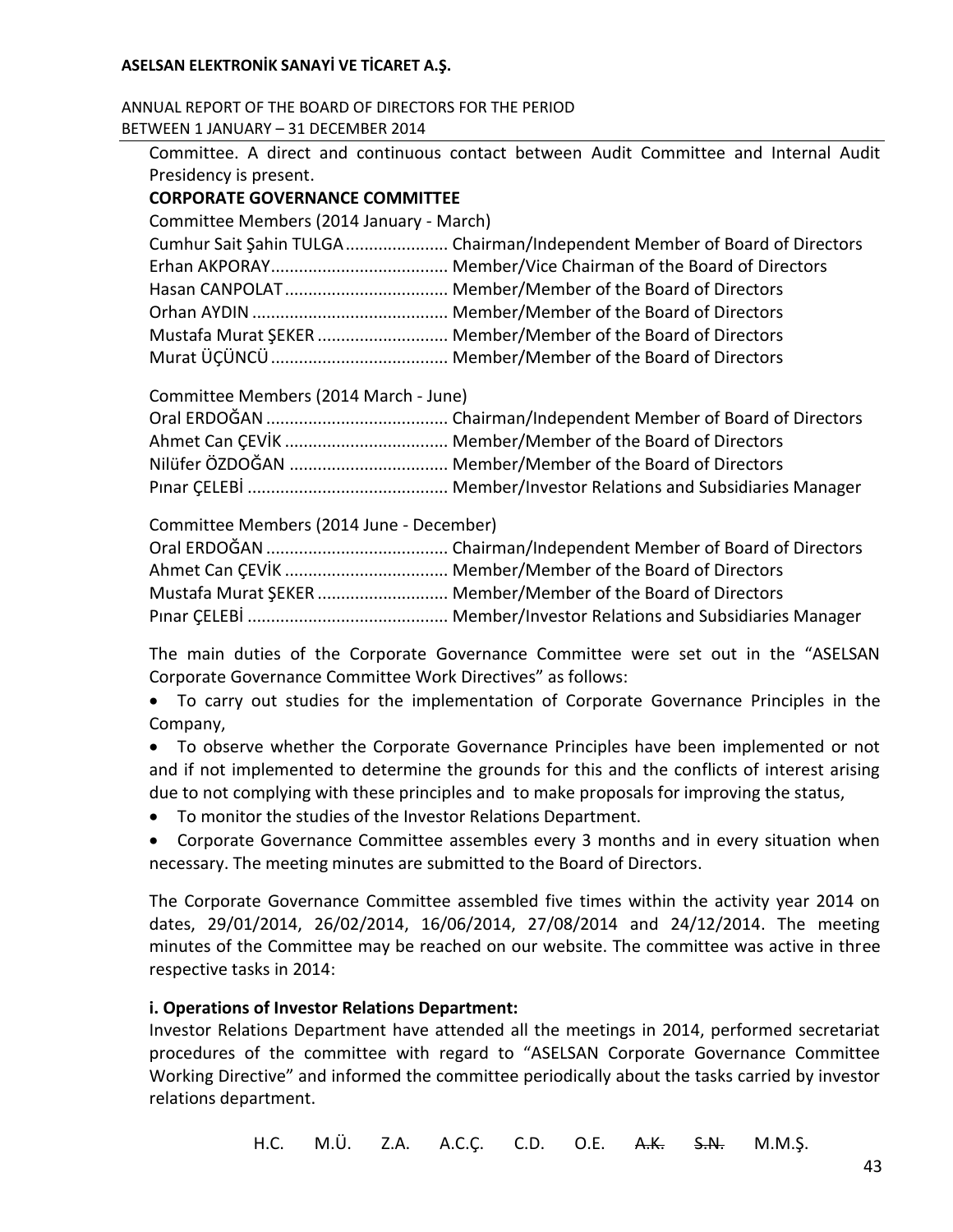Committee. A direct and continuous contact between Audit Committee and Internal Audit Presidency is present.

**CORPORATE GOVERNANCE COMMITTEE**

Committee Members (2014 January - March)

Cumhur Sait Şahin TULGA...................... Chairman/Independent Member of Board of Directors
Erhan AKPORAY...................................... Member/Vice Chairman of the Board of Directors
Hasan CANPOLAT................................... Member/Member of the Board of Directors
Orhan AYDIN .......................................... Member/Member of the Board of Directors
Mustafa Murat ŞEKER ............................ Member/Member of the Board of Directors
Murat ÜÇÜNCÜ...................................... Member/Member of the Board of Directors

Committee Members (2014 March - June)

Oral ERDOĞAN ....................................... Chairman/Independent Member of Board of Directors
Ahmet Can ÇEVİK ................................... Member/Member of the Board of Directors
Nilüfer ÖZDOĞAN .................................. Member/Member of the Board of Directors
Pınar ÇELEBİ ........................................... Member/Investor Relations and Subsidiaries Manager

Committee Members (2014 June - December)

Oral ERDOĞAN ....................................... Chairman/Independent Member of Board of Directors
Ahmet Can ÇEVİK ................................... Member/Member of the Board of Directors
Mustafa Murat ŞEKER ............................ Member/Member of the Board of Directors
Pınar ÇELEBİ ........................................... Member/Investor Relations and Subsidiaries Manager

The main duties of the Corporate Governance Committee were set out in the "ASELSAN Corporate Governance Committee Work Directives" as follows:

- To carry out studies for the implementation of Corporate Governance Principles in the Company,
- To observe whether the Corporate Governance Principles have been implemented or not and if not implemented to determine the grounds for this and the conflicts of interest arising due to not complying with these principles and to make proposals for improving the status,
- To monitor the studies of the Investor Relations Department.
- Corporate Governance Committee assembles every 3 months and in every situation when necessary. The meeting minutes are submitted to the Board of Directors.

The Corporate Governance Committee assembled five times within the activity year 2014 on dates, 29/01/2014, 26/02/2014, 16/06/2014, 27/08/2014 and 24/12/2014. The meeting minutes of the Committee may be reached on our website. The committee was active in three respective tasks in 2014:

**i. Operations of Investor Relations Department:**

Investor Relations Department have attended all the meetings in 2014, performed secretariat procedures of the committee with regard to "ASELSAN Corporate Governance Committee Working Directive" and informed the committee periodically about the tasks carried by investor relations department.

H.C. M.Ü. Z.A. A.C.Ç. C.D. O.E. ~~A.K.~~ ~~S.N.~~ M.M.Ş.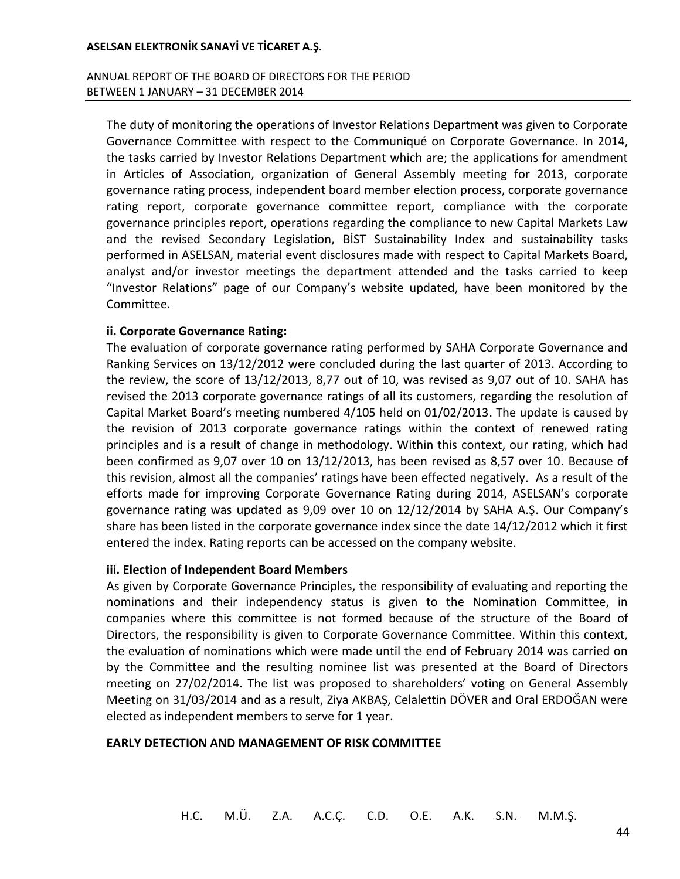The duty of monitoring the operations of Investor Relations Department was given to Corporate Governance Committee with respect to the Communiqué on Corporate Governance. In 2014, the tasks carried by Investor Relations Department which are; the applications for amendment in Articles of Association, organization of General Assembly meeting for 2013, corporate governance rating process, independent board member election process, corporate governance rating report, corporate governance committee report, compliance with the corporate governance principles report, operations regarding the compliance to new Capital Markets Law and the revised Secondary Legislation, BİST Sustainability Index and sustainability tasks performed in ASELSAN, material event disclosures made with respect to Capital Markets Board, analyst and/or investor meetings the department attended and the tasks carried to keep "Investor Relations" page of our Company's website updated, have been monitored by the Committee.

**ii. Corporate Governance Rating:**

The evaluation of corporate governance rating performed by SAHA Corporate Governance and Ranking Services on 13/12/2012 were concluded during the last quarter of 2013. According to the review, the score of 13/12/2013, 8,77 out of 10, was revised as 9,07 out of 10. SAHA has revised the 2013 corporate governance ratings of all its customers, regarding the resolution of Capital Market Board's meeting numbered 4/105 held on 01/02/2013. The update is caused by the revision of 2013 corporate governance ratings within the context of renewed rating principles and is a result of change in methodology. Within this context, our rating, which had been confirmed as 9,07 over 10 on 13/12/2013, has been revised as 8,57 over 10. Because of this revision, almost all the companies' ratings have been effected negatively. As a result of the efforts made for improving Corporate Governance Rating during 2014, ASELSAN's corporate governance rating was updated as 9,09 over 10 on 12/12/2014 by SAHA A.Ş. Our Company's share has been listed in the corporate governance index since the date 14/12/2012 which it first entered the index. Rating reports can be accessed on the company website.

**iii. Election of Independent Board Members**

As given by Corporate Governance Principles, the responsibility of evaluating and reporting the nominations and their independency status is given to the Nomination Committee, in companies where this committee is not formed because of the structure of the Board of Directors, the responsibility is given to Corporate Governance Committee. Within this context, the evaluation of nominations which were made until the end of February 2014 was carried on by the Committee and the resulting nominee list was presented at the Board of Directors meeting on 27/02/2014. The list was proposed to shareholders' voting on General Assembly Meeting on 31/03/2014 and as a result, Ziya AKBAŞ, Celalettin DÖVER and Oral ERDOĞAN were elected as independent members to serve for 1 year.

**EARLY DETECTION AND MANAGEMENT OF RISK COMMITTEE**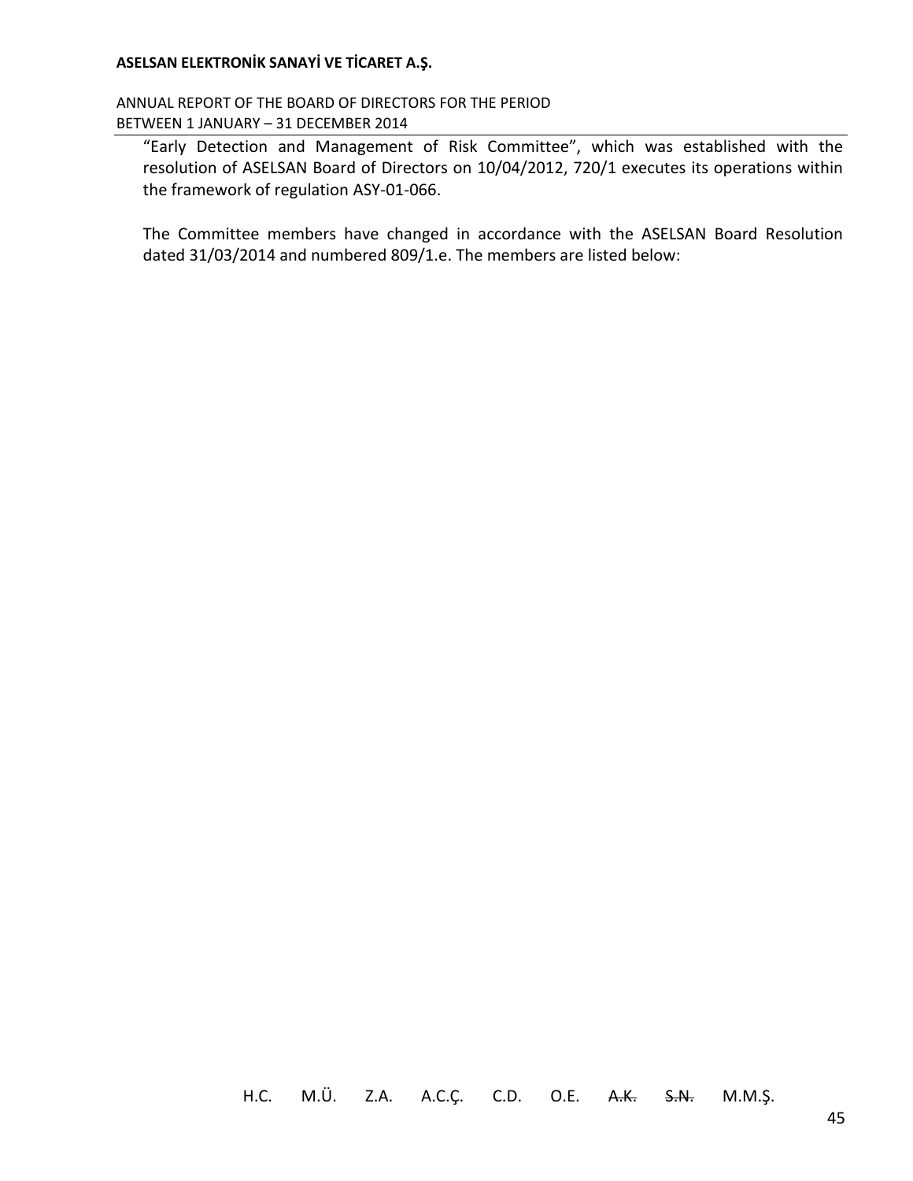"Early Detection and Management of Risk Committee", which was established with the resolution of ASELSAN Board of Directors on 10/04/2012, 720/1 executes its operations within the framework of regulation ASY-01-066.

The Committee members have changed in accordance with the ASELSAN Board Resolution dated 31/03/2014 and numbered 809/1.e. The members are listed below:

H.C. M.Ü. Z.A. A.C.Ç. C.D. O.E. ~~A.K.~~ ~~S.N.~~ M.M.Ş.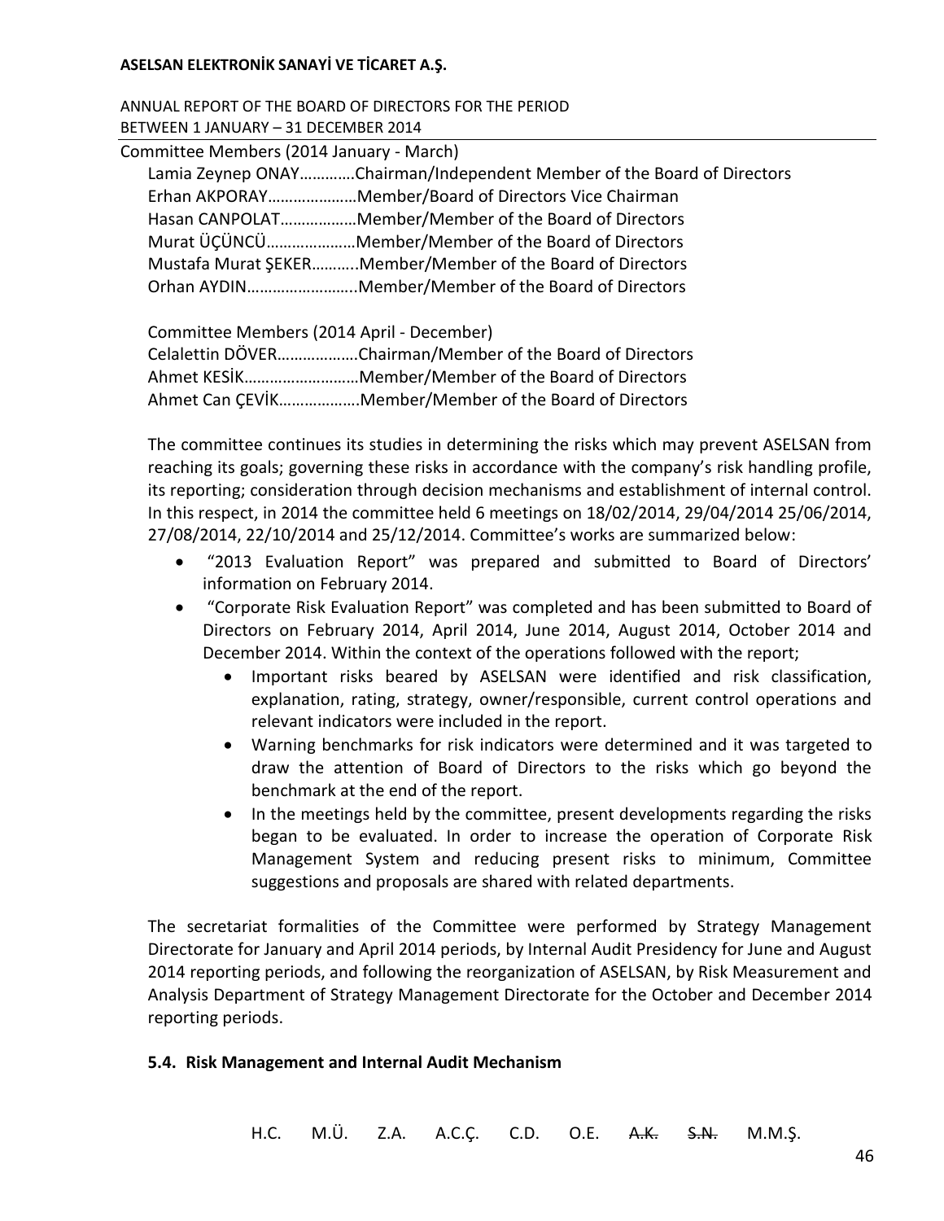Committee Members (2014 January - March)

Lamia Zeynep ONAY…………Chairman/Independent Member of the Board of Directors
Erhan AKPORAY…………………Member/Board of Directors Vice Chairman
Hasan CANPOLAT………………Member/Member of the Board of Directors
Murat ÜÇÜNCÜ…………………Member/Member of the Board of Directors
Mustafa Murat ŞEKER………..Member/Member of the Board of Directors
Orhan AYDIN……………………..Member/Member of the Board of Directors

Committee Members (2014 April - December)

Celalettin DÖVER………………Chairman/Member of the Board of Directors
Ahmet KESİK………………………Member/Member of the Board of Directors
Ahmet Can ÇEVİK………………Member/Member of the Board of Directors

The committee continues its studies in determining the risks which may prevent ASELSAN from reaching its goals; governing these risks in accordance with the company's risk handling profile, its reporting; consideration through decision mechanisms and establishment of internal control. In this respect, in 2014 the committee held 6 meetings on 18/02/2014, 29/04/2014 25/06/2014, 27/08/2014, 22/10/2014 and 25/12/2014. Committee's works are summarized below:

- "2013 Evaluation Report" was prepared and submitted to Board of Directors' information on February 2014.
- "Corporate Risk Evaluation Report" was completed and has been submitted to Board of Directors on February 2014, April 2014, June 2014, August 2014, October 2014 and December 2014. Within the context of the operations followed with the report;
  - Important risks beared by ASELSAN were identified and risk classification, explanation, rating, strategy, owner/responsible, current control operations and relevant indicators were included in the report.
  - Warning benchmarks for risk indicators were determined and it was targeted to draw the attention of Board of Directors to the risks which go beyond the benchmark at the end of the report.
  - In the meetings held by the committee, present developments regarding the risks began to be evaluated. In order to increase the operation of Corporate Risk Management System and reducing present risks to minimum, Committee suggestions and proposals are shared with related departments.

The secretariat formalities of the Committee were performed by Strategy Management Directorate for January and April 2014 periods, by Internal Audit Presidency for June and August 2014 reporting periods, and following the reorganization of ASELSAN, by Risk Measurement and Analysis Department of Strategy Management Directorate for the October and December 2014 reporting periods.

### 5.4. Risk Management and Internal Audit Mechanism

H.C. M.Ü. Z.A. A.C.Ç. C.D. O.E. ~~A.K.~~ ~~S.N.~~ M.M.Ş.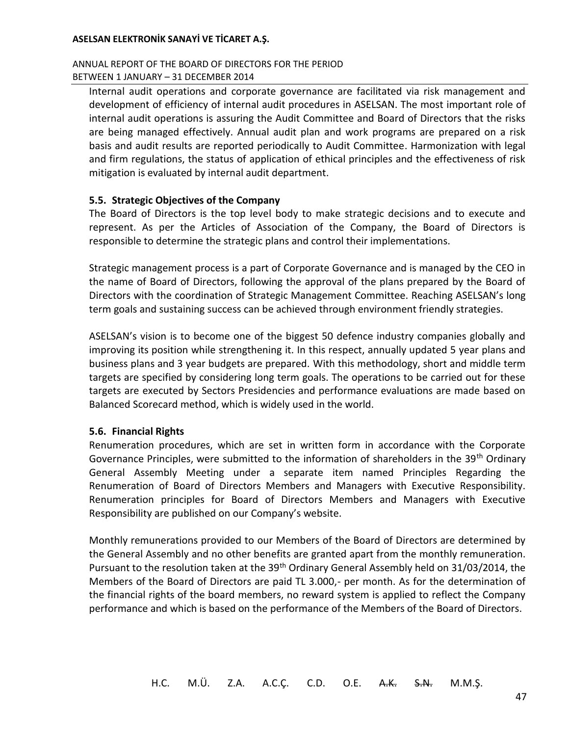Internal audit operations and corporate governance are facilitated via risk management and development of efficiency of internal audit procedures in ASELSAN. The most important role of internal audit operations is assuring the Audit Committee and Board of Directors that the risks are being managed effectively. Annual audit plan and work programs are prepared on a risk basis and audit results are reported periodically to Audit Committee. Harmonization with legal and firm regulations, the status of application of ethical principles and the effectiveness of risk mitigation is evaluated by internal audit department.

### 5.5. Strategic Objectives of the Company

The Board of Directors is the top level body to make strategic decisions and to execute and represent. As per the Articles of Association of the Company, the Board of Directors is responsible to determine the strategic plans and control their implementations.

Strategic management process is a part of Corporate Governance and is managed by the CEO in the name of Board of Directors, following the approval of the plans prepared by the Board of Directors with the coordination of Strategic Management Committee. Reaching ASELSAN's long term goals and sustaining success can be achieved through environment friendly strategies.

ASELSAN's vision is to become one of the biggest 50 defence industry companies globally and improving its position while strengthening it. In this respect, annually updated 5 year plans and business plans and 3 year budgets are prepared. With this methodology, short and middle term targets are specified by considering long term goals. The operations to be carried out for these targets are executed by Sectors Presidencies and performance evaluations are made based on Balanced Scorecard method, which is widely used in the world.

### 5.6. Financial Rights

Renumeration procedures, which are set in written form in accordance with the Corporate Governance Principles, were submitted to the information of shareholders in the 39th Ordinary General Assembly Meeting under a separate item named Principles Regarding the Renumeration of Board of Directors Members and Managers with Executive Responsibility. Renumeration principles for Board of Directors Members and Managers with Executive Responsibility are published on our Company's website.

Monthly remunerations provided to our Members of the Board of Directors are determined by the General Assembly and no other benefits are granted apart from the monthly remuneration. Pursuant to the resolution taken at the 39th Ordinary General Assembly held on 31/03/2014, the Members of the Board of Directors are paid TL 3.000,- per month. As for the determination of the financial rights of the board members, no reward system is applied to reflect the Company performance and which is based on the performance of the Members of the Board of Directors.

H.C. M.Ü. Z.A. A.C.Ç. C.D. O.E. ~~A.K.~~ ~~S.N.~~ M.M.Ş.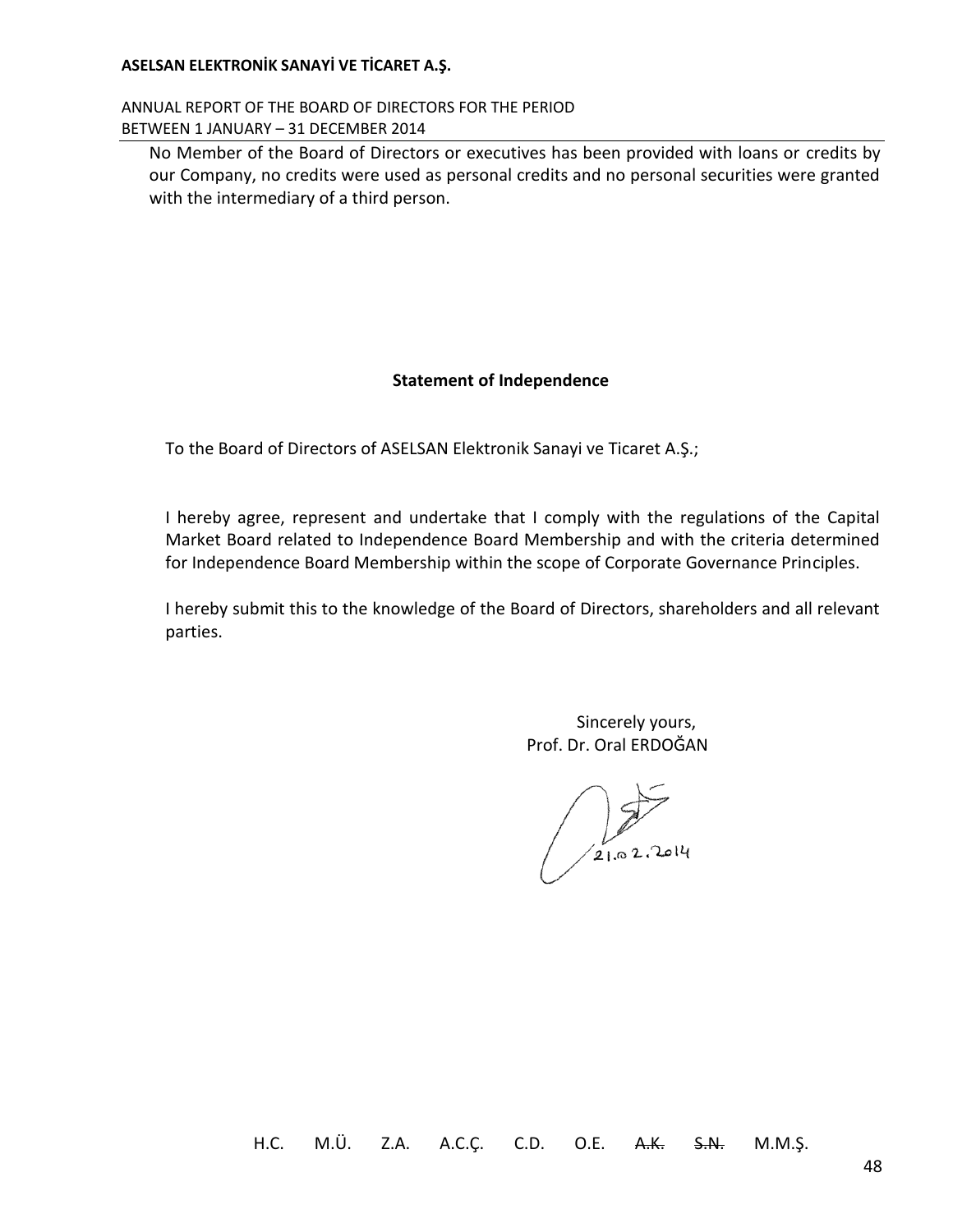No Member of the Board of Directors or executives has been provided with loans or credits by our Company, no credits were used as personal credits and no personal securities were granted with the intermediary of a third person.

**Statement of Independence**

To the Board of Directors of ASELSAN Elektronik Sanayi ve Ticaret A.Ş.;

I hereby agree, represent and undertake that I comply with the regulations of the Capital Market Board related to Independence Board Membership and with the criteria determined for Independence Board Membership within the scope of Corporate Governance Principles.

I hereby submit this to the knowledge of the Board of Directors, shareholders and all relevant parties.

Sincerely yours,
Prof. Dr. Oral ERDOĞAN

21.02.2014

H.C. M.Ü. Z.A. A.C.Ç. C.D. O.E. ~~A.K.~~ ~~S.N.~~ M.M.Ş.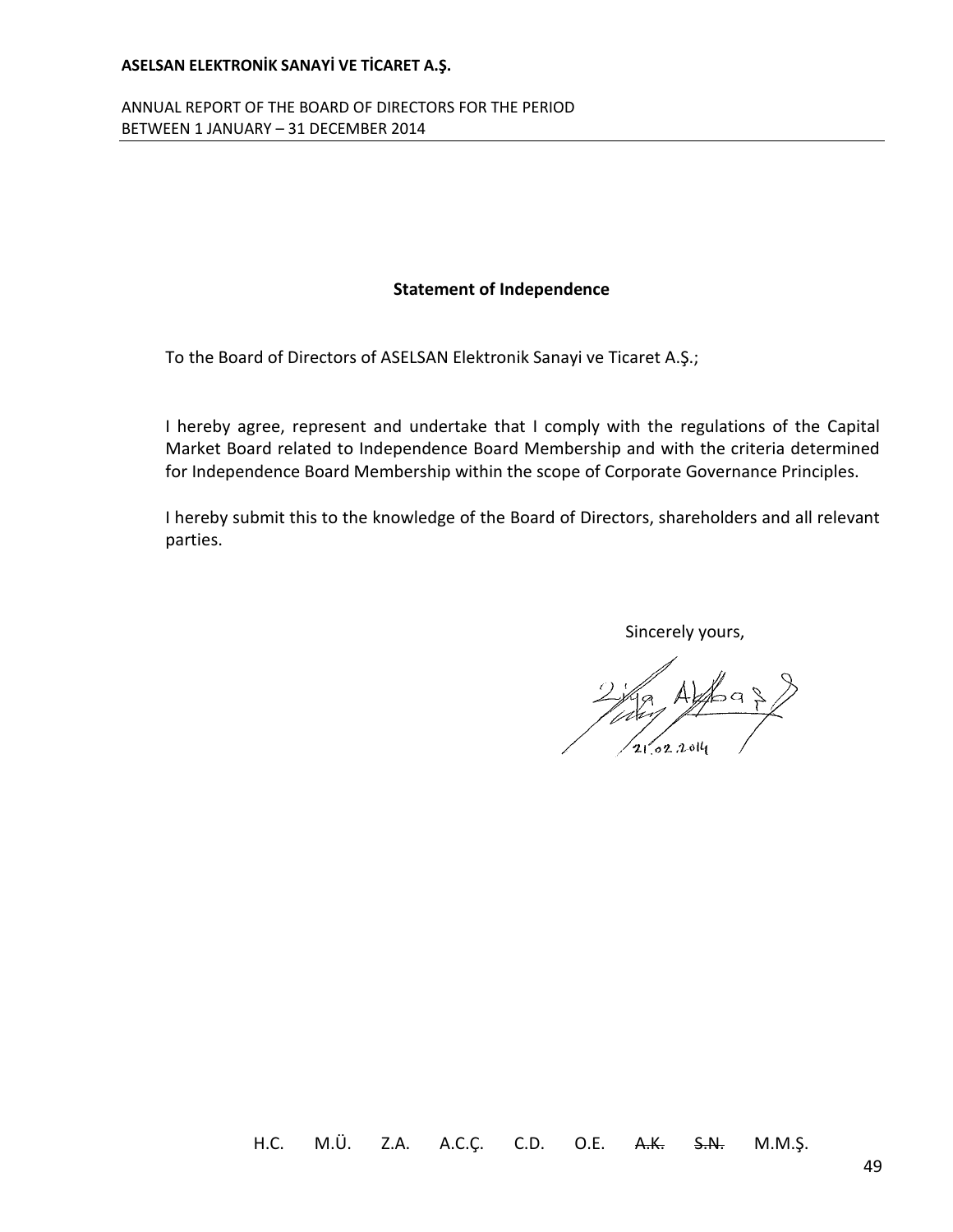## Statement of Independence

To the Board of Directors of ASELSAN Elektronik Sanayi ve Ticaret A.Ş.;

I hereby agree, represent and undertake that I comply with the regulations of the Capital Market Board related to Independence Board Membership and with the criteria determined for Independence Board Membership within the scope of Corporate Governance Principles.

I hereby submit this to the knowledge of the Board of Directors, shareholders and all relevant parties.

Sincerely yours,

Ziya Akbaş
21.02.2014

H.C. M.Ü. Z.A. A.C.Ç. C.D. O.E. ~~A.K.~~ ~~S.N.~~ M.M.Ş.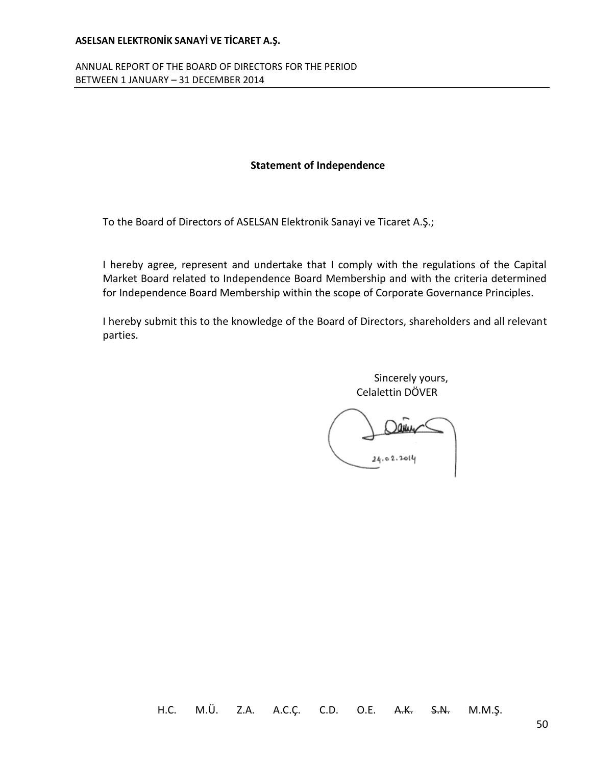## Statement of Independence

To the Board of Directors of ASELSAN Elektronik Sanayi ve Ticaret A.Ş.;

I hereby agree, represent and undertake that I comply with the regulations of the Capital Market Board related to Independence Board Membership and with the criteria determined for Independence Board Membership within the scope of Corporate Governance Principles.

I hereby submit this to the knowledge of the Board of Directors, shareholders and all relevant parties.

Sincerely yours,
Celalettin DÖVER

24.02.2014

H.C. M.Ü. Z.A. A.C.Ç. C.D. O.E. ~~A.K.~~ ~~S.N.~~ M.M.Ş.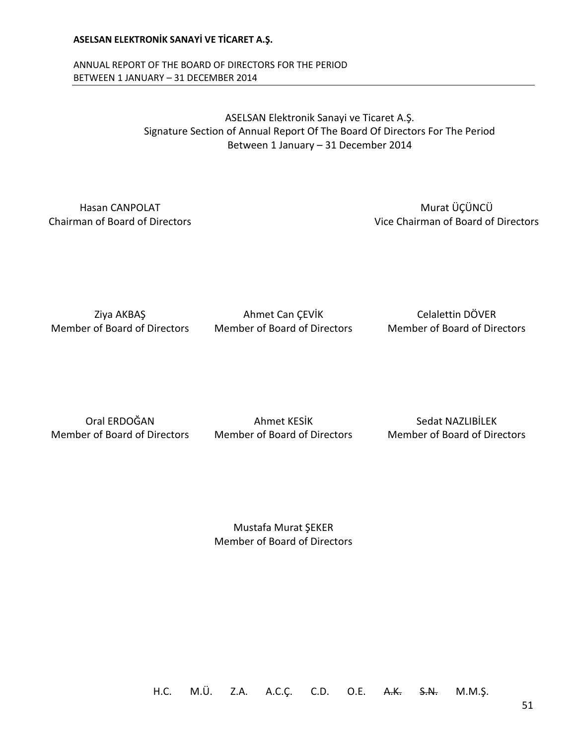ASELSAN Elektronik Sanayi ve Ticaret A.Ş.
Signature Section of Annual Report Of The Board Of Directors For The Period
Between 1 January – 31 December 2014

Hasan CANPOLAT
Chairman of Board of Directors

Murat ÜÇÜNCÜ
Vice Chairman of Board of Directors

Ziya AKBAŞ
Member of Board of Directors

Ahmet Can ÇEVİK
Member of Board of Directors

Celalettin DÖVER
Member of Board of Directors

Oral ERDOĞAN
Member of Board of Directors

Ahmet KESİK
Member of Board of Directors

Sedat NAZLIBİLEK
Member of Board of Directors

Mustafa Murat ŞEKER
Member of Board of Directors

H.C. M.Ü. Z.A. A.C.Ç. C.D. O.E. ~~A.K.~~ ~~S.N.~~ M.M.Ş.